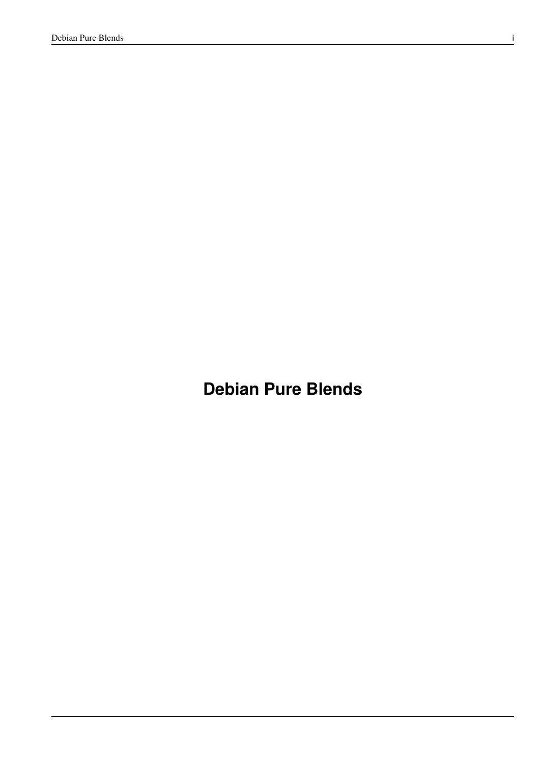# Debian Pure Blends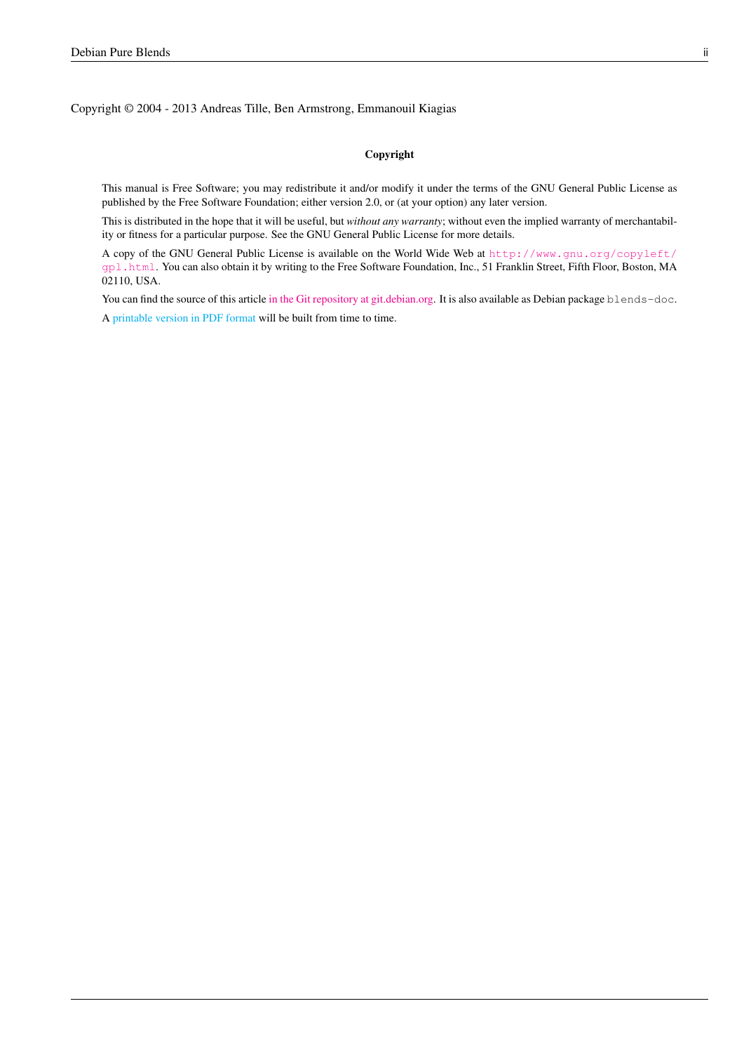Copyright © 2004 - 2013 Andreas Tille, Ben Armstrong, Emmanouil Kiagias

**Copyright**

This manual is Free Software; you may redistribute it and/or modify it under the terms of the GNU General Public License as published by the Free Software Foundation; either version 2.0, or (at your option) any later version.

This is distributed in the hope that it will be useful, but *without any warranty*; without even the implied warranty of merchantability or fitness for a particular purpose. See the GNU General Public License for more details.

A copy of the GNU General Public License is available on the World Wide Web at `http://www.gnu.org/copyleft/gpl.html`. You can also obtain it by writing to the Free Software Foundation, Inc., 51 Franklin Street, Fifth Floor, Boston, MA 02110, USA.

You can find the source of this article in the Git repository at git.debian.org. It is also available as Debian package `blends-doc`.

A printable version in PDF format will be built from time to time.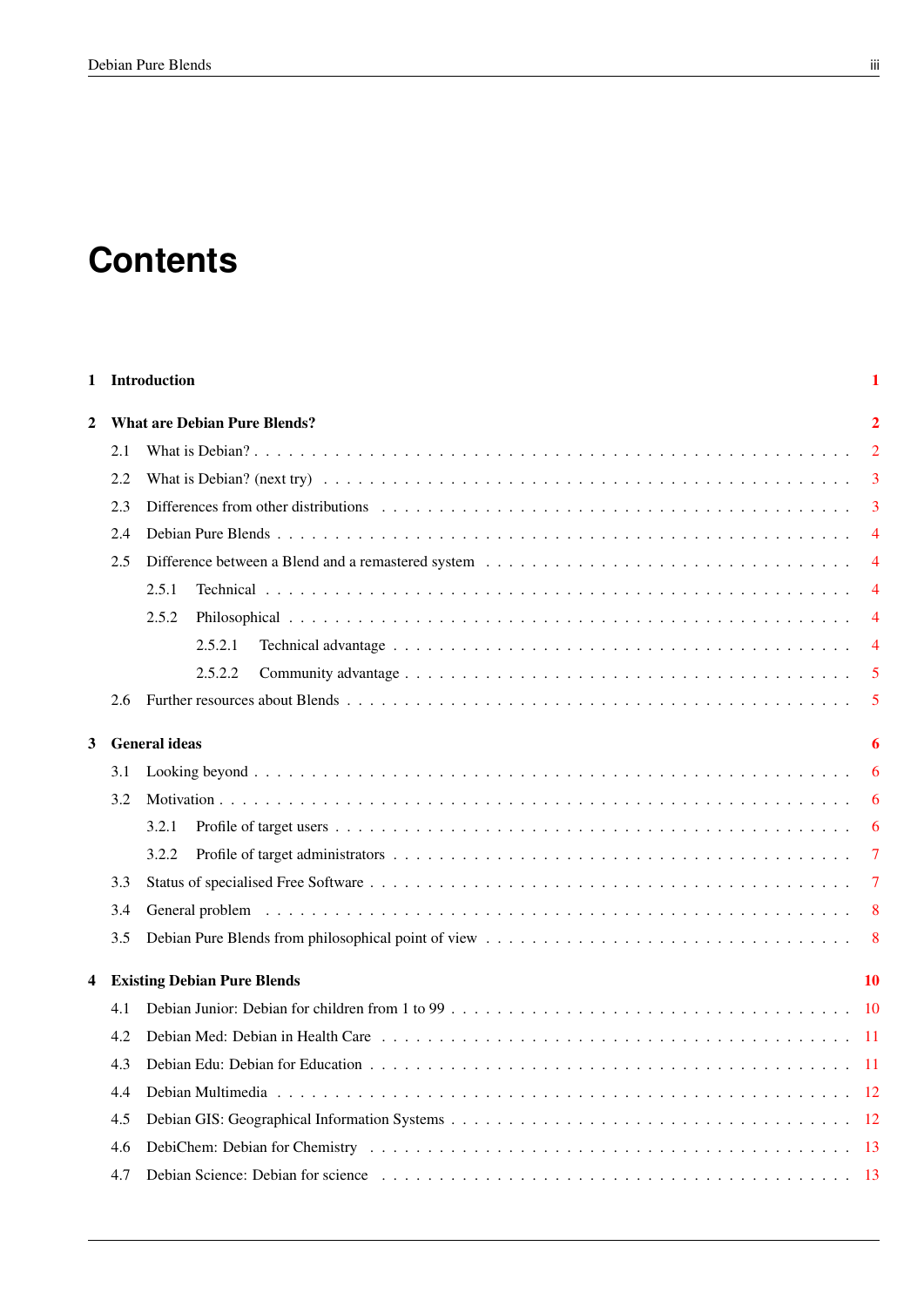# Contents

**1 Introduction** **1**

**2 What are Debian Pure Blends?** **2**

- 2.1 What is Debian? . . . 2
- 2.2 What is Debian? (next try) . . . 3
- 2.3 Differences from other distributions . . . 3
- 2.4 Debian Pure Blends . . . 4
- 2.5 Difference between a Blend and a remastered system . . . 4
  - 2.5.1 Technical . . . 4
  - 2.5.2 Philosophical . . . 4
    - 2.5.2.1 Technical advantage . . . 4
    - 2.5.2.2 Community advantage . . . 5
- 2.6 Further resources about Blends . . . 5

**3 General ideas** **6**

- 3.1 Looking beyond . . . 6
- 3.2 Motivation . . . 6
  - 3.2.1 Profile of target users . . . 6
  - 3.2.2 Profile of target administrators . . . 7
- 3.3 Status of specialised Free Software . . . 7
- 3.4 General problem . . . 8
- 3.5 Debian Pure Blends from philosophical point of view . . . 8

**4 Existing Debian Pure Blends** **10**

- 4.1 Debian Junior: Debian for children from 1 to 99 . . . 10
- 4.2 Debian Med: Debian in Health Care . . . 11
- 4.3 Debian Edu: Debian for Education . . . 11
- 4.4 Debian Multimedia . . . 12
- 4.5 Debian GIS: Geographical Information Systems . . . 12
- 4.6 DebiChem: Debian for Chemistry . . . 13
- 4.7 Debian Science: Debian for science . . . 13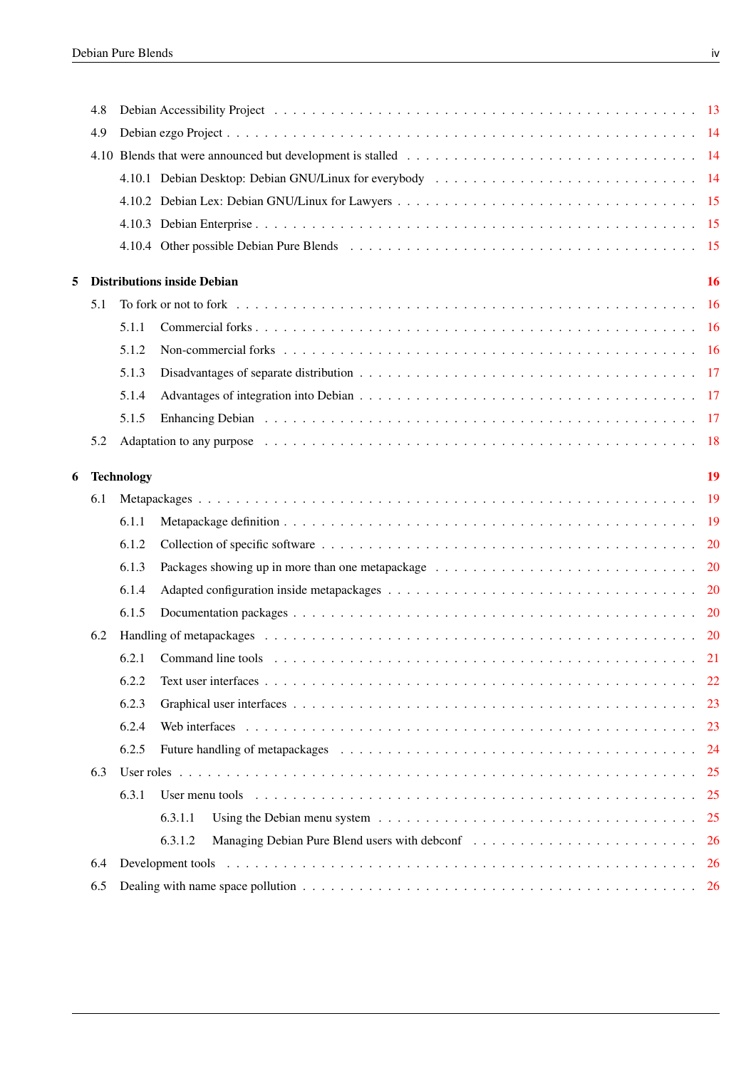- 4.8 Debian Accessibility Project . . . 13
- 4.9 Debian ezgo Project . . . 14
- 4.10 Blends that were announced but development is stalled . . . 14
  - 4.10.1 Debian Desktop: Debian GNU/Linux for everybody . . . 14
  - 4.10.2 Debian Lex: Debian GNU/Linux for Lawyers . . . 15
  - 4.10.3 Debian Enterprise . . . 15
  - 4.10.4 Other possible Debian Pure Blends . . . 15

**5 Distributions inside Debian** **16**

- 5.1 To fork or not to fork . . . 16
  - 5.1.1 Commercial forks . . . 16
  - 5.1.2 Non-commercial forks . . . 16
  - 5.1.3 Disadvantages of separate distribution . . . 17
  - 5.1.4 Advantages of integration into Debian . . . 17
  - 5.1.5 Enhancing Debian . . . 17
- 5.2 Adaptation to any purpose . . . 18

**6 Technology** **19**

- 6.1 Metapackages . . . 19
  - 6.1.1 Metapackage definition . . . 19
  - 6.1.2 Collection of specific software . . . 20
  - 6.1.3 Packages showing up in more than one metapackage . . . 20
  - 6.1.4 Adapted configuration inside metapackages . . . 20
  - 6.1.5 Documentation packages . . . 20
- 6.2 Handling of metapackages . . . 20
  - 6.2.1 Command line tools . . . 21
  - 6.2.2 Text user interfaces . . . 22
  - 6.2.3 Graphical user interfaces . . . 23
  - 6.2.4 Web interfaces . . . 23
  - 6.2.5 Future handling of metapackages . . . 24
- 6.3 User roles . . . 25
  - 6.3.1 User menu tools . . . 25
    - 6.3.1.1 Using the Debian menu system . . . 25
    - 6.3.1.2 Managing Debian Pure Blend users with debconf . . . 26
- 6.4 Development tools . . . 26
- 6.5 Dealing with name space pollution . . . 26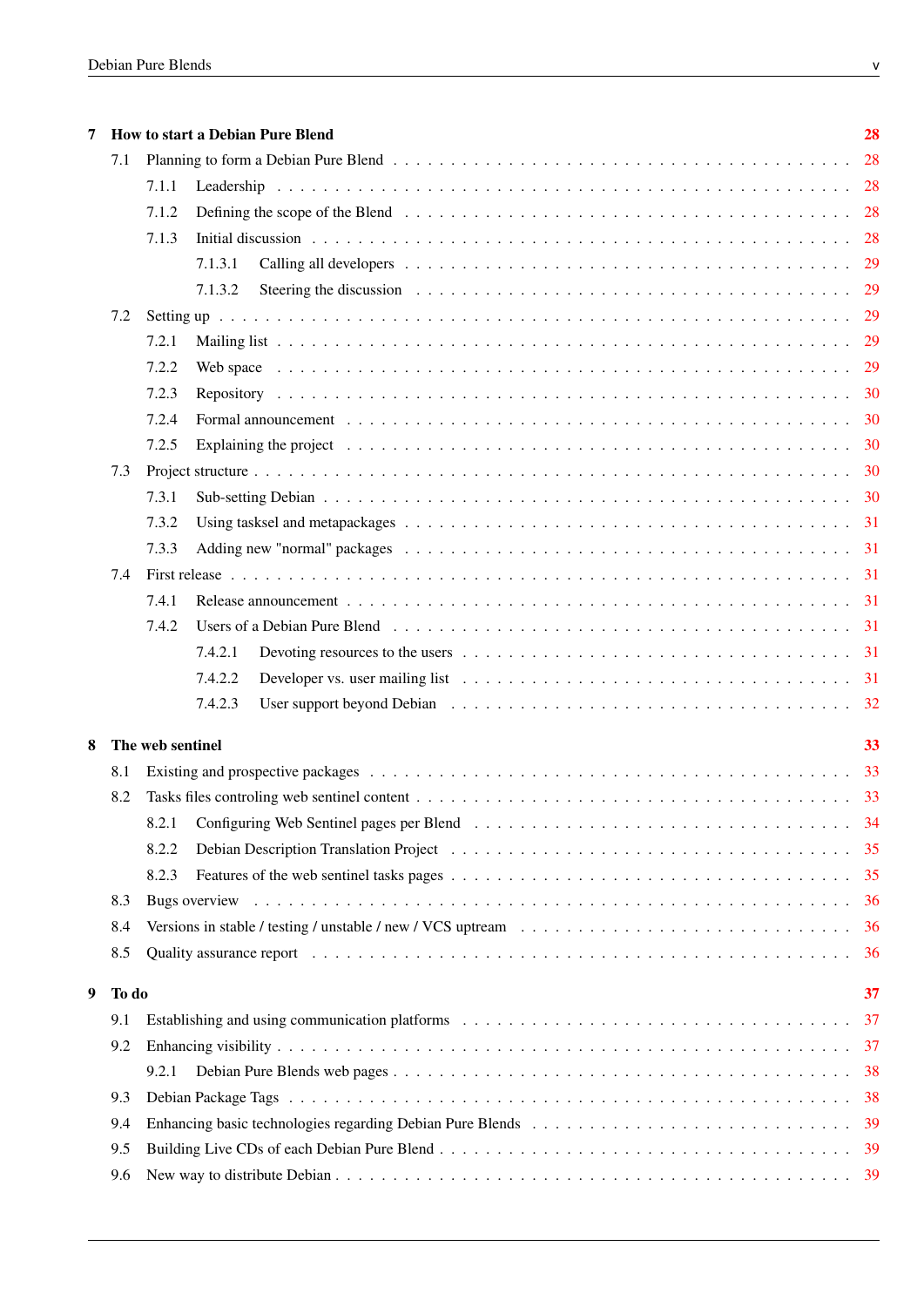**7 How to start a Debian Pure Blend** 28

- 7.1 Planning to form a Debian Pure Blend . . . 28
  - 7.1.1 Leadership . . . 28
  - 7.1.2 Defining the scope of the Blend . . . 28
  - 7.1.3 Initial discussion . . . 28
    - 7.1.3.1 Calling all developers . . . 29
    - 7.1.3.2 Steering the discussion . . . 29
- 7.2 Setting up . . . 29
  - 7.2.1 Mailing list . . . 29
  - 7.2.2 Web space . . . 29
  - 7.2.3 Repository . . . 30
  - 7.2.4 Formal announcement . . . 30
  - 7.2.5 Explaining the project . . . 30
- 7.3 Project structure . . . 30
  - 7.3.1 Sub-setting Debian . . . 30
  - 7.3.2 Using tasksel and metapackages . . . 31
  - 7.3.3 Adding new "normal" packages . . . 31
- 7.4 First release . . . 31
  - 7.4.1 Release announcement . . . 31
  - 7.4.2 Users of a Debian Pure Blend . . . 31
    - 7.4.2.1 Devoting resources to the users . . . 31
    - 7.4.2.2 Developer vs. user mailing list . . . 31
    - 7.4.2.3 User support beyond Debian . . . 32

**8 The web sentinel** 33

- 8.1 Existing and prospective packages . . . 33
- 8.2 Tasks files controling web sentinel content . . . 33
  - 8.2.1 Configuring Web Sentinel pages per Blend . . . 34
  - 8.2.2 Debian Description Translation Project . . . 35
  - 8.2.3 Features of the web sentinel tasks pages . . . 35
- 8.3 Bugs overview . . . 36
- 8.4 Versions in stable / testing / unstable / new / VCS uptream . . . 36
- 8.5 Quality assurance report . . . 36

**9 To do** 37

- 9.1 Establishing and using communication platforms . . . 37
- 9.2 Enhancing visibility . . . 37
  - 9.2.1 Debian Pure Blends web pages . . . 38
- 9.3 Debian Package Tags . . . 38
- 9.4 Enhancing basic technologies regarding Debian Pure Blends . . . 39
- 9.5 Building Live CDs of each Debian Pure Blend . . . 39
- 9.6 New way to distribute Debian . . . 39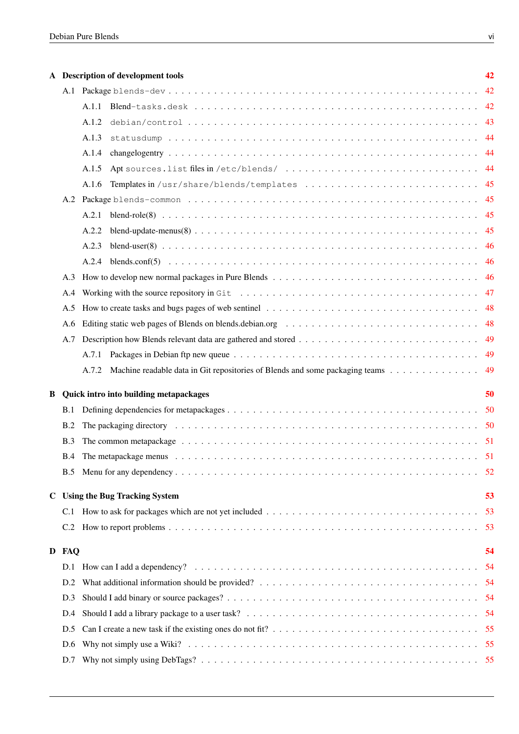- **A Description of development tools** 42
  - A.1 Package `blends-dev` 42
    - A.1.1 Blend`-tasks.desk` 42
    - A.1.2 `debian/control` 43
    - A.1.3 `statusdump` 44
    - A.1.4 changelogentry 44
    - A.1.5 Apt `sources.list` files in `/etc/blends/` 44
    - A.1.6 Templates in `/usr/share/blends/templates` 45
  - A.2 Package `blends-common` 45
    - A.2.1 blend-role(8) 45
    - A.2.2 blend-update-menus(8) 45
    - A.2.3 blend-user(8) 46
    - A.2.4 blends.conf(5) 46
  - A.3 How to develop new normal packages in Pure Blends 46
  - A.4 Working with the source repository in `Git` 47
  - A.5 How to create tasks and bugs pages of web sentinel 48
  - A.6 Editing static web pages of Blends on blends.debian.org 48
  - A.7 Description how Blends relevant data are gathered and stored 49
    - A.7.1 Packages in Debian ftp new queue 49
    - A.7.2 Machine readable data in Git repositories of Blends and some packaging teams 49
- **B Quick intro into building metapackages** 50
  - B.1 Defining dependencies for metapackages 50
  - B.2 The packaging directory 50
  - B.3 The common metapackage 51
  - B.4 The metapackage menus 51
  - B.5 Menu for any dependency 52
- **C Using the Bug Tracking System** 53
  - C.1 How to ask for packages which are not yet included 53
  - C.2 How to report problems 53
- **D FAQ** 54
  - D.1 How can I add a dependency? 54
  - D.2 What additional information should be provided? 54
  - D.3 Should I add binary or source packages? 54
  - D.4 Should I add a library package to a user task? 54
  - D.5 Can I create a new task if the existing ones do not fit? 55
  - D.6 Why not simply use a Wiki? 55
  - D.7 Why not simply using DebTags? 55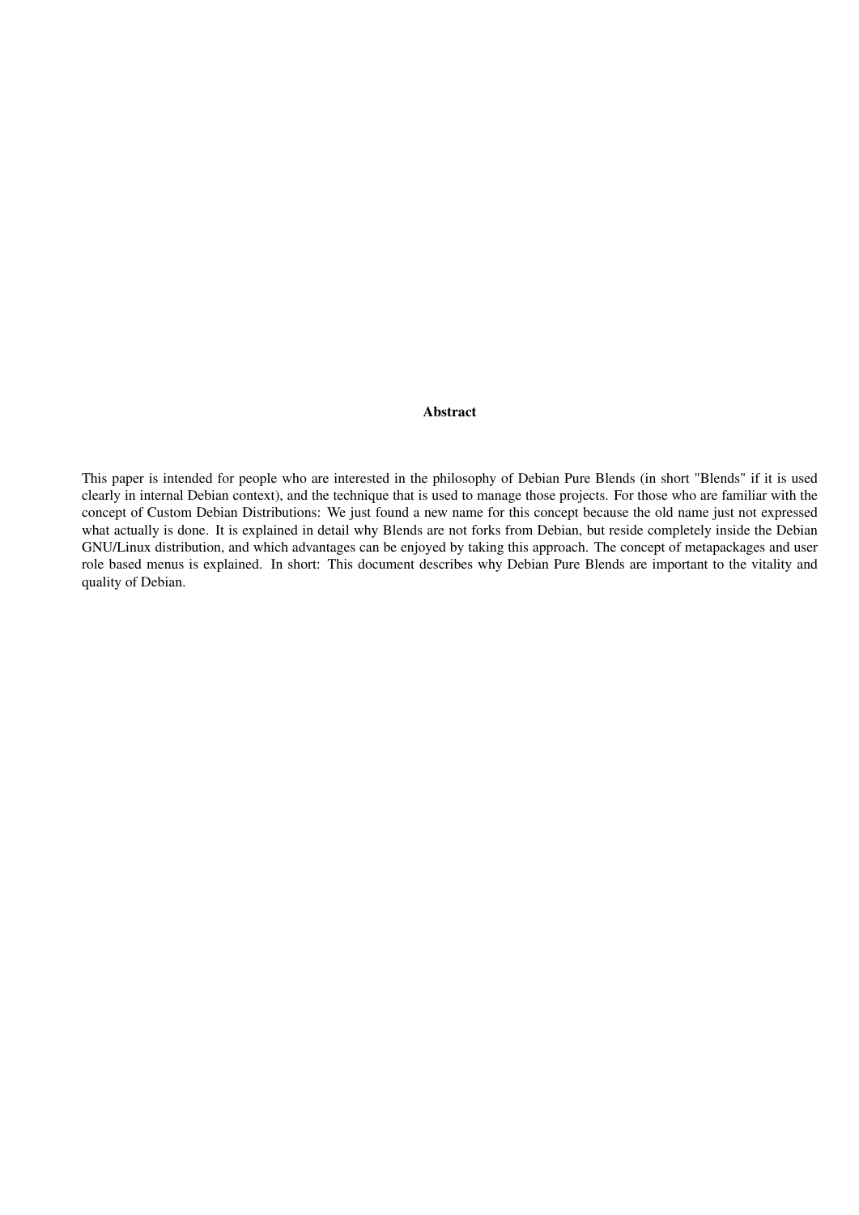**Abstract**

This paper is intended for people who are interested in the philosophy of Debian Pure Blends (in short "Blends" if it is used clearly in internal Debian context), and the technique that is used to manage those projects. For those who are familiar with the concept of Custom Debian Distributions: We just found a new name for this concept because the old name just not expressed what actually is done. It is explained in detail why Blends are not forks from Debian, but reside completely inside the Debian GNU/Linux distribution, and which advantages can be enjoyed by taking this approach. The concept of metapackages and user role based menus is explained. In short: This document describes why Debian Pure Blends are important to the vitality and quality of Debian.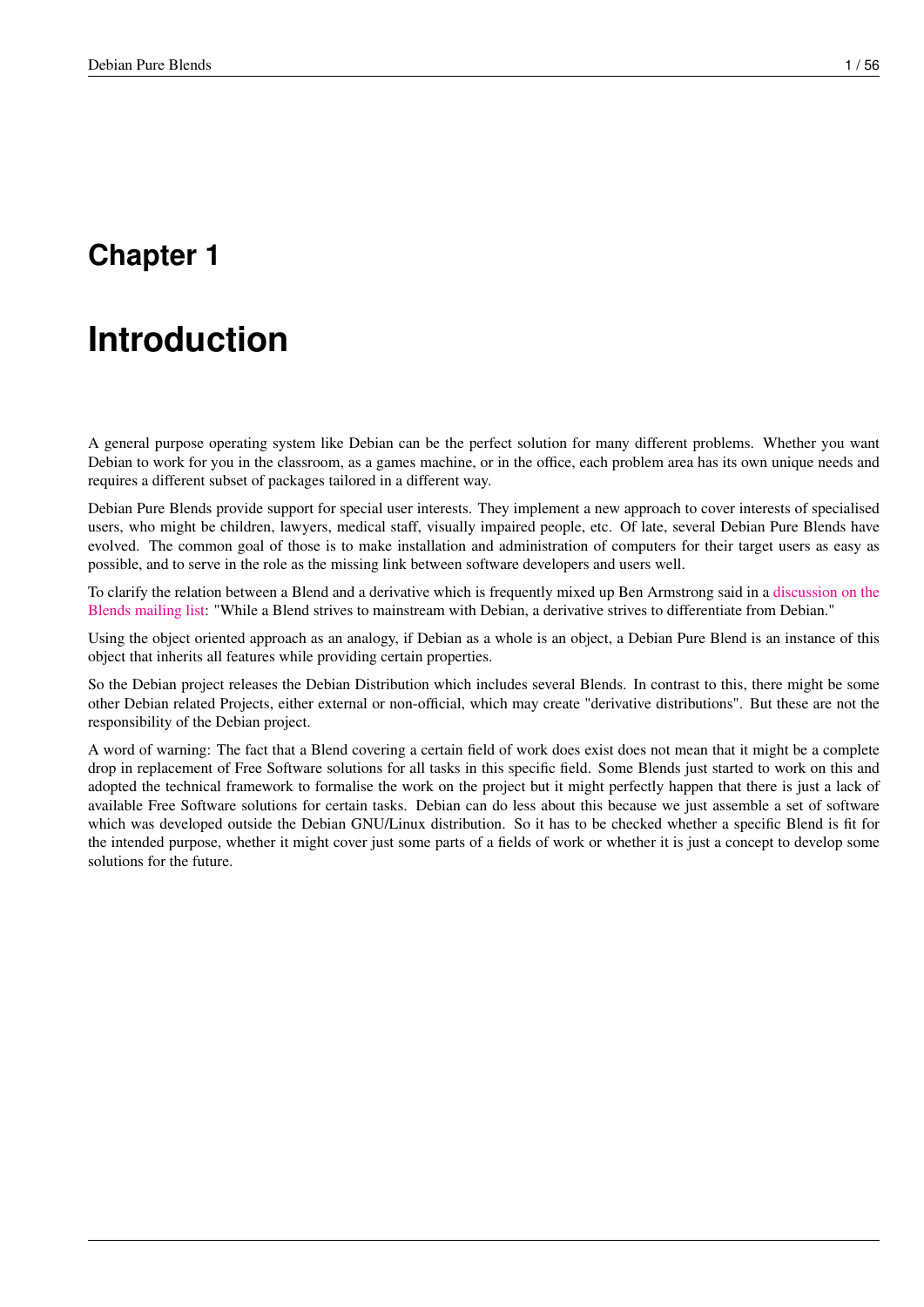# Chapter 1

# Introduction

A general purpose operating system like Debian can be the perfect solution for many different problems. Whether you want Debian to work for you in the classroom, as a games machine, or in the office, each problem area has its own unique needs and requires a different subset of packages tailored in a different way.

Debian Pure Blends provide support for special user interests. They implement a new approach to cover interests of specialised users, who might be children, lawyers, medical staff, visually impaired people, etc. Of late, several Debian Pure Blends have evolved. The common goal of those is to make installation and administration of computers for their target users as easy as possible, and to serve in the role as the missing link between software developers and users well.

To clarify the relation between a Blend and a derivative which is frequently mixed up Ben Armstrong said in a discussion on the Blends mailing list: "While a Blend strives to mainstream with Debian, a derivative strives to differentiate from Debian."

Using the object oriented approach as an analogy, if Debian as a whole is an object, a Debian Pure Blend is an instance of this object that inherits all features while providing certain properties.

So the Debian project releases the Debian Distribution which includes several Blends. In contrast to this, there might be some other Debian related Projects, either external or non-official, which may create "derivative distributions". But these are not the responsibility of the Debian project.

A word of warning: The fact that a Blend covering a certain field of work does exist does not mean that it might be a complete drop in replacement of Free Software solutions for all tasks in this specific field. Some Blends just started to work on this and adopted the technical framework to formalise the work on the project but it might perfectly happen that there is just a lack of available Free Software solutions for certain tasks. Debian can do less about this because we just assemble a set of software which was developed outside the Debian GNU/Linux distribution. So it has to be checked whether a specific Blend is fit for the intended purpose, whether it might cover just some parts of a fields of work or whether it is just a concept to develop some solutions for the future.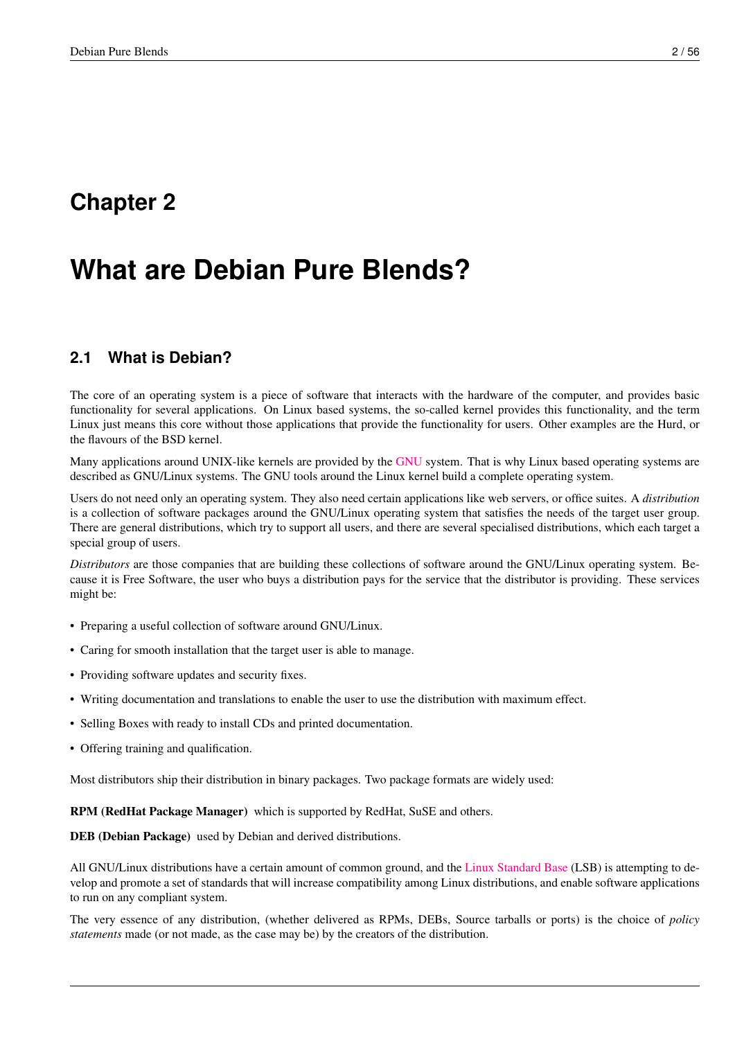# Chapter 2

# What are Debian Pure Blends?

## 2.1 What is Debian?

The core of an operating system is a piece of software that interacts with the hardware of the computer, and provides basic functionality for several applications. On Linux based systems, the so-called kernel provides this functionality, and the term Linux just means this core without those applications that provide the functionality for users. Other examples are the Hurd, or the flavours of the BSD kernel.

Many applications around UNIX-like kernels are provided by the GNU system. That is why Linux based operating systems are described as GNU/Linux systems. The GNU tools around the Linux kernel build a complete operating system.

Users do not need only an operating system. They also need certain applications like web servers, or office suites. A *distribution* is a collection of software packages around the GNU/Linux operating system that satisfies the needs of the target user group. There are general distributions, which try to support all users, and there are several specialised distributions, which each target a special group of users.

*Distributors* are those companies that are building these collections of software around the GNU/Linux operating system. Because it is Free Software, the user who buys a distribution pays for the service that the distributor is providing. These services might be:

- Preparing a useful collection of software around GNU/Linux.
- Caring for smooth installation that the target user is able to manage.
- Providing software updates and security fixes.
- Writing documentation and translations to enable the user to use the distribution with maximum effect.
- Selling Boxes with ready to install CDs and printed documentation.
- Offering training and qualification.

Most distributors ship their distribution in binary packages. Two package formats are widely used:

**RPM (RedHat Package Manager)** which is supported by RedHat, SuSE and others.

**DEB (Debian Package)** used by Debian and derived distributions.

All GNU/Linux distributions have a certain amount of common ground, and the Linux Standard Base (LSB) is attempting to develop and promote a set of standards that will increase compatibility among Linux distributions, and enable software applications to run on any compliant system.

The very essence of any distribution, (whether delivered as RPMs, DEBs, Source tarballs or ports) is the choice of *policy statements* made (or not made, as the case may be) by the creators of the distribution.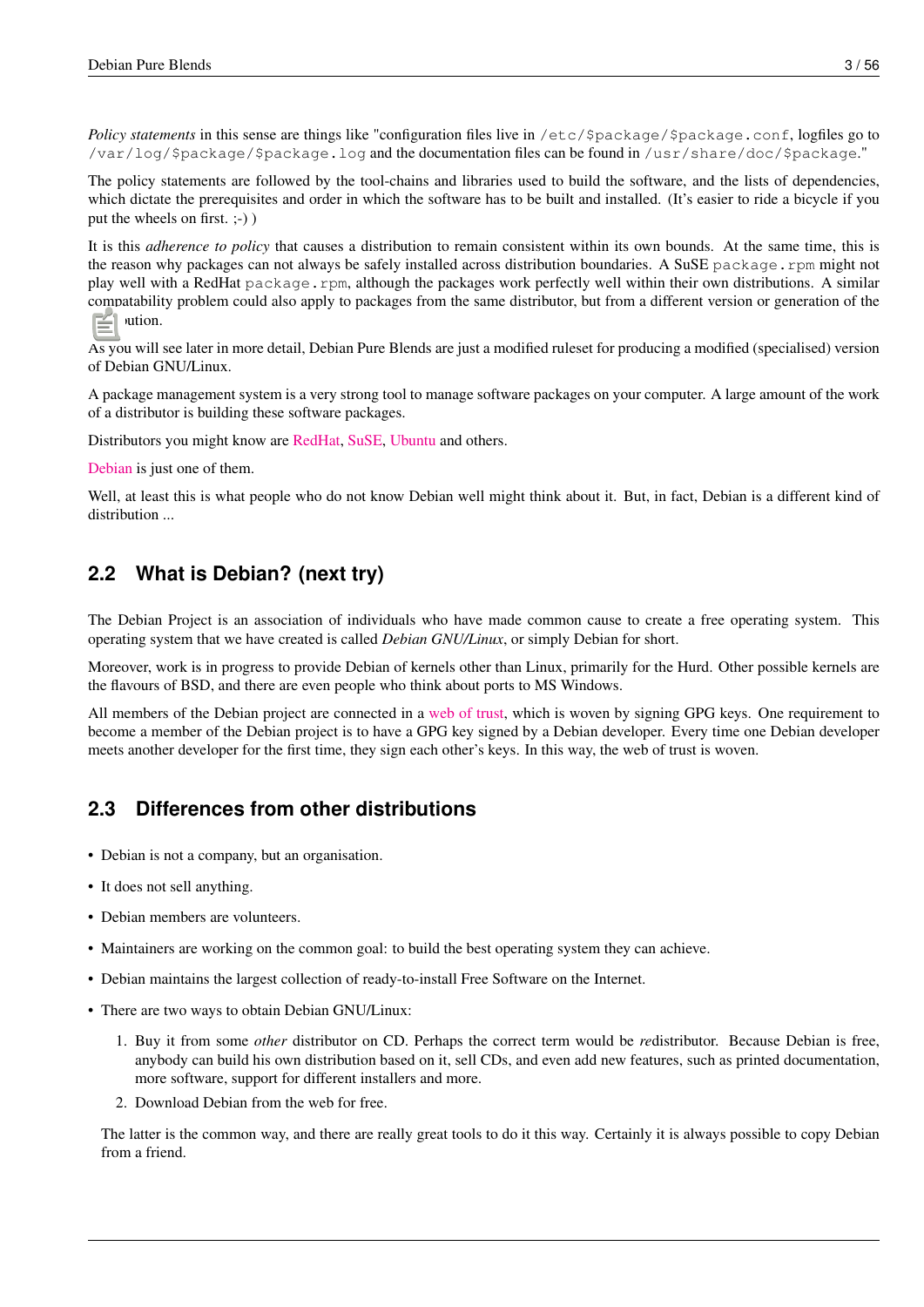*Policy statements* in this sense are things like "configuration files live in `/etc/$package/$package.conf`, logfiles go to `/var/log/$package/$package.log` and the documentation files can be found in `/usr/share/doc/$package`."

The policy statements are followed by the tool-chains and libraries used to build the software, and the lists of dependencies, which dictate the prerequisites and order in which the software has to be built and installed. (It's easier to ride a bicycle if you put the wheels on first. ;-) )

It is this *adherence to policy* that causes a distribution to remain consistent within its own bounds. At the same time, this is the reason why packages can not always be safely installed across distribution boundaries. A SuSE `package.rpm` might not play well with a RedHat `package.rpm`, although the packages work perfectly well within their own distributions. A similar compatability problem could also apply to packages from the same distributor, but from a different version or generation of the distribution.

As you will see later in more detail, Debian Pure Blends are just a modified ruleset for producing a modified (specialised) version of Debian GNU/Linux.

A package management system is a very strong tool to manage software packages on your computer. A large amount of the work of a distributor is building these software packages.

Distributors you might know are RedHat, SuSE, Ubuntu and others.

Debian is just one of them.

Well, at least this is what people who do not know Debian well might think about it. But, in fact, Debian is a different kind of distribution ...

## 2.2 What is Debian? (next try)

The Debian Project is an association of individuals who have made common cause to create a free operating system. This operating system that we have created is called *Debian GNU/Linux*, or simply Debian for short.

Moreover, work is in progress to provide Debian of kernels other than Linux, primarily for the Hurd. Other possible kernels are the flavours of BSD, and there are even people who think about ports to MS Windows.

All members of the Debian project are connected in a web of trust, which is woven by signing GPG keys. One requirement to become a member of the Debian project is to have a GPG key signed by a Debian developer. Every time one Debian developer meets another developer for the first time, they sign each other's keys. In this way, the web of trust is woven.

## 2.3 Differences from other distributions

- Debian is not a company, but an organisation.
- It does not sell anything.
- Debian members are volunteers.
- Maintainers are working on the common goal: to build the best operating system they can achieve.
- Debian maintains the largest collection of ready-to-install Free Software on the Internet.
- There are two ways to obtain Debian GNU/Linux:
  1. Buy it from some *other* distributor on CD. Perhaps the correct term would be *re*distributor. Because Debian is free, anybody can build his own distribution based on it, sell CDs, and even add new features, such as printed documentation, more software, support for different installers and more.
  2. Download Debian from the web for free.

  The latter is the common way, and there are really great tools to do it this way. Certainly it is always possible to copy Debian from a friend.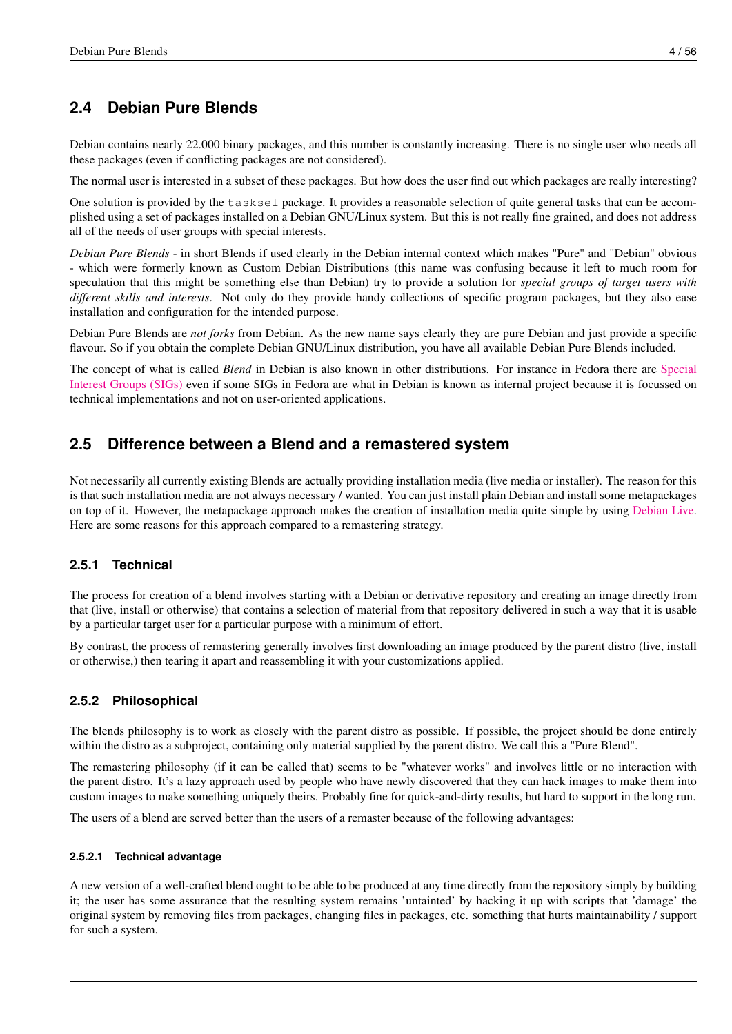## 2.4 Debian Pure Blends

Debian contains nearly 22.000 binary packages, and this number is constantly increasing. There is no single user who needs all these packages (even if conflicting packages are not considered).

The normal user is interested in a subset of these packages. But how does the user find out which packages are really interesting?

One solution is provided by the `tasksel` package. It provides a reasonable selection of quite general tasks that can be accomplished using a set of packages installed on a Debian GNU/Linux system. But this is not really fine grained, and does not address all of the needs of user groups with special interests.

*Debian Pure Blends* - in short Blends if used clearly in the Debian internal context which makes "Pure" and "Debian" obvious - which were formerly known as Custom Debian Distributions (this name was confusing because it left to much room for speculation that this might be something else than Debian) try to provide a solution for *special groups of target users with different skills and interests*. Not only do they provide handy collections of specific program packages, but they also ease installation and configuration for the intended purpose.

Debian Pure Blends are *not forks* from Debian. As the new name says clearly they are pure Debian and just provide a specific flavour. So if you obtain the complete Debian GNU/Linux distribution, you have all available Debian Pure Blends included.

The concept of what is called *Blend* in Debian is also known in other distributions. For instance in Fedora there are Special Interest Groups (SIGs) even if some SIGs in Fedora are what in Debian is known as internal project because it is focussed on technical implementations and not on user-oriented applications.

## 2.5 Difference between a Blend and a remastered system

Not necessarily all currently existing Blends are actually providing installation media (live media or installer). The reason for this is that such installation media are not always necessary / wanted. You can just install plain Debian and install some metapackages on top of it. However, the metapackage approach makes the creation of installation media quite simple by using Debian Live. Here are some reasons for this approach compared to a remastering strategy.

### 2.5.1 Technical

The process for creation of a blend involves starting with a Debian or derivative repository and creating an image directly from that (live, install or otherwise) that contains a selection of material from that repository delivered in such a way that it is usable by a particular target user for a particular purpose with a minimum of effort.

By contrast, the process of remastering generally involves first downloading an image produced by the parent distro (live, install or otherwise,) then tearing it apart and reassembling it with your customizations applied.

### 2.5.2 Philosophical

The blends philosophy is to work as closely with the parent distro as possible. If possible, the project should be done entirely within the distro as a subproject, containing only material supplied by the parent distro. We call this a "Pure Blend".

The remastering philosophy (if it can be called that) seems to be "whatever works" and involves little or no interaction with the parent distro. It's a lazy approach used by people who have newly discovered that they can hack images to make them into custom images to make something uniquely theirs. Probably fine for quick-and-dirty results, but hard to support in the long run.

The users of a blend are served better than the users of a remaster because of the following advantages:

#### 2.5.2.1 Technical advantage

A new version of a well-crafted blend ought to be able to be produced at any time directly from the repository simply by building it; the user has some assurance that the resulting system remains 'untainted' by hacking it up with scripts that 'damage' the original system by removing files from packages, changing files in packages, etc. something that hurts maintainability / support for such a system.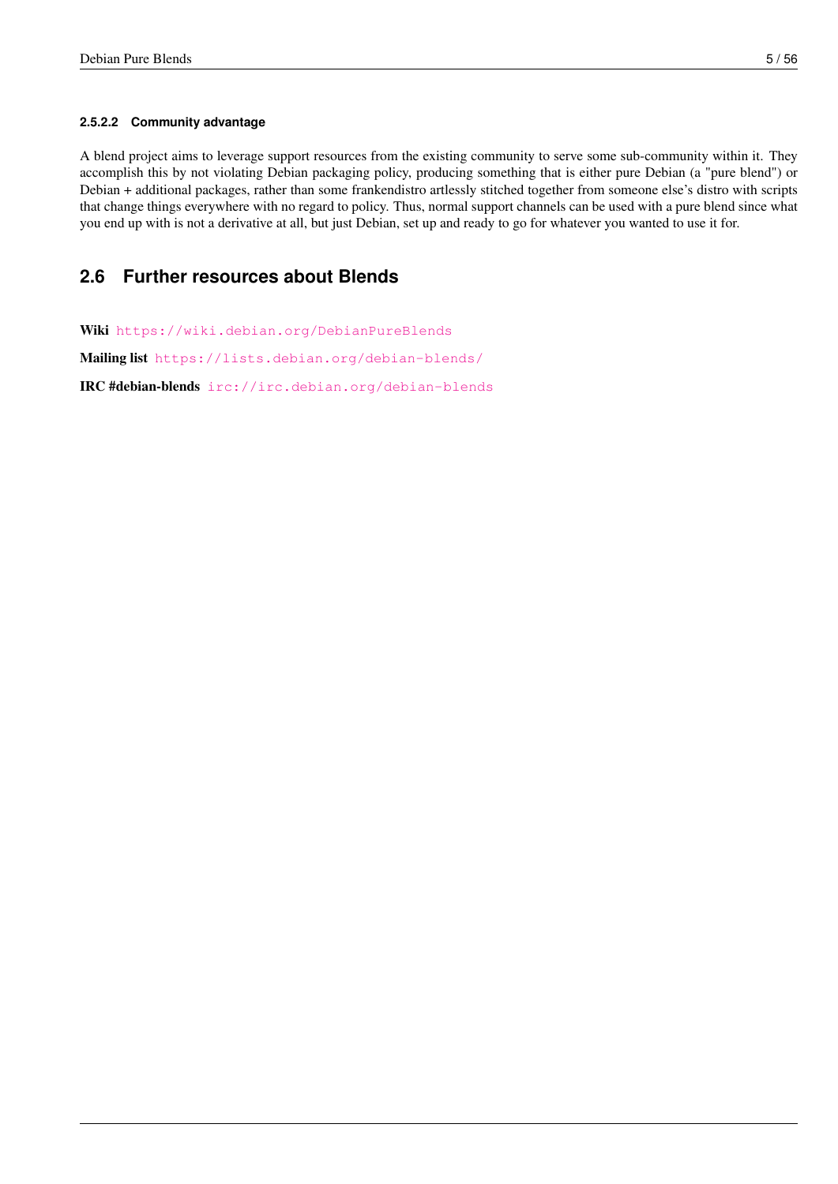#### 2.5.2.2 Community advantage

A blend project aims to leverage support resources from the existing community to serve some sub-community within it. They accomplish this by not violating Debian packaging policy, producing something that is either pure Debian (a "pure blend") or Debian + additional packages, rather than some frankendistro artlessly stitched together from someone else's distro with scripts that change things everywhere with no regard to policy. Thus, normal support channels can be used with a pure blend since what you end up with is not a derivative at all, but just Debian, set up and ready to go for whatever you wanted to use it for.

## 2.6 Further resources about Blends

**Wiki** `https://wiki.debian.org/DebianPureBlends`

**Mailing list** `https://lists.debian.org/debian-blends/`

**IRC #debian-blends** `irc://irc.debian.org/debian-blends`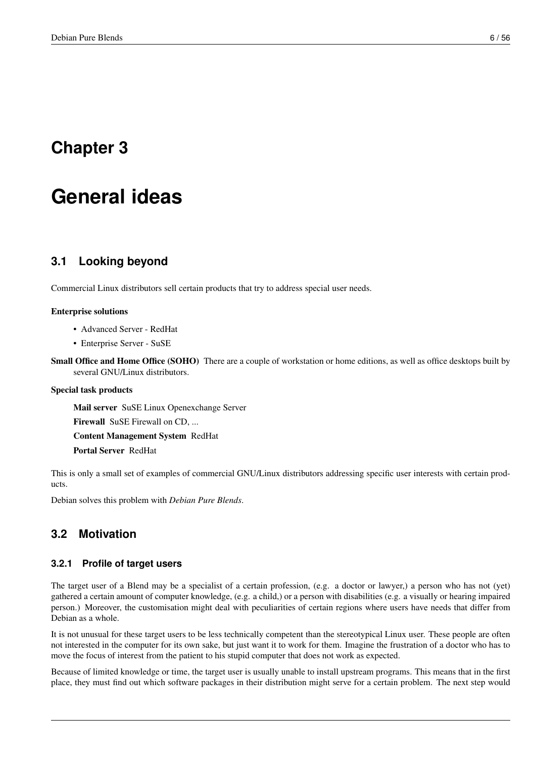# Chapter 3

# General ideas

## 3.1 Looking beyond

Commercial Linux distributors sell certain products that try to address special user needs.

**Enterprise solutions**

- Advanced Server - RedHat
- Enterprise Server - SuSE

**Small Office and Home Office (SOHO)** There are a couple of workstation or home editions, as well as office desktops built by several GNU/Linux distributors.

**Special task products**

**Mail server** SuSE Linux Openexchange Server

**Firewall** SuSE Firewall on CD, ...

**Content Management System** RedHat

**Portal Server** RedHat

This is only a small set of examples of commercial GNU/Linux distributors addressing specific user interests with certain products.

Debian solves this problem with *Debian Pure Blends*.

## 3.2 Motivation

### 3.2.1 Profile of target users

The target user of a Blend may be a specialist of a certain profession, (e.g. a doctor or lawyer,) a person who has not (yet) gathered a certain amount of computer knowledge, (e.g. a child,) or a person with disabilities (e.g. a visually or hearing impaired person.) Moreover, the customisation might deal with peculiarities of certain regions where users have needs that differ from Debian as a whole.

It is not unusual for these target users to be less technically competent than the stereotypical Linux user. These people are often not interested in the computer for its own sake, but just want it to work for them. Imagine the frustration of a doctor who has to move the focus of interest from the patient to his stupid computer that does not work as expected.

Because of limited knowledge or time, the target user is usually unable to install upstream programs. This means that in the first place, they must find out which software packages in their distribution might serve for a certain problem. The next step would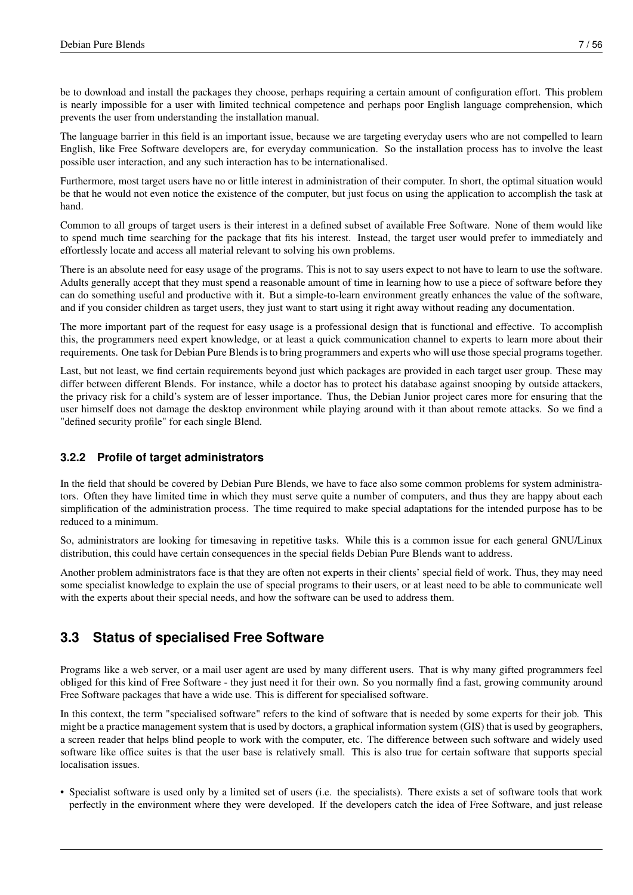be to download and install the packages they choose, perhaps requiring a certain amount of configuration effort. This problem is nearly impossible for a user with limited technical competence and perhaps poor English language comprehension, which prevents the user from understanding the installation manual.

The language barrier in this field is an important issue, because we are targeting everyday users who are not compelled to learn English, like Free Software developers are, for everyday communication. So the installation process has to involve the least possible user interaction, and any such interaction has to be internationalised.

Furthermore, most target users have no or little interest in administration of their computer. In short, the optimal situation would be that he would not even notice the existence of the computer, but just focus on using the application to accomplish the task at hand.

Common to all groups of target users is their interest in a defined subset of available Free Software. None of them would like to spend much time searching for the package that fits his interest. Instead, the target user would prefer to immediately and effortlessly locate and access all material relevant to solving his own problems.

There is an absolute need for easy usage of the programs. This is not to say users expect to not have to learn to use the software. Adults generally accept that they must spend a reasonable amount of time in learning how to use a piece of software before they can do something useful and productive with it. But a simple-to-learn environment greatly enhances the value of the software, and if you consider children as target users, they just want to start using it right away without reading any documentation.

The more important part of the request for easy usage is a professional design that is functional and effective. To accomplish this, the programmers need expert knowledge, or at least a quick communication channel to experts to learn more about their requirements. One task for Debian Pure Blends is to bring programmers and experts who will use those special programs together.

Last, but not least, we find certain requirements beyond just which packages are provided in each target user group. These may differ between different Blends. For instance, while a doctor has to protect his database against snooping by outside attackers, the privacy risk for a child's system are of lesser importance. Thus, the Debian Junior project cares more for ensuring that the user himself does not damage the desktop environment while playing around with it than about remote attacks. So we find a "defined security profile" for each single Blend.

### 3.2.2 Profile of target administrators

In the field that should be covered by Debian Pure Blends, we have to face also some common problems for system administrators. Often they have limited time in which they must serve quite a number of computers, and thus they are happy about each simplification of the administration process. The time required to make special adaptations for the intended purpose has to be reduced to a minimum.

So, administrators are looking for timesaving in repetitive tasks. While this is a common issue for each general GNU/Linux distribution, this could have certain consequences in the special fields Debian Pure Blends want to address.

Another problem administrators face is that they are often not experts in their clients' special field of work. Thus, they may need some specialist knowledge to explain the use of special programs to their users, or at least need to be able to communicate well with the experts about their special needs, and how the software can be used to address them.

## 3.3 Status of specialised Free Software

Programs like a web server, or a mail user agent are used by many different users. That is why many gifted programmers feel obliged for this kind of Free Software - they just need it for their own. So you normally find a fast, growing community around Free Software packages that have a wide use. This is different for specialised software.

In this context, the term "specialised software" refers to the kind of software that is needed by some experts for their job. This might be a practice management system that is used by doctors, a graphical information system (GIS) that is used by geographers, a screen reader that helps blind people to work with the computer, etc. The difference between such software and widely used software like office suites is that the user base is relatively small. This is also true for certain software that supports special localisation issues.

- Specialist software is used only by a limited set of users (i.e. the specialists). There exists a set of software tools that work perfectly in the environment where they were developed. If the developers catch the idea of Free Software, and just release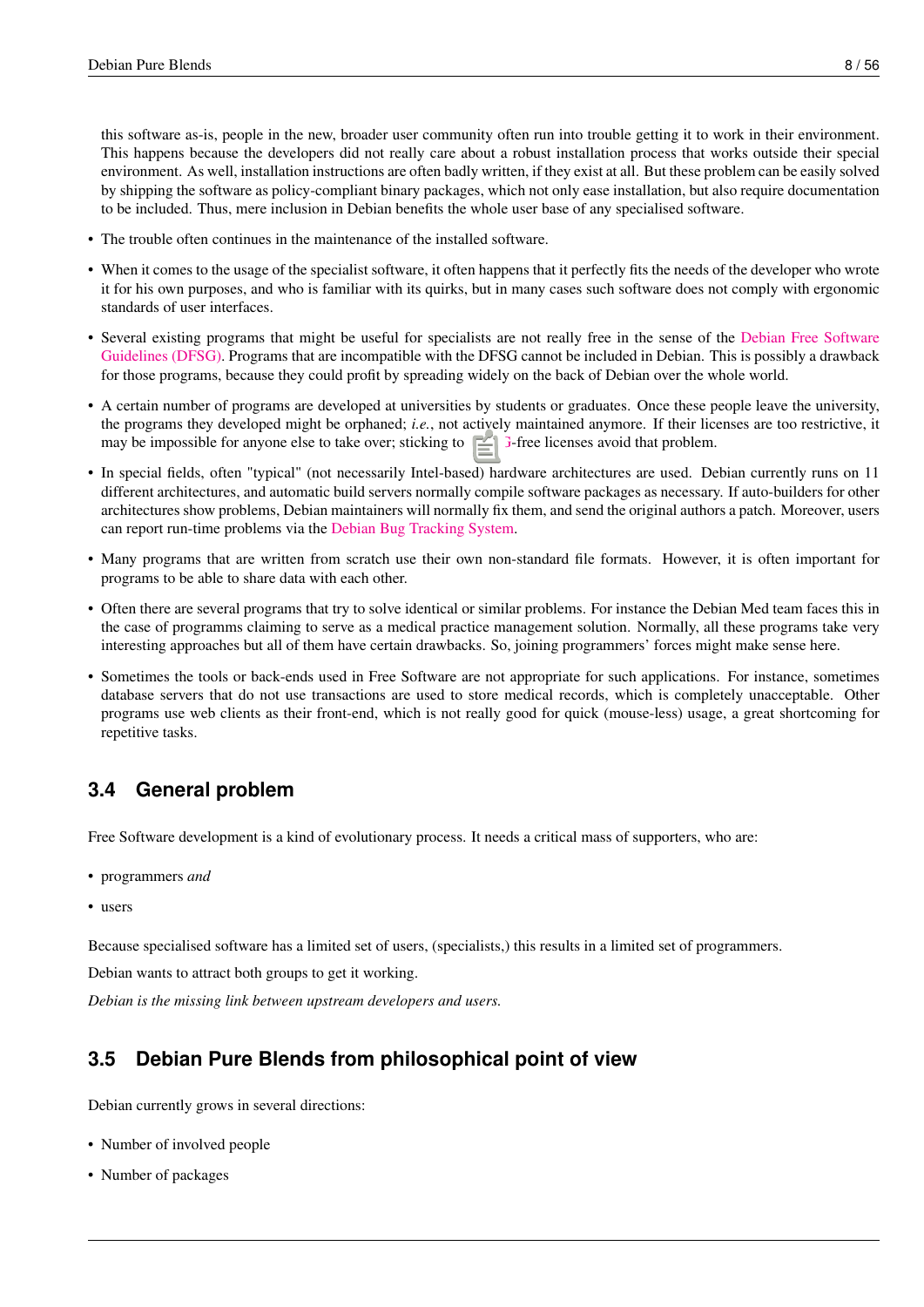this software as-is, people in the new, broader user community often run into trouble getting it to work in their environment. This happens because the developers did not really care about a robust installation process that works outside their special environment. As well, installation instructions are often badly written, if they exist at all. But these problem can be easily solved by shipping the software as policy-compliant binary packages, which not only ease installation, but also require documentation to be included. Thus, mere inclusion in Debian benefits the whole user base of any specialised software.

- The trouble often continues in the maintenance of the installed software.
- When it comes to the usage of the specialist software, it often happens that it perfectly fits the needs of the developer who wrote it for his own purposes, and who is familiar with its quirks, but in many cases such software does not comply with ergonomic standards of user interfaces.
- Several existing programs that might be useful for specialists are not really free in the sense of the Debian Free Software Guidelines (DFSG). Programs that are incompatible with the DFSG cannot be included in Debian. This is possibly a drawback for those programs, because they could profit by spreading widely on the back of Debian over the whole world.
- A certain number of programs are developed at universities by students or graduates. Once these people leave the university, the programs they developed might be orphaned; *i.e.*, not actively maintained anymore. If their licenses are too restrictive, it may be impossible for anyone else to take over; sticking to DFSG-free licenses avoid that problem.
- In special fields, often "typical" (not necessarily Intel-based) hardware architectures are used. Debian currently runs on 11 different architectures, and automatic build servers normally compile software packages as necessary. If auto-builders for other architectures show problems, Debian maintainers will normally fix them, and send the original authors a patch. Moreover, users can report run-time problems via the Debian Bug Tracking System.
- Many programs that are written from scratch use their own non-standard file formats. However, it is often important for programs to be able to share data with each other.
- Often there are several programs that try to solve identical or similar problems. For instance the Debian Med team faces this in the case of programms claiming to serve as a medical practice management solution. Normally, all these programs take very interesting approaches but all of them have certain drawbacks. So, joining programmers' forces might make sense here.
- Sometimes the tools or back-ends used in Free Software are not appropriate for such applications. For instance, sometimes database servers that do not use transactions are used to store medical records, which is completely unacceptable. Other programs use web clients as their front-end, which is not really good for quick (mouse-less) usage, a great shortcoming for repetitive tasks.

## 3.4 General problem

Free Software development is a kind of evolutionary process. It needs a critical mass of supporters, who are:

- programmers *and*
- users

Because specialised software has a limited set of users, (specialists,) this results in a limited set of programmers.

Debian wants to attract both groups to get it working.

*Debian is the missing link between upstream developers and users.*

## 3.5 Debian Pure Blends from philosophical point of view

Debian currently grows in several directions:

- Number of involved people
- Number of packages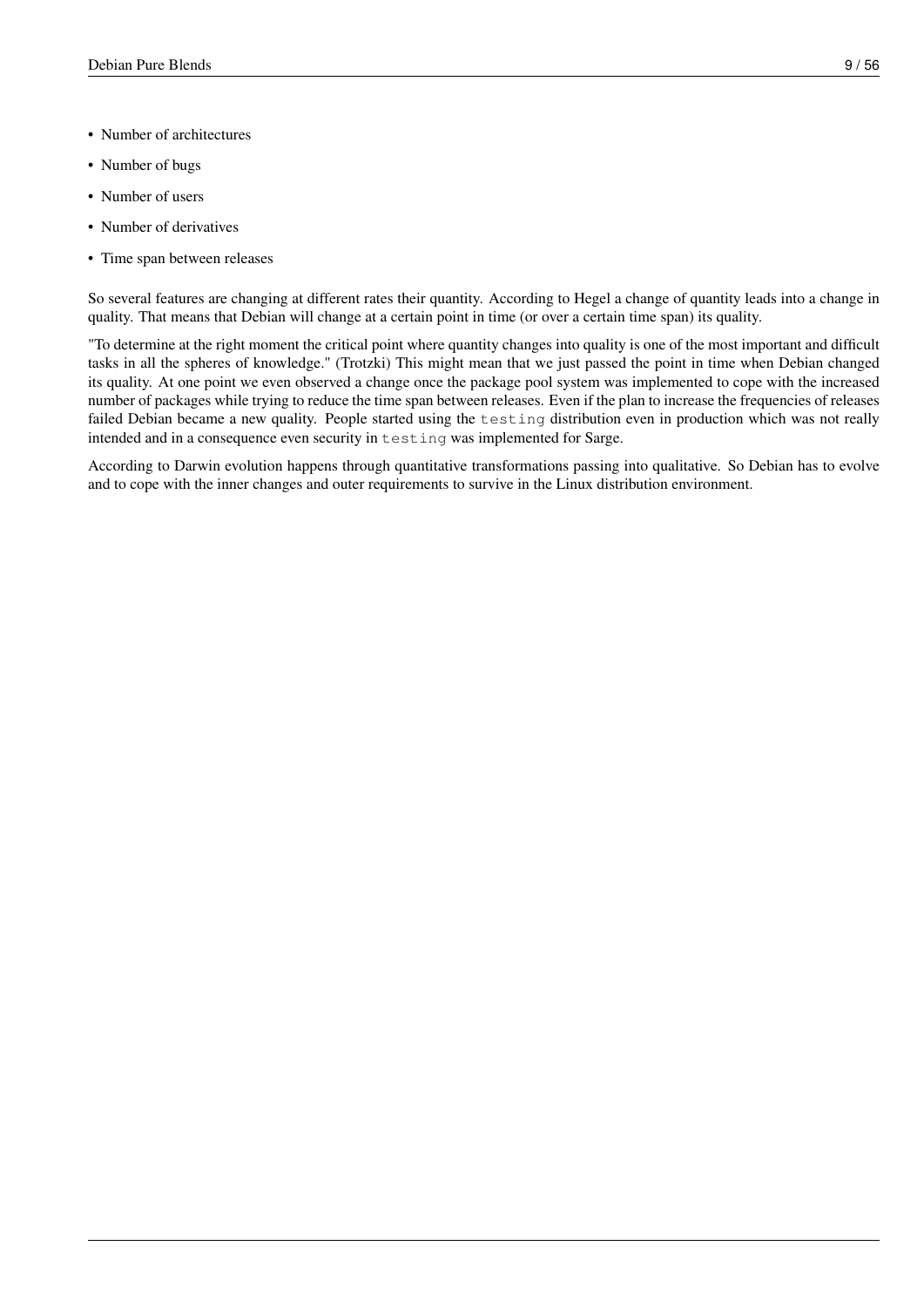- Number of architectures
- Number of bugs
- Number of users
- Number of derivatives
- Time span between releases

So several features are changing at different rates their quantity. According to Hegel a change of quantity leads into a change in quality. That means that Debian will change at a certain point in time (or over a certain time span) its quality.

"To determine at the right moment the critical point where quantity changes into quality is one of the most important and difficult tasks in all the spheres of knowledge." (Trotzki) This might mean that we just passed the point in time when Debian changed its quality. At one point we even observed a change once the package pool system was implemented to cope with the increased number of packages while trying to reduce the time span between releases. Even if the plan to increase the frequencies of releases failed Debian became a new quality. People started using the `testing` distribution even in production which was not really intended and in a consequence even security in `testing` was implemented for Sarge.

According to Darwin evolution happens through quantitative transformations passing into qualitative. So Debian has to evolve and to cope with the inner changes and outer requirements to survive in the Linux distribution environment.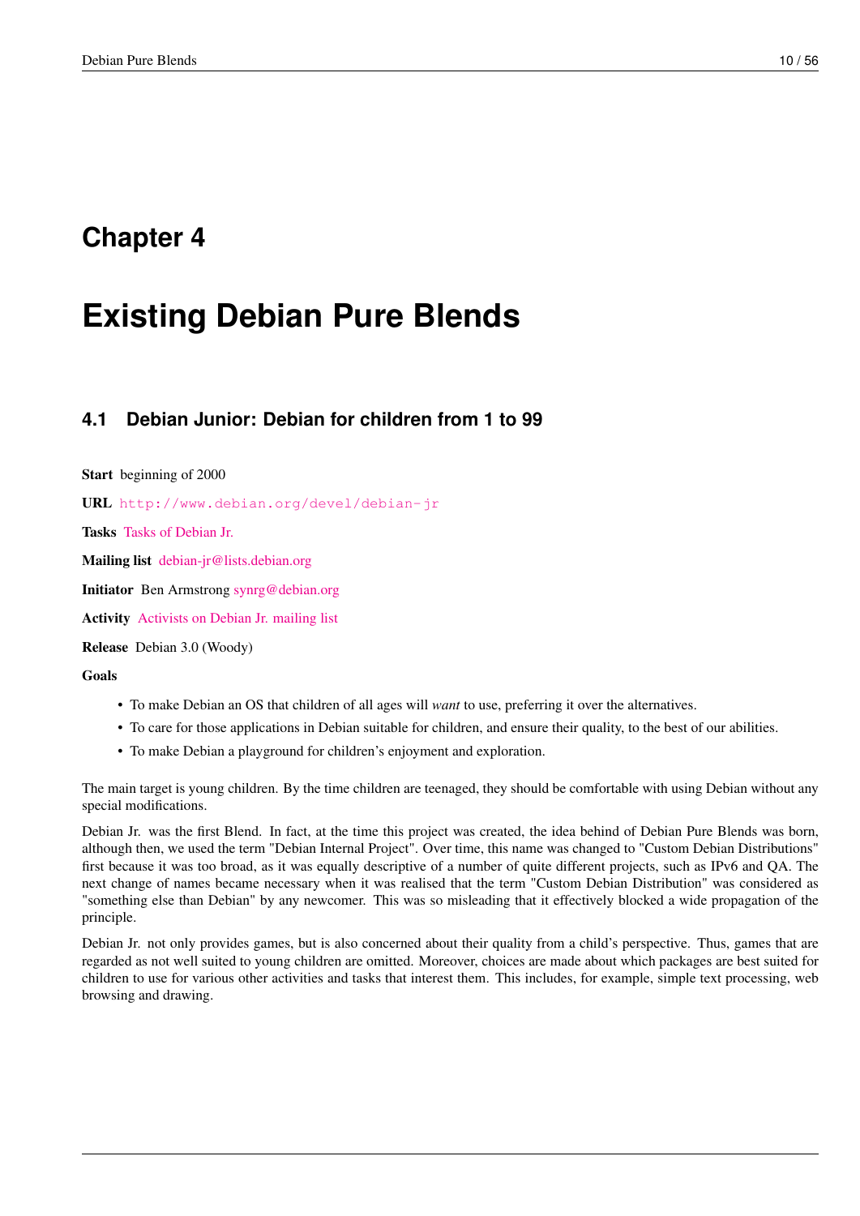# Chapter 4

# Existing Debian Pure Blends

## 4.1 Debian Junior: Debian for children from 1 to 99

**Start** beginning of 2000

**URL** http://www.debian.org/devel/debian-jr

**Tasks** Tasks of Debian Jr.

**Mailing list** debian-jr@lists.debian.org

**Initiator** Ben Armstrong synrg@debian.org

**Activity** Activists on Debian Jr. mailing list

**Release** Debian 3.0 (Woody)

**Goals**

- To make Debian an OS that children of all ages will *want* to use, preferring it over the alternatives.
- To care for those applications in Debian suitable for children, and ensure their quality, to the best of our abilities.
- To make Debian a playground for children's enjoyment and exploration.

The main target is young children. By the time children are teenaged, they should be comfortable with using Debian without any special modifications.

Debian Jr. was the first Blend. In fact, at the time this project was created, the idea behind of Debian Pure Blends was born, although then, we used the term "Debian Internal Project". Over time, this name was changed to "Custom Debian Distributions" first because it was too broad, as it was equally descriptive of a number of quite different projects, such as IPv6 and QA. The next change of names became necessary when it was realised that the term "Custom Debian Distribution" was considered as "something else than Debian" by any newcomer. This was so misleading that it effectively blocked a wide propagation of the principle.

Debian Jr. not only provides games, but is also concerned about their quality from a child's perspective. Thus, games that are regarded as not well suited to young children are omitted. Moreover, choices are made about which packages are best suited for children to use for various other activities and tasks that interest them. This includes, for example, simple text processing, web browsing and drawing.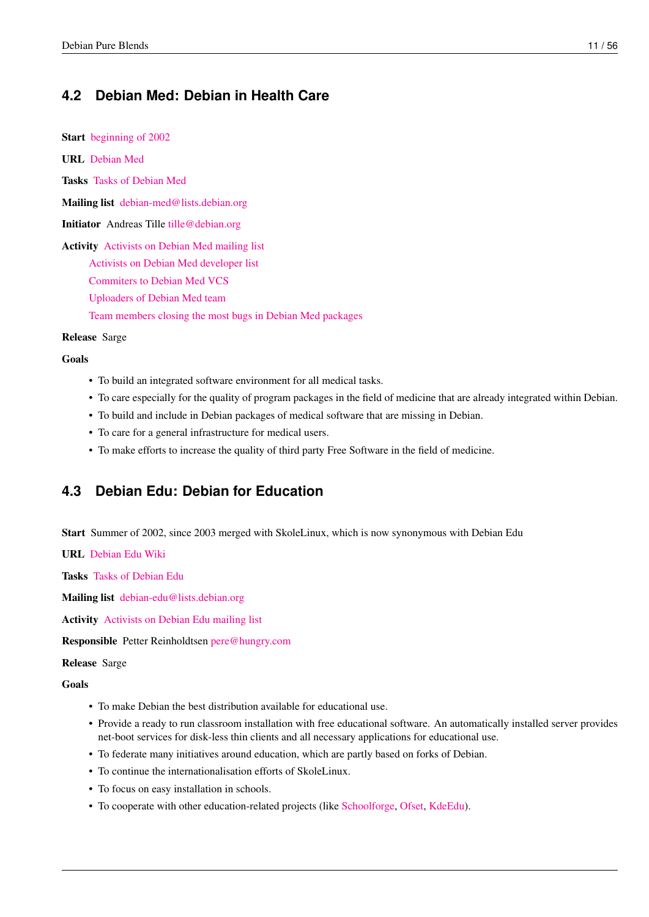## 4.2 Debian Med: Debian in Health Care

**Start** beginning of 2002

**URL** Debian Med

**Tasks** Tasks of Debian Med

**Mailing list** debian-med@lists.debian.org

**Initiator** Andreas Tille tille@debian.org

**Activity** Activists on Debian Med mailing list
Activists on Debian Med developer list
Commiters to Debian Med VCS
Uploaders of Debian Med team
Team members closing the most bugs in Debian Med packages

**Release** Sarge

**Goals**

- To build an integrated software environment for all medical tasks.
- To care especially for the quality of program packages in the field of medicine that are already integrated within Debian.
- To build and include in Debian packages of medical software that are missing in Debian.
- To care for a general infrastructure for medical users.
- To make efforts to increase the quality of third party Free Software in the field of medicine.

## 4.3 Debian Edu: Debian for Education

**Start** Summer of 2002, since 2003 merged with SkoleLinux, which is now synonymous with Debian Edu

**URL** Debian Edu Wiki

**Tasks** Tasks of Debian Edu

**Mailing list** debian-edu@lists.debian.org

**Activity** Activists on Debian Edu mailing list

**Responsible** Petter Reinholdtsen pere@hungry.com

**Release** Sarge

**Goals**

- To make Debian the best distribution available for educational use.
- Provide a ready to run classroom installation with free educational software. An automatically installed server provides net-boot services for disk-less thin clients and all necessary applications for educational use.
- To federate many initiatives around education, which are partly based on forks of Debian.
- To continue the internationalisation efforts of SkoleLinux.
- To focus on easy installation in schools.
- To cooperate with other education-related projects (like Schoolforge, Ofset, KdeEdu).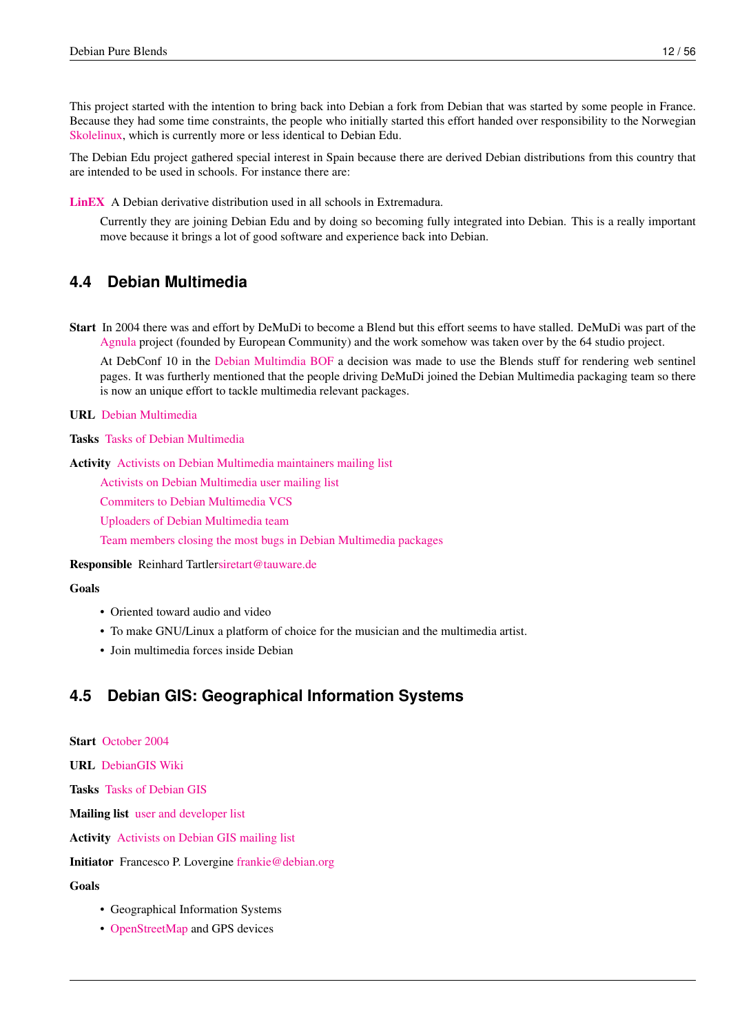This project started with the intention to bring back into Debian a fork from Debian that was started by some people in France. Because they had some time constraints, the people who initially started this effort handed over responsibility to the Norwegian Skolelinux, which is currently more or less identical to Debian Edu.

The Debian Edu project gathered special interest in Spain because there are derived Debian distributions from this country that are intended to be used in schools. For instance there are:

**LinEX** A Debian derivative distribution used in all schools in Extremadura.

Currently they are joining Debian Edu and by doing so becoming fully integrated into Debian. This is a really important move because it brings a lot of good software and experience back into Debian.

## 4.4 Debian Multimedia

**Start** In 2004 there was and effort by DeMuDi to become a Blend but this effort seems to have stalled. DeMuDi was part of the Agnula project (founded by European Community) and the work somehow was taken over by the 64 studio project.

At DebConf 10 in the Debian Multimdia BOF a decision was made to use the Blends stuff for rendering web sentinel pages. It was furtherly mentioned that the people driving DeMuDi joined the Debian Multimedia packaging team so there is now an unique effort to tackle multimedia relevant packages.

**URL** Debian Multimedia

**Tasks** Tasks of Debian Multimedia

**Activity** Activists on Debian Multimedia maintainers mailing list

Activists on Debian Multimedia user mailing list

Commiters to Debian Multimedia VCS

Uploaders of Debian Multimedia team

Team members closing the most bugs in Debian Multimedia packages

**Responsible** Reinhard Tartlersiretart@tauware.de

**Goals**

- Oriented toward audio and video
- To make GNU/Linux a platform of choice for the musician and the multimedia artist.
- Join multimedia forces inside Debian

## 4.5 Debian GIS: Geographical Information Systems

**Start** October 2004

**URL** DebianGIS Wiki

**Tasks** Tasks of Debian GIS

**Mailing list** user and developer list

**Activity** Activists on Debian GIS mailing list

**Initiator** Francesco P. Lovergine frankie@debian.org

**Goals**

- Geographical Information Systems
- OpenStreetMap and GPS devices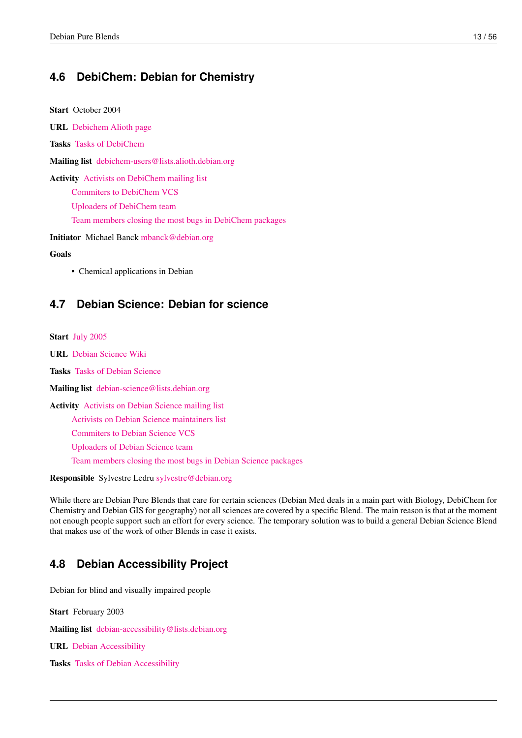## 4.6 DebiChem: Debian for Chemistry

**Start** October 2004

**URL** Debichem Alioth page

**Tasks** Tasks of DebiChem

**Mailing list** debichem-users@lists.alioth.debian.org

**Activity** Activists on DebiChem mailing list
Commiters to DebiChem VCS
Uploaders of DebiChem team
Team members closing the most bugs in DebiChem packages

**Initiator** Michael Banck mbanck@debian.org

**Goals**

- Chemical applications in Debian

## 4.7 Debian Science: Debian for science

**Start** July 2005

**URL** Debian Science Wiki

**Tasks** Tasks of Debian Science

**Mailing list** debian-science@lists.debian.org

**Activity** Activists on Debian Science mailing list
Activists on Debian Science maintainers list
Commiters to Debian Science VCS
Uploaders of Debian Science team
Team members closing the most bugs in Debian Science packages

**Responsible** Sylvestre Ledru sylvestre@debian.org

While there are Debian Pure Blends that care for certain sciences (Debian Med deals in a main part with Biology, DebiChem for Chemistry and Debian GIS for geography) not all sciences are covered by a specific Blend. The main reason is that at the moment not enough people support such an effort for every science. The temporary solution was to build a general Debian Science Blend that makes use of the work of other Blends in case it exists.

## 4.8 Debian Accessibility Project

Debian for blind and visually impaired people

**Start** February 2003

**Mailing list** debian-accessibility@lists.debian.org

**URL** Debian Accessibility

**Tasks** Tasks of Debian Accessibility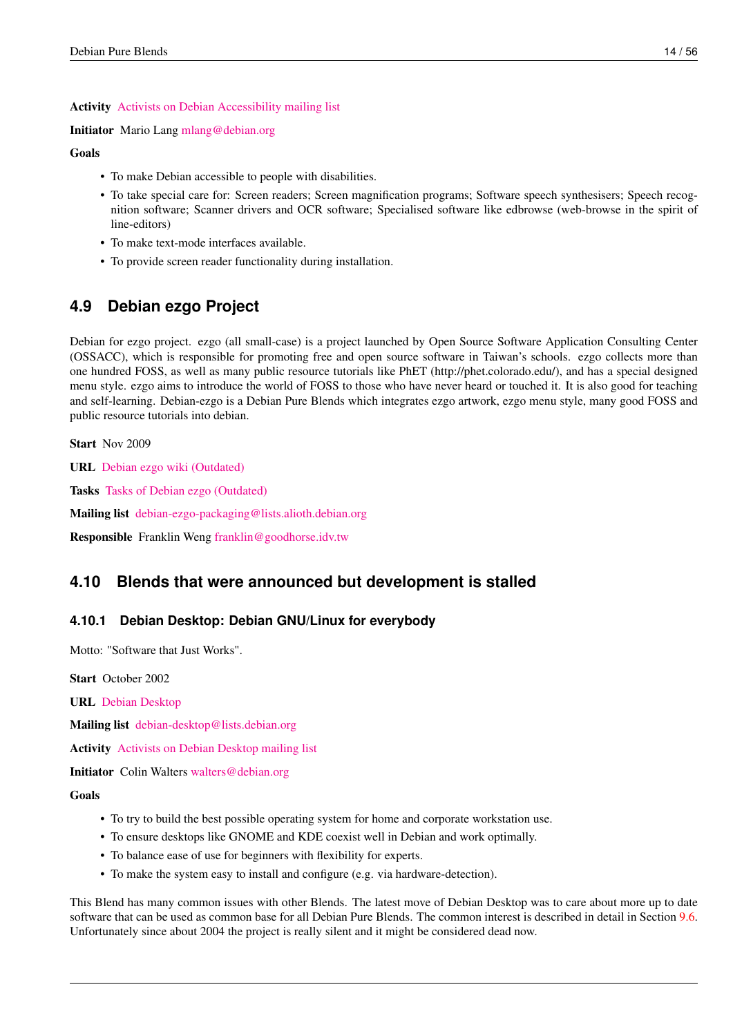**Activity** Activists on Debian Accessibility mailing list

**Initiator** Mario Lang mlang@debian.org

**Goals**

- To make Debian accessible to people with disabilities.
- To take special care for: Screen readers; Screen magnification programs; Software speech synthesisers; Speech recognition software; Scanner drivers and OCR software; Specialised software like edbrowse (web-browse in the spirit of line-editors)
- To make text-mode interfaces available.
- To provide screen reader functionality during installation.

## 4.9 Debian ezgo Project

Debian for ezgo project. ezgo (all small-case) is a project launched by Open Source Software Application Consulting Center (OSSACC), which is responsible for promoting free and open source software in Taiwan's schools. ezgo collects more than one hundred FOSS, as well as many public resource tutorials like PhET (http://phet.colorado.edu/), and has a special designed menu style. ezgo aims to introduce the world of FOSS to those who have never heard or touched it. It is also good for teaching and self-learning. Debian-ezgo is a Debian Pure Blends which integrates ezgo artwork, ezgo menu style, many good FOSS and public resource tutorials into debian.

**Start** Nov 2009

**URL** Debian ezgo wiki (Outdated)

**Tasks** Tasks of Debian ezgo (Outdated)

**Mailing list** debian-ezgo-packaging@lists.alioth.debian.org

**Responsible** Franklin Weng franklin@goodhorse.idv.tw

## 4.10 Blends that were announced but development is stalled

### 4.10.1 Debian Desktop: Debian GNU/Linux for everybody

Motto: "Software that Just Works".

**Start** October 2002

**URL** Debian Desktop

**Mailing list** debian-desktop@lists.debian.org

**Activity** Activists on Debian Desktop mailing list

**Initiator** Colin Walters walters@debian.org

**Goals**

- To try to build the best possible operating system for home and corporate workstation use.
- To ensure desktops like GNOME and KDE coexist well in Debian and work optimally.
- To balance ease of use for beginners with flexibility for experts.
- To make the system easy to install and configure (e.g. via hardware-detection).

This Blend has many common issues with other Blends. The latest move of Debian Desktop was to care about more up to date software that can be used as common base for all Debian Pure Blends. The common interest is described in detail in Section 9.6. Unfortunately since about 2004 the project is really silent and it might be considered dead now.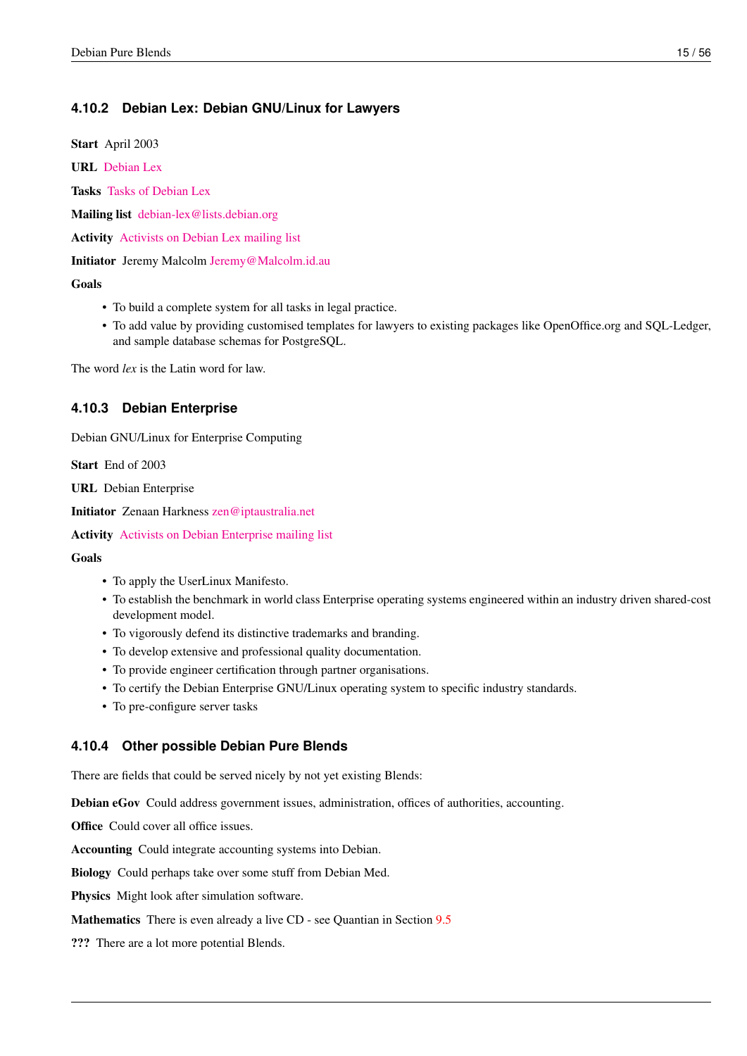### 4.10.2 Debian Lex: Debian GNU/Linux for Lawyers

**Start** April 2003

**URL** Debian Lex

**Tasks** Tasks of Debian Lex

**Mailing list** debian-lex@lists.debian.org

**Activity** Activists on Debian Lex mailing list

**Initiator** Jeremy Malcolm Jeremy@Malcolm.id.au

**Goals**

- To build a complete system for all tasks in legal practice.
- To add value by providing customised templates for lawyers to existing packages like OpenOffice.org and SQL-Ledger, and sample database schemas for PostgreSQL.

The word *lex* is the Latin word for law.

### 4.10.3 Debian Enterprise

Debian GNU/Linux for Enterprise Computing

**Start** End of 2003

**URL** Debian Enterprise

**Initiator** Zenaan Harkness zen@iptaustralia.net

**Activity** Activists on Debian Enterprise mailing list

**Goals**

- To apply the UserLinux Manifesto.
- To establish the benchmark in world class Enterprise operating systems engineered within an industry driven shared-cost development model.
- To vigorously defend its distinctive trademarks and branding.
- To develop extensive and professional quality documentation.
- To provide engineer certification through partner organisations.
- To certify the Debian Enterprise GNU/Linux operating system to specific industry standards.
- To pre-configure server tasks

### 4.10.4 Other possible Debian Pure Blends

There are fields that could be served nicely by not yet existing Blends:

**Debian eGov** Could address government issues, administration, offices of authorities, accounting.

**Office** Could cover all office issues.

**Accounting** Could integrate accounting systems into Debian.

**Biology** Could perhaps take over some stuff from Debian Med.

**Physics** Might look after simulation software.

**Mathematics** There is even already a live CD - see Quantian in Section 9.5

**???** There are a lot more potential Blends.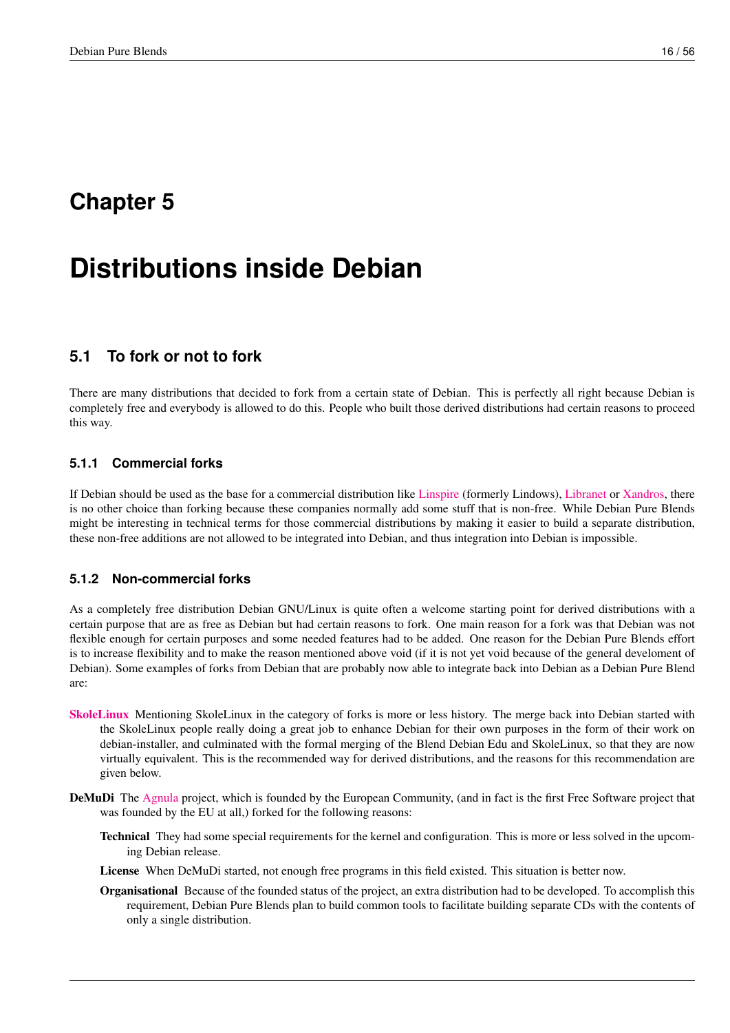# Chapter 5

# Distributions inside Debian

## 5.1 To fork or not to fork

There are many distributions that decided to fork from a certain state of Debian. This is perfectly all right because Debian is completely free and everybody is allowed to do this. People who built those derived distributions had certain reasons to proceed this way.

### 5.1.1 Commercial forks

If Debian should be used as the base for a commercial distribution like Linspire (formerly Lindows), Libranet or Xandros, there is no other choice than forking because these companies normally add some stuff that is non-free. While Debian Pure Blends might be interesting in technical terms for those commercial distributions by making it easier to build a separate distribution, these non-free additions are not allowed to be integrated into Debian, and thus integration into Debian is impossible.

### 5.1.2 Non-commercial forks

As a completely free distribution Debian GNU/Linux is quite often a welcome starting point for derived distributions with a certain purpose that are as free as Debian but had certain reasons to fork. One main reason for a fork was that Debian was not flexible enough for certain purposes and some needed features had to be added. One reason for the Debian Pure Blends effort is to increase flexibility and to make the reason mentioned above void (if it is not yet void because of the general develoment of Debian). Some examples of forks from Debian that are probably now able to integrate back into Debian as a Debian Pure Blend are:

**SkoleLinux** Mentioning SkoleLinux in the category of forks is more or less history. The merge back into Debian started with the SkoleLinux people really doing a great job to enhance Debian for their own purposes in the form of their work on debian-installer, and culminated with the formal merging of the Blend Debian Edu and SkoleLinux, so that they are now virtually equivalent. This is the recommended way for derived distributions, and the reasons for this recommendation are given below.

**DeMuDi** The Agnula project, which is founded by the European Community, (and in fact is the first Free Software project that was founded by the EU at all,) forked for the following reasons:

- **Technical** They had some special requirements for the kernel and configuration. This is more or less solved in the upcoming Debian release.
- **License** When DeMuDi started, not enough free programs in this field existed. This situation is better now.
- **Organisational** Because of the founded status of the project, an extra distribution had to be developed. To accomplish this requirement, Debian Pure Blends plan to build common tools to facilitate building separate CDs with the contents of only a single distribution.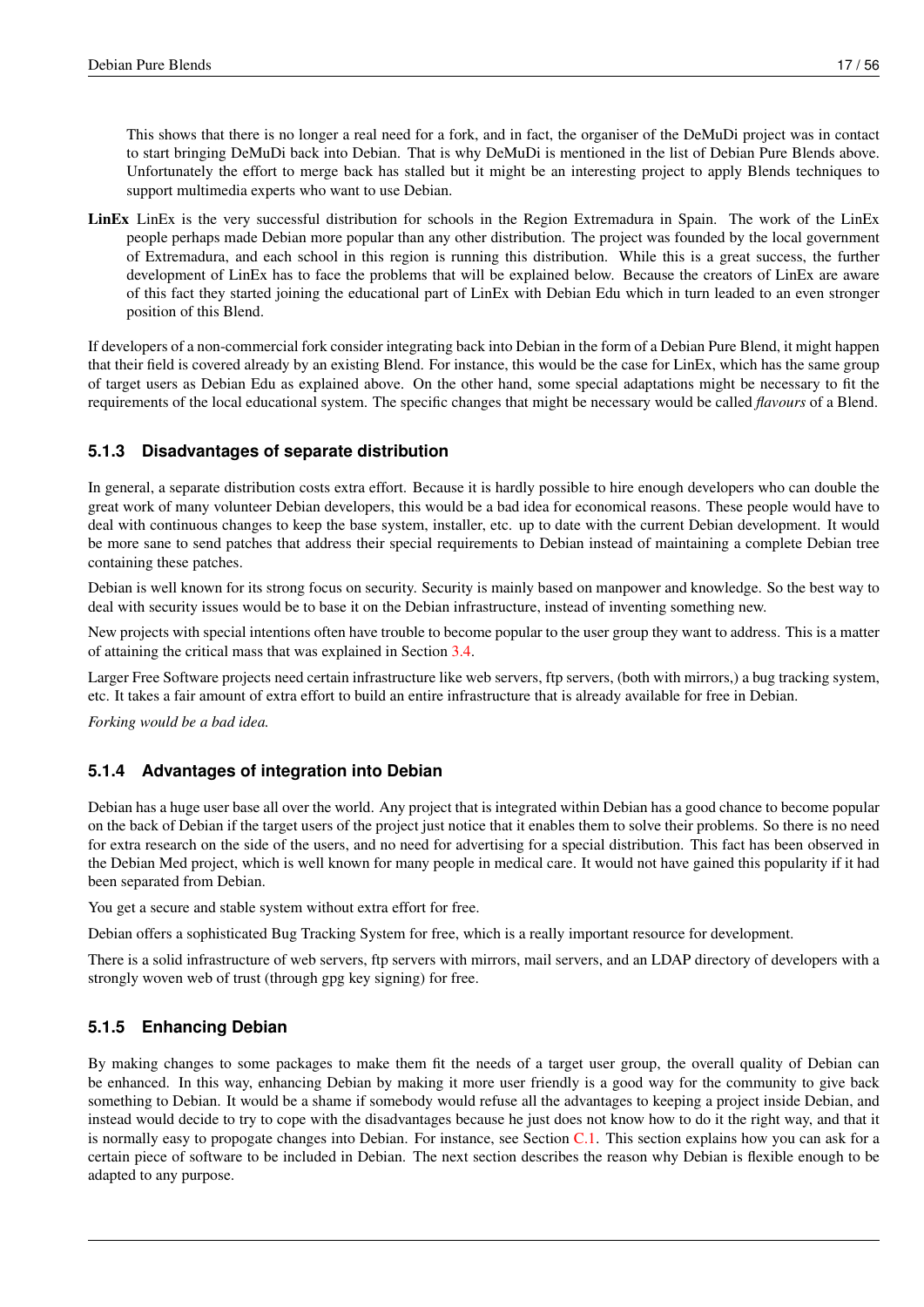This shows that there is no longer a real need for a fork, and in fact, the organiser of the DeMuDi project was in contact to start bringing DeMuDi back into Debian. That is why DeMuDi is mentioned in the list of Debian Pure Blends above. Unfortunately the effort to merge back has stalled but it might be an interesting project to apply Blends techniques to support multimedia experts who want to use Debian.

**LinEx** LinEx is the very successful distribution for schools in the Region Extremadura in Spain. The work of the LinEx people perhaps made Debian more popular than any other distribution. The project was founded by the local government of Extremadura, and each school in this region is running this distribution. While this is a great success, the further development of LinEx has to face the problems that will be explained below. Because the creators of LinEx are aware of this fact they started joining the educational part of LinEx with Debian Edu which in turn leaded to an even stronger position of this Blend.

If developers of a non-commercial fork consider integrating back into Debian in the form of a Debian Pure Blend, it might happen that their field is covered already by an existing Blend. For instance, this would be the case for LinEx, which has the same group of target users as Debian Edu as explained above. On the other hand, some special adaptations might be necessary to fit the requirements of the local educational system. The specific changes that might be necessary would be called *flavours* of a Blend.

### 5.1.3 Disadvantages of separate distribution

In general, a separate distribution costs extra effort. Because it is hardly possible to hire enough developers who can double the great work of many volunteer Debian developers, this would be a bad idea for economical reasons. These people would have to deal with continuous changes to keep the base system, installer, etc. up to date with the current Debian development. It would be more sane to send patches that address their special requirements to Debian instead of maintaining a complete Debian tree containing these patches.

Debian is well known for its strong focus on security. Security is mainly based on manpower and knowledge. So the best way to deal with security issues would be to base it on the Debian infrastructure, instead of inventing something new.

New projects with special intentions often have trouble to become popular to the user group they want to address. This is a matter of attaining the critical mass that was explained in Section 3.4.

Larger Free Software projects need certain infrastructure like web servers, ftp servers, (both with mirrors,) a bug tracking system, etc. It takes a fair amount of extra effort to build an entire infrastructure that is already available for free in Debian.

*Forking would be a bad idea.*

### 5.1.4 Advantages of integration into Debian

Debian has a huge user base all over the world. Any project that is integrated within Debian has a good chance to become popular on the back of Debian if the target users of the project just notice that it enables them to solve their problems. So there is no need for extra research on the side of the users, and no need for advertising for a special distribution. This fact has been observed in the Debian Med project, which is well known for many people in medical care. It would not have gained this popularity if it had been separated from Debian.

You get a secure and stable system without extra effort for free.

Debian offers a sophisticated Bug Tracking System for free, which is a really important resource for development.

There is a solid infrastructure of web servers, ftp servers with mirrors, mail servers, and an LDAP directory of developers with a strongly woven web of trust (through gpg key signing) for free.

### 5.1.5 Enhancing Debian

By making changes to some packages to make them fit the needs of a target user group, the overall quality of Debian can be enhanced. In this way, enhancing Debian by making it more user friendly is a good way for the community to give back something to Debian. It would be a shame if somebody would refuse all the advantages to keeping a project inside Debian, and instead would decide to try to cope with the disadvantages because he just does not know how to do it the right way, and that it is normally easy to propogate changes into Debian. For instance, see Section C.1. This section explains how you can ask for a certain piece of software to be included in Debian. The next section describes the reason why Debian is flexible enough to be adapted to any purpose.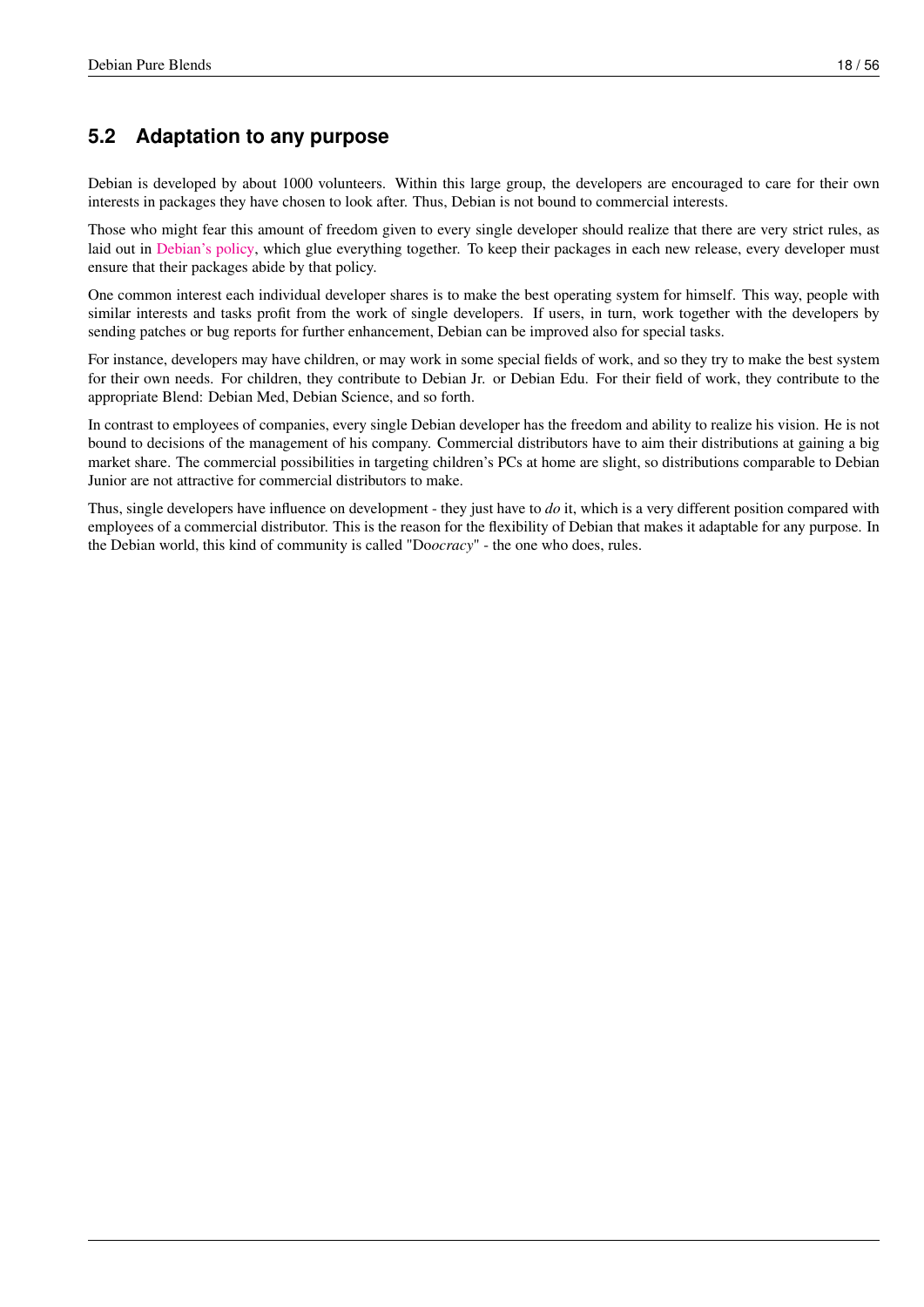## 5.2 Adaptation to any purpose

Debian is developed by about 1000 volunteers. Within this large group, the developers are encouraged to care for their own interests in packages they have chosen to look after. Thus, Debian is not bound to commercial interests.

Those who might fear this amount of freedom given to every single developer should realize that there are very strict rules, as laid out in Debian's policy, which glue everything together. To keep their packages in each new release, every developer must ensure that their packages abide by that policy.

One common interest each individual developer shares is to make the best operating system for himself. This way, people with similar interests and tasks profit from the work of single developers. If users, in turn, work together with the developers by sending patches or bug reports for further enhancement, Debian can be improved also for special tasks.

For instance, developers may have children, or may work in some special fields of work, and so they try to make the best system for their own needs. For children, they contribute to Debian Jr. or Debian Edu. For their field of work, they contribute to the appropriate Blend: Debian Med, Debian Science, and so forth.

In contrast to employees of companies, every single Debian developer has the freedom and ability to realize his vision. He is not bound to decisions of the management of his company. Commercial distributors have to aim their distributions at gaining a big market share. The commercial possibilities in targeting children's PCs at home are slight, so distributions comparable to Debian Junior are not attractive for commercial distributors to make.

Thus, single developers have influence on development - they just have to *do* it, which is a very different position compared with employees of a commercial distributor. This is the reason for the flexibility of Debian that makes it adaptable for any purpose. In the Debian world, this kind of community is called "Do*ocracy*" - the one who does, rules.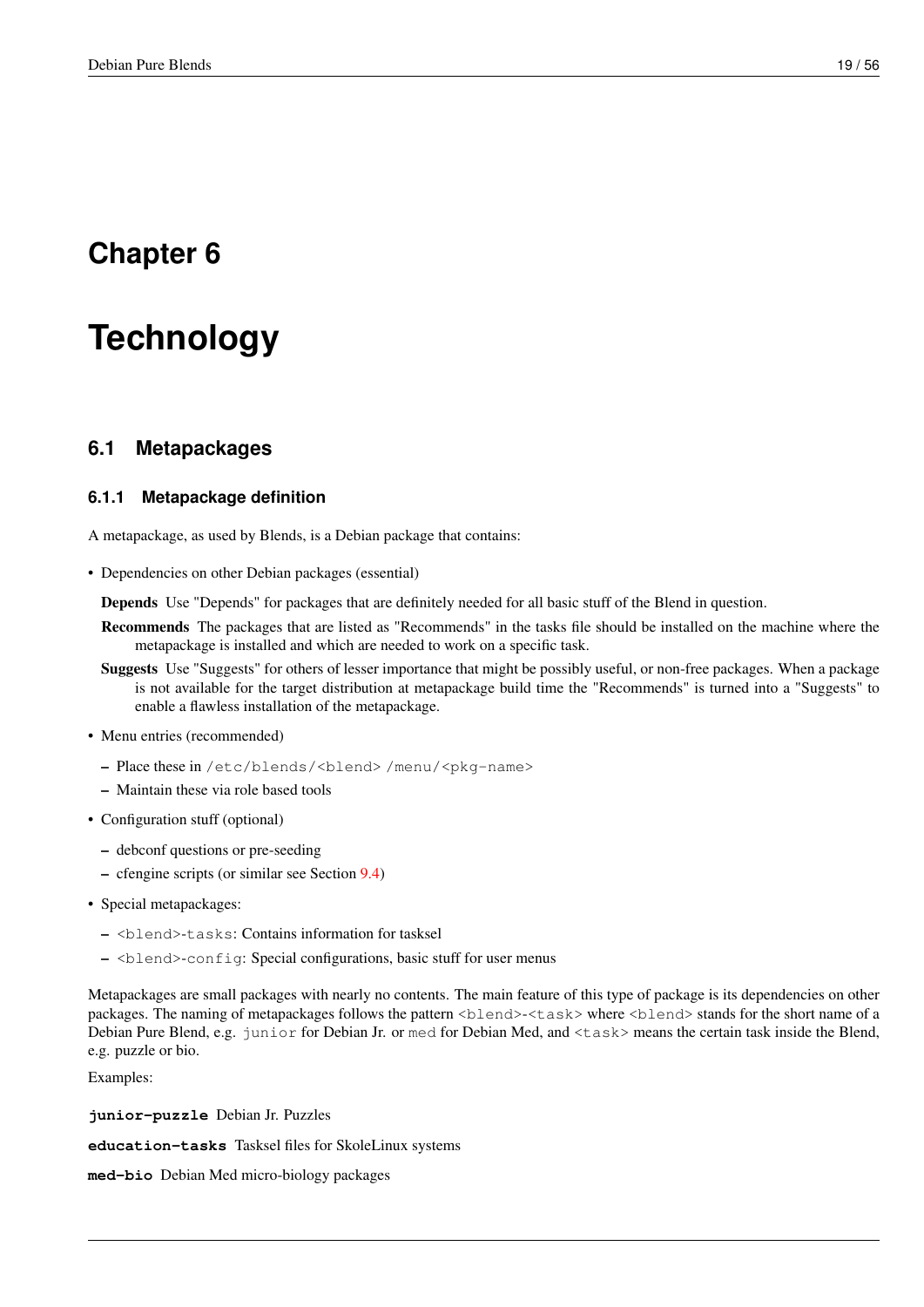# Chapter 6

# Technology

## 6.1 Metapackages

### 6.1.1 Metapackage definition

A metapackage, as used by Blends, is a Debian package that contains:

- Dependencies on other Debian packages (essential)

  **Depends** Use "Depends" for packages that are definitely needed for all basic stuff of the Blend in question.

  **Recommends** The packages that are listed as "Recommends" in the tasks file should be installed on the machine where the metapackage is installed and which are needed to work on a specific task.

  **Suggests** Use "Suggests" for others of lesser importance that might be possibly useful, or non-free packages. When a package is not available for the target distribution at metapackage build time the "Recommends" is turned into a "Suggests" to enable a flawless installation of the metapackage.

- Menu entries (recommended)
  - Place these in `/etc/blends/<blend> /menu/<pkg-name>`
  - Maintain these via role based tools
- Configuration stuff (optional)
  - debconf questions or pre-seeding
  - cfengine scripts (or similar see Section 9.4)
- Special metapackages:
  - `<blend>-tasks`: Contains information for tasksel
  - `<blend>-config`: Special configurations, basic stuff for user menus

Metapackages are small packages with nearly no contents. The main feature of this type of package is its dependencies on other packages. The naming of metapackages follows the pattern `<blend>-<task>` where `<blend>` stands for the short name of a Debian Pure Blend, e.g. `junior` for Debian Jr. or `med` for Debian Med, and `<task>` means the certain task inside the Blend, e.g. puzzle or bio.

Examples:

**`junior-puzzle`** Debian Jr. Puzzles

**`education-tasks`** Tasksel files for SkoleLinux systems

**`med-bio`** Debian Med micro-biology packages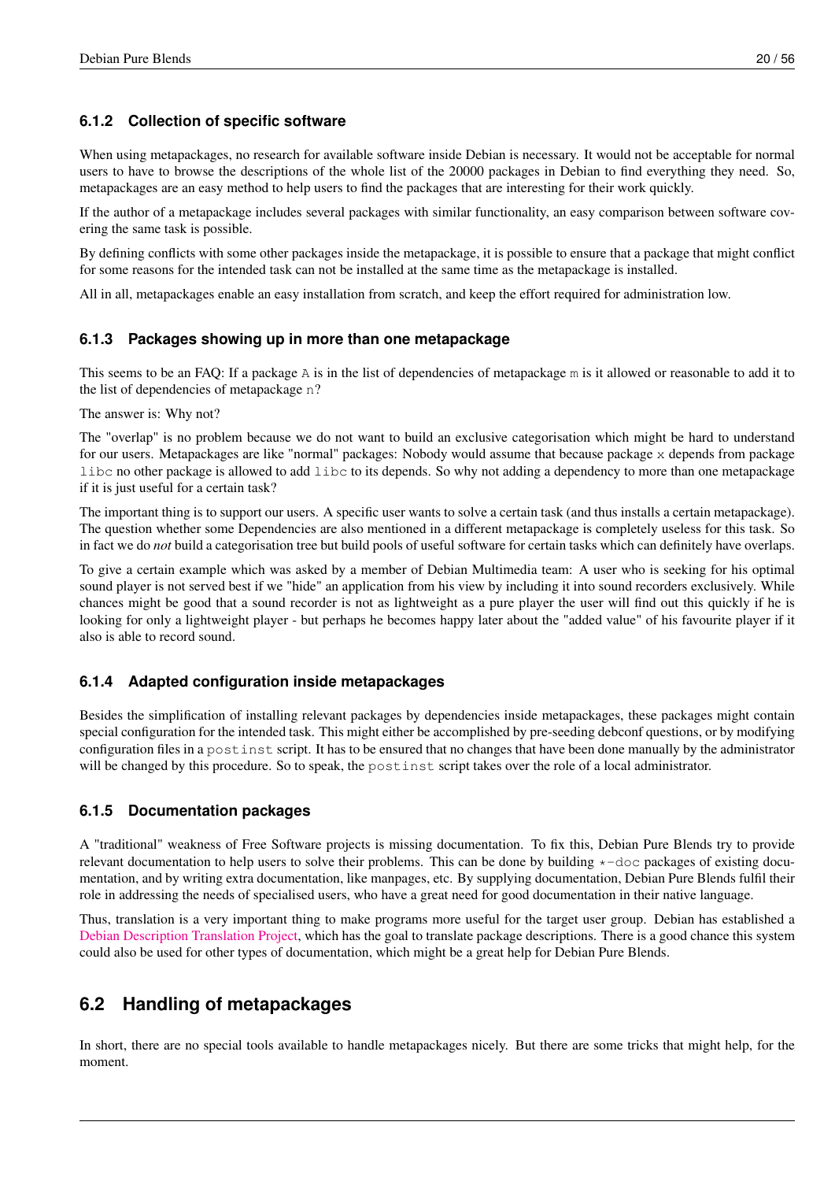### 6.1.2 Collection of specific software

When using metapackages, no research for available software inside Debian is necessary. It would not be acceptable for normal users to have to browse the descriptions of the whole list of the 20000 packages in Debian to find everything they need. So, metapackages are an easy method to help users to find the packages that are interesting for their work quickly.

If the author of a metapackage includes several packages with similar functionality, an easy comparison between software covering the same task is possible.

By defining conflicts with some other packages inside the metapackage, it is possible to ensure that a package that might conflict for some reasons for the intended task can not be installed at the same time as the metapackage is installed.

All in all, metapackages enable an easy installation from scratch, and keep the effort required for administration low.

### 6.1.3 Packages showing up in more than one metapackage

This seems to be an FAQ: If a package `A` is in the list of dependencies of metapackage `m` is it allowed or reasonable to add it to the list of dependencies of metapackage `n`?

The answer is: Why not?

The "overlap" is no problem because we do not want to build an exclusive categorisation which might be hard to understand for our users. Metapackages are like "normal" packages: Nobody would assume that because package `x` depends from package `libc` no other package is allowed to add `libc` to its depends. So why not adding a dependency to more than one metapackage if it is just useful for a certain task?

The important thing is to support our users. A specific user wants to solve a certain task (and thus installs a certain metapackage). The question whether some Dependencies are also mentioned in a different metapackage is completely useless for this task. So in fact we do *not* build a categorisation tree but build pools of useful software for certain tasks which can definitely have overlaps.

To give a certain example which was asked by a member of Debian Multimedia team: A user who is seeking for his optimal sound player is not served best if we "hide" an application from his view by including it into sound recorders exclusively. While chances might be good that a sound recorder is not as lightweight as a pure player the user will find out this quickly if he is looking for only a lightweight player - but perhaps he becomes happy later about the "added value" of his favourite player if it also is able to record sound.

### 6.1.4 Adapted configuration inside metapackages

Besides the simplification of installing relevant packages by dependencies inside metapackages, these packages might contain special configuration for the intended task. This might either be accomplished by pre-seeding debconf questions, or by modifying configuration files in a `postinst` script. It has to be ensured that no changes that have been done manually by the administrator will be changed by this procedure. So to speak, the `postinst` script takes over the role of a local administrator.

### 6.1.5 Documentation packages

A "traditional" weakness of Free Software projects is missing documentation. To fix this, Debian Pure Blends try to provide relevant documentation to help users to solve their problems. This can be done by building `*-doc` packages of existing documentation, and by writing extra documentation, like manpages, etc. By supplying documentation, Debian Pure Blends fulfil their role in addressing the needs of specialised users, who have a great need for good documentation in their native language.

Thus, translation is a very important thing to make programs more useful for the target user group. Debian has established a Debian Description Translation Project, which has the goal to translate package descriptions. There is a good chance this system could also be used for other types of documentation, which might be a great help for Debian Pure Blends.

## 6.2 Handling of metapackages

In short, there are no special tools available to handle metapackages nicely. But there are some tricks that might help, for the moment.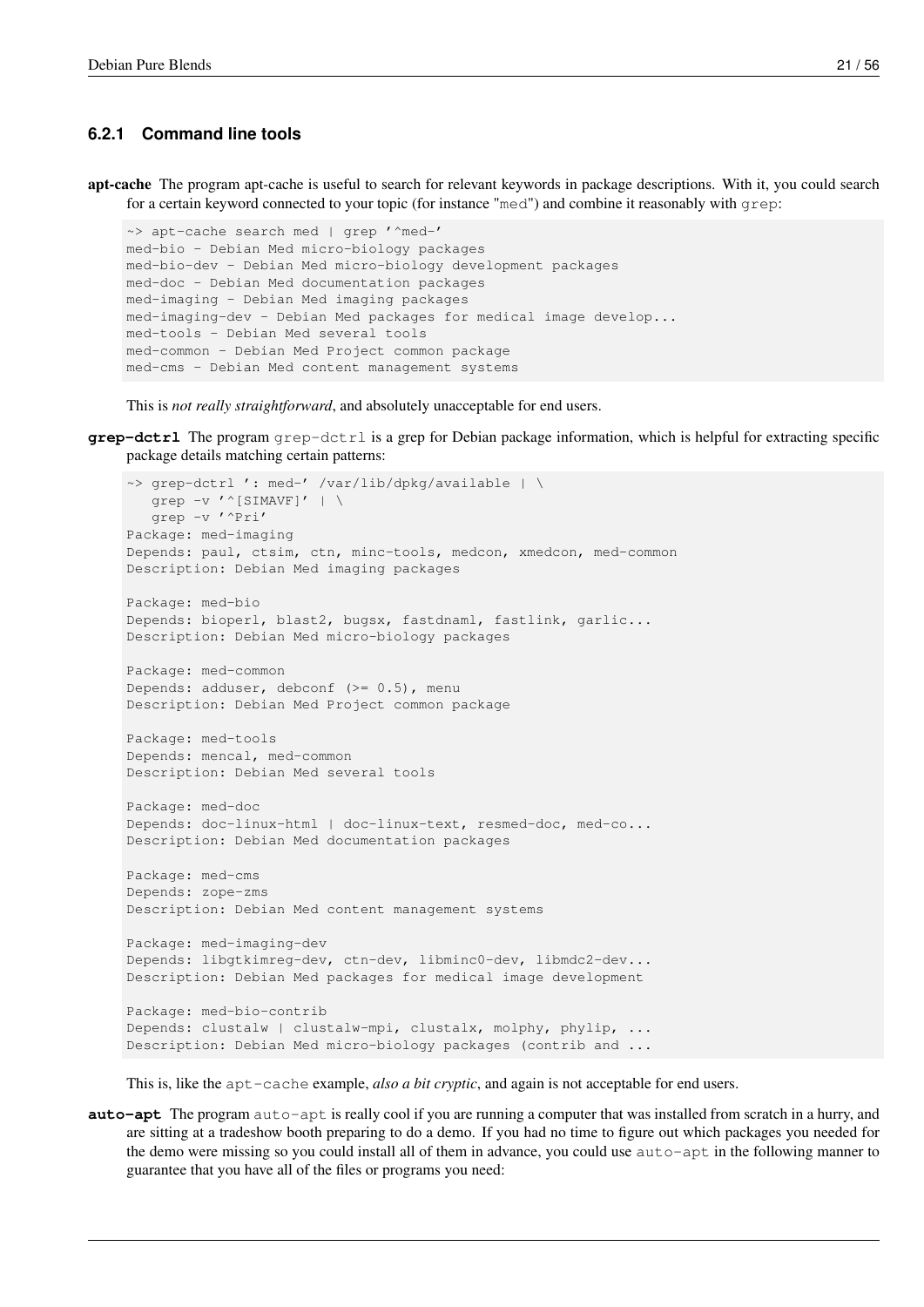### 6.2.1 Command line tools

**apt-cache** The program apt-cache is useful to search for relevant keywords in package descriptions. With it, you could search for a certain keyword connected to your topic (for instance "`med`") and combine it reasonably with `grep`:

```
~> apt-cache search med | grep '^med-'
med-bio - Debian Med micro-biology packages
med-bio-dev - Debian Med micro-biology development packages
med-doc - Debian Med documentation packages
med-imaging - Debian Med imaging packages
med-imaging-dev - Debian Med packages for medical image develop...
med-tools - Debian Med several tools
med-common - Debian Med Project common package
med-cms - Debian Med content management systems
```

This is *not really straightforward*, and absolutely unacceptable for end users.

**`grep-dctrl`** The program `grep-dctrl` is a grep for Debian package information, which is helpful for extracting specific package details matching certain patterns:

```
~> grep-dctrl ': med-' /var/lib/dpkg/available | \
   grep -v '^[SIMAVF]' | \
   grep -v '^Pri'
Package: med-imaging
Depends: paul, ctsim, ctn, minc-tools, medcon, xmedcon, med-common
Description: Debian Med imaging packages

Package: med-bio
Depends: bioperl, blast2, bugsx, fastdnaml, fastlink, garlic...
Description: Debian Med micro-biology packages

Package: med-common
Depends: adduser, debconf (>= 0.5), menu
Description: Debian Med Project common package

Package: med-tools
Depends: mencal, med-common
Description: Debian Med several tools

Package: med-doc
Depends: doc-linux-html | doc-linux-text, resmed-doc, med-co...
Description: Debian Med documentation packages

Package: med-cms
Depends: zope-zms
Description: Debian Med content management systems

Package: med-imaging-dev
Depends: libgtkimreg-dev, ctn-dev, libminc0-dev, libmdc2-dev...
Description: Debian Med packages for medical image development

Package: med-bio-contrib
Depends: clustalw | clustalw-mpi, clustalx, molphy, phylip, ...
Description: Debian Med micro-biology packages (contrib and ...
```

This is, like the `apt-cache` example, *also a bit cryptic*, and again is not acceptable for end users.

**`auto-apt`** The program `auto-apt` is really cool if you are running a computer that was installed from scratch in a hurry, and are sitting at a tradeshow booth preparing to do a demo. If you had no time to figure out which packages you needed for the demo were missing so you could install all of them in advance, you could use `auto-apt` in the following manner to guarantee that you have all of the files or programs you need: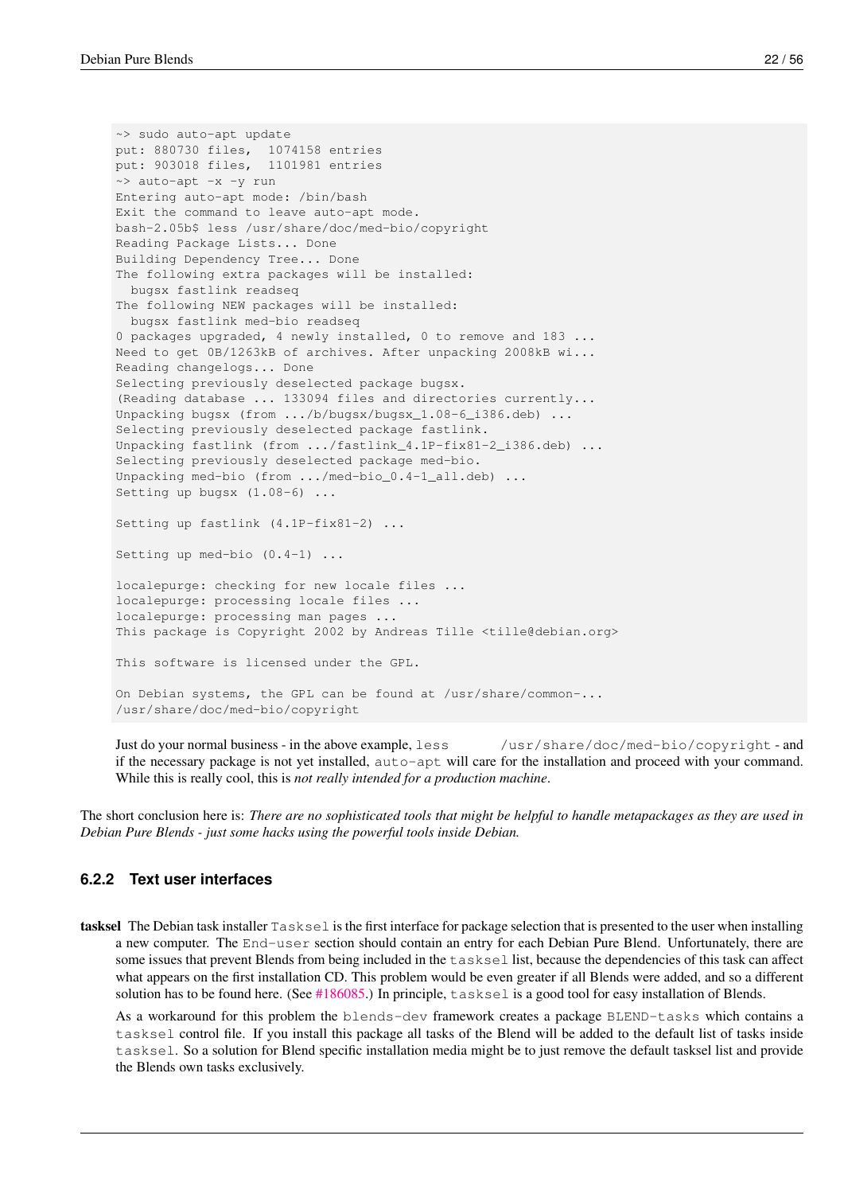```
~> sudo auto-apt update
put: 880730 files,  1074158 entries
put: 903018 files,  1101981 entries
~> auto-apt -x -y run
Entering auto-apt mode: /bin/bash
Exit the command to leave auto-apt mode.
bash-2.05b$ less /usr/share/doc/med-bio/copyright
Reading Package Lists... Done
Building Dependency Tree... Done
The following extra packages will be installed:
  bugsx fastlink readseq
The following NEW packages will be installed:
  bugsx fastlink med-bio readseq
0 packages upgraded, 4 newly installed, 0 to remove and 183 ...
Need to get 0B/1263kB of archives. After unpacking 2008kB wi...
Reading changelogs... Done
Selecting previously deselected package bugsx.
(Reading database ... 133094 files and directories currently...
Unpacking bugsx (from .../b/bugsx/bugsx_1.08-6_i386.deb) ...
Selecting previously deselected package fastlink.
Unpacking fastlink (from .../fastlink_4.1P-fix81-2_i386.deb) ...
Selecting previously deselected package med-bio.
Unpacking med-bio (from .../med-bio_0.4-1_all.deb) ...
Setting up bugsx (1.08-6) ...

Setting up fastlink (4.1P-fix81-2) ...

Setting up med-bio (0.4-1) ...

localepurge: checking for new locale files ...
localepurge: processing locale files ...
localepurge: processing man pages ...
This package is Copyright 2002 by Andreas Tille <tille@debian.org>

This software is licensed under the GPL.

On Debian systems, the GPL can be found at /usr/share/common-...
/usr/share/doc/med-bio/copyright
```

Just do your normal business - in the above example, `less /usr/share/doc/med-bio/copyright` - and if the necessary package is not yet installed, `auto-apt` will care for the installation and proceed with your command. While this is really cool, this is *not really intended for a production machine*.

The short conclusion here is: *There are no sophisticated tools that might be helpful to handle metapackages as they are used in Debian Pure Blends - just some hacks using the powerful tools inside Debian.*

### 6.2.2 Text user interfaces

**tasksel** The Debian task installer `Tasksel` is the first interface for package selection that is presented to the user when installing a new computer. The `End-user` section should contain an entry for each Debian Pure Blend. Unfortunately, there are some issues that prevent Blends from being included in the `tasksel` list, because the dependencies of this task can affect what appears on the first installation CD. This problem would be even greater if all Blends were added, and so a different solution has to be found here. (See #186085.) In principle, `tasksel` is a good tool for easy installation of Blends.

As a workaround for this problem the `blends-dev` framework creates a package `BLEND-tasks` which contains a `tasksel` control file. If you install this package all tasks of the Blend will be added to the default list of tasks inside `tasksel`. So a solution for Blend specific installation media might be to just remove the default tasksel list and provide the Blends own tasks exclusively.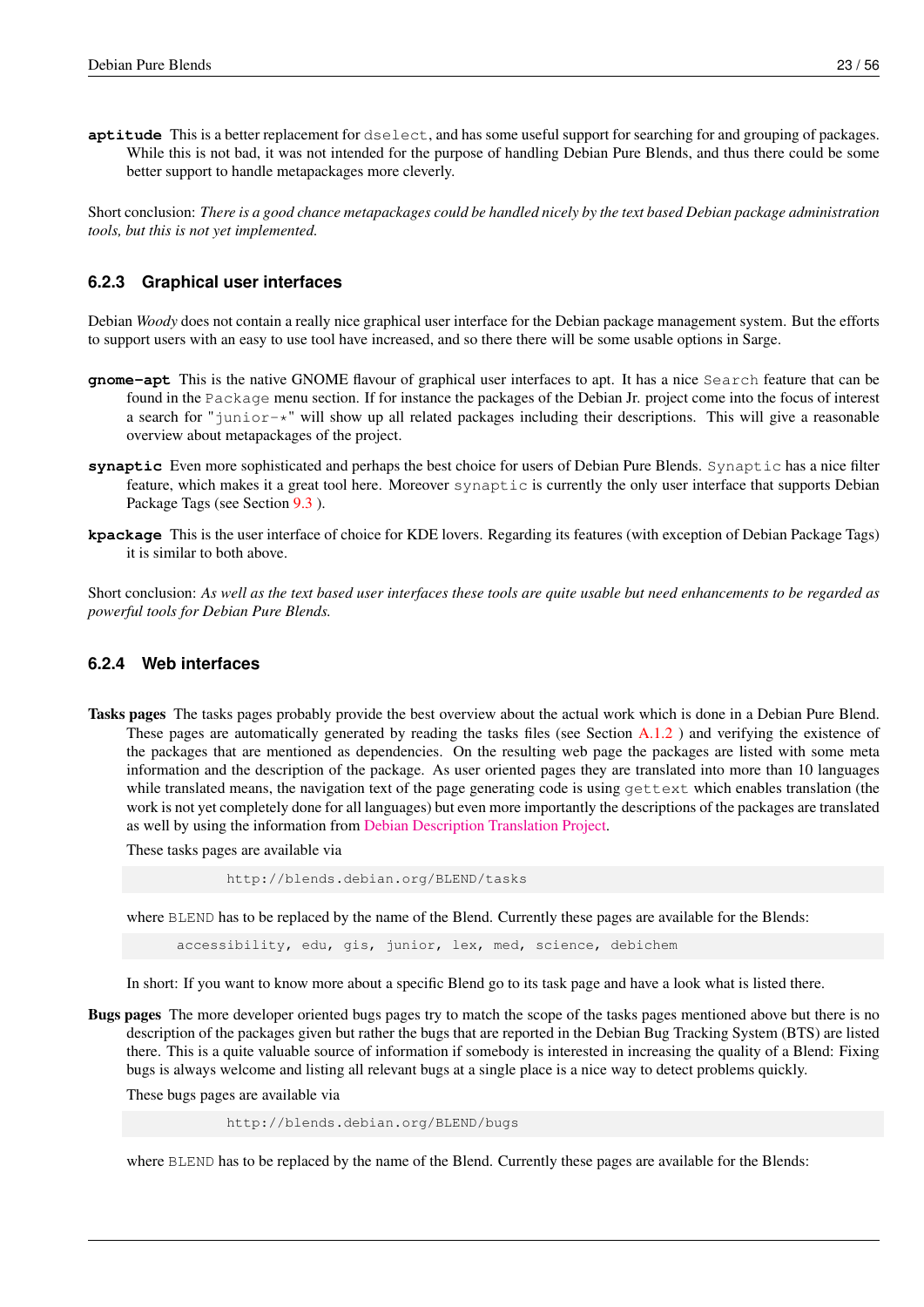**aptitude** This is a better replacement for `dselect`, and has some useful support for searching for and grouping of packages. While this is not bad, it was not intended for the purpose of handling Debian Pure Blends, and thus there could be some better support to handle metapackages more cleverly.

Short conclusion: *There is a good chance metapackages could be handled nicely by the text based Debian package administration tools, but this is not yet implemented.*

### 6.2.3 Graphical user interfaces

Debian *Woody* does not contain a really nice graphical user interface for the Debian package management system. But the efforts to support users with an easy to use tool have increased, and so there there will be some usable options in Sarge.

**gnome-apt** This is the native GNOME flavour of graphical user interfaces to apt. It has a nice `Search` feature that can be found in the `Package` menu section. If for instance the packages of the Debian Jr. project come into the focus of interest a search for "`junior-*`" will show up all related packages including their descriptions. This will give a reasonable overview about metapackages of the project.

**synaptic** Even more sophisticated and perhaps the best choice for users of Debian Pure Blends. `Synaptic` has a nice filter feature, which makes it a great tool here. Moreover `synaptic` is currently the only user interface that supports Debian Package Tags (see Section 9.3 ).

**kpackage** This is the user interface of choice for KDE lovers. Regarding its features (with exception of Debian Package Tags) it is similar to both above.

Short conclusion: *As well as the text based user interfaces these tools are quite usable but need enhancements to be regarded as powerful tools for Debian Pure Blends.*

### 6.2.4 Web interfaces

**Tasks pages** The tasks pages probably provide the best overview about the actual work which is done in a Debian Pure Blend. These pages are automatically generated by reading the tasks files (see Section A.1.2 ) and verifying the existence of the packages that are mentioned as dependencies. On the resulting web page the packages are listed with some meta information and the description of the package. As user oriented pages they are translated into more than 10 languages while translated means, the navigation text of the page generating code is using `gettext` which enables translation (the work is not yet completely done for all languages) but even more importantly the descriptions of the packages are translated as well by using the information from Debian Description Translation Project.

These tasks pages are available via

```
http://blends.debian.org/BLEND/tasks
```

where `BLEND` has to be replaced by the name of the Blend. Currently these pages are available for the Blends:

```
accessibility, edu, gis, junior, lex, med, science, debichem
```

In short: If you want to know more about a specific Blend go to its task page and have a look what is listed there.

**Bugs pages** The more developer oriented bugs pages try to match the scope of the tasks pages mentioned above but there is no description of the packages given but rather the bugs that are reported in the Debian Bug Tracking System (BTS) are listed there. This is a quite valuable source of information if somebody is interested in increasing the quality of a Blend: Fixing bugs is always welcome and listing all relevant bugs at a single place is a nice way to detect problems quickly.

These bugs pages are available via

```
http://blends.debian.org/BLEND/bugs
```

where `BLEND` has to be replaced by the name of the Blend. Currently these pages are available for the Blends: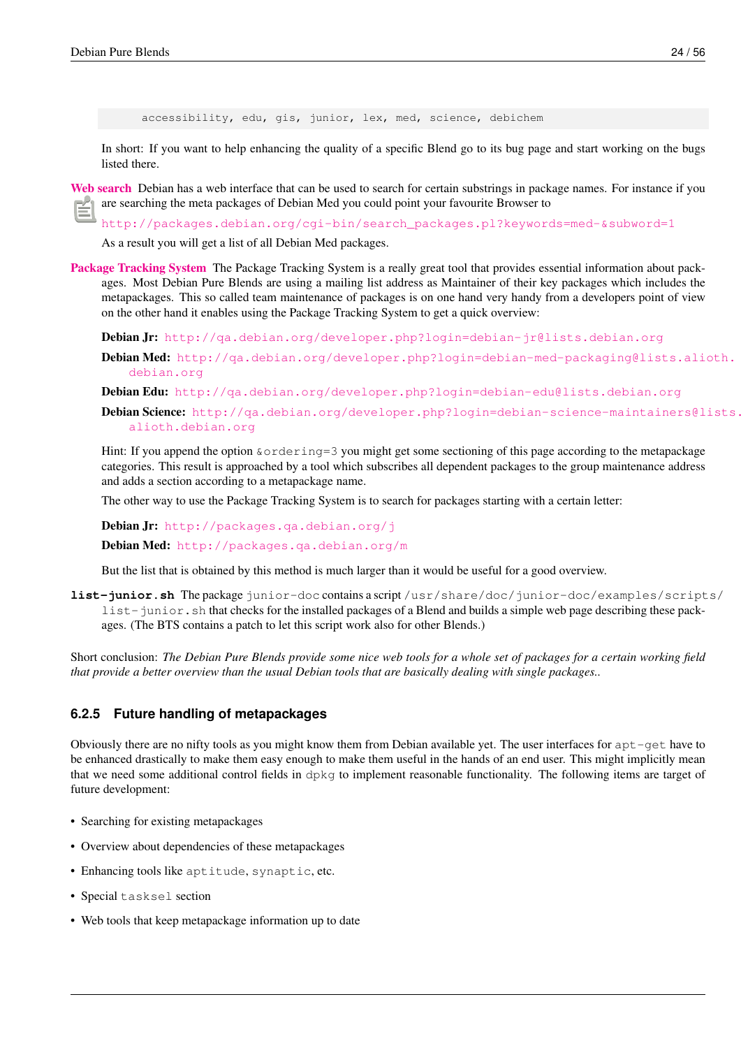```
accessibility, edu, gis, junior, lex, med, science, debichem
```

In short: If you want to help enhancing the quality of a specific Blend go to its bug page and start working on the bugs listed there.

**Web search** Debian has a web interface that can be used to search for certain substrings in package names. For instance if you are searching the meta packages of Debian Med you could point your favourite Browser to

http://packages.debian.org/cgi-bin/search_packages.pl?keywords=med-&subword=1

As a result you will get a list of all Debian Med packages.

**Package Tracking System** The Package Tracking System is a really great tool that provides essential information about packages. Most Debian Pure Blends are using a mailing list address as Maintainer of their key packages which includes the metapackages. This so called team maintenance of packages is on one hand very handy from a developers point of view on the other hand it enables using the Package Tracking System to get a quick overview:

**Debian Jr:** http://qa.debian.org/developer.php?login=debian-jr@lists.debian.org

**Debian Med:** http://qa.debian.org/developer.php?login=debian-med-packaging@lists.alioth.debian.org

**Debian Edu:** http://qa.debian.org/developer.php?login=debian-edu@lists.debian.org

**Debian Science:** http://qa.debian.org/developer.php?login=debian-science-maintainers@lists.alioth.debian.org

Hint: If you append the option `&ordering=3` you might get some sectioning of this page according to the metapackage categories. This result is approached by a tool which subscribes all dependent packages to the group maintenance address and adds a section according to a metapackage name.

The other way to use the Package Tracking System is to search for packages starting with a certain letter:

**Debian Jr:** http://packages.qa.debian.org/j

**Debian Med:** http://packages.qa.debian.org/m

But the list that is obtained by this method is much larger than it would be useful for a good overview.

**`list-junior.sh`** The package `junior-doc` contains a script `/usr/share/doc/junior-doc/examples/scripts/list-junior.sh` that checks for the installed packages of a Blend and builds a simple web page describing these packages. (The BTS contains a patch to let this script work also for other Blends.)

Short conclusion: *The Debian Pure Blends provide some nice web tools for a whole set of packages for a certain working field that provide a better overview than the usual Debian tools that are basically dealing with single packages..*

### 6.2.5 Future handling of metapackages

Obviously there are no nifty tools as you might know them from Debian available yet. The user interfaces for `apt-get` have to be enhanced drastically to make them easy enough to make them useful in the hands of an end user. This might implicitly mean that we need some additional control fields in `dpkg` to implement reasonable functionality. The following items are target of future development:

- Searching for existing metapackages
- Overview about dependencies of these metapackages
- Enhancing tools like `aptitude`, `synaptic`, etc.
- Special `tasksel` section
- Web tools that keep metapackage information up to date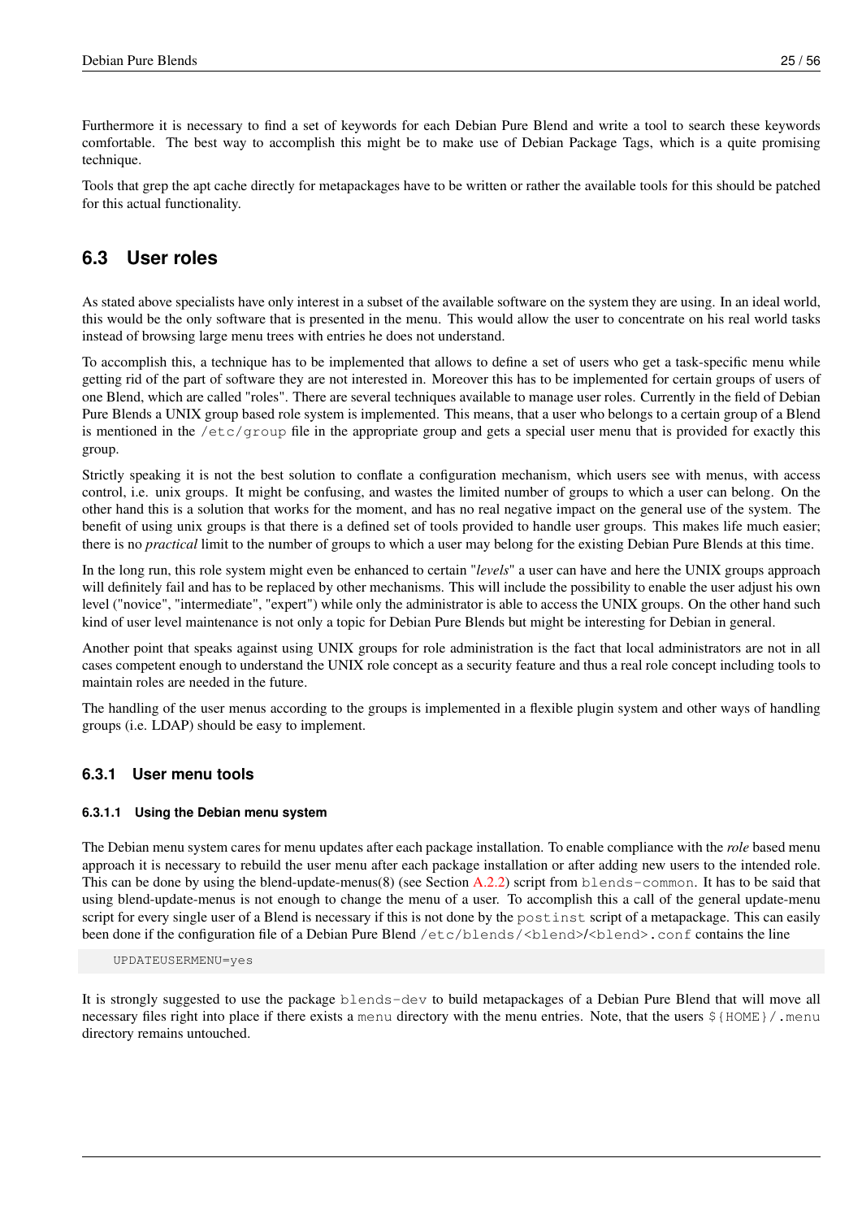Furthermore it is necessary to find a set of keywords for each Debian Pure Blend and write a tool to search these keywords comfortable. The best way to accomplish this might be to make use of Debian Package Tags, which is a quite promising technique.

Tools that grep the apt cache directly for metapackages have to be written or rather the available tools for this should be patched for this actual functionality.

## 6.3 User roles

As stated above specialists have only interest in a subset of the available software on the system they are using. In an ideal world, this would be the only software that is presented in the menu. This would allow the user to concentrate on his real world tasks instead of browsing large menu trees with entries he does not understand.

To accomplish this, a technique has to be implemented that allows to define a set of users who get a task-specific menu while getting rid of the part of software they are not interested in. Moreover this has to be implemented for certain groups of users of one Blend, which are called "roles". There are several techniques available to manage user roles. Currently in the field of Debian Pure Blends a UNIX group based role system is implemented. This means, that a user who belongs to a certain group of a Blend is mentioned in the `/etc/group` file in the appropriate group and gets a special user menu that is provided for exactly this group.

Strictly speaking it is not the best solution to conflate a configuration mechanism, which users see with menus, with access control, i.e. unix groups. It might be confusing, and wastes the limited number of groups to which a user can belong. On the other hand this is a solution that works for the moment, and has no real negative impact on the general use of the system. The benefit of using unix groups is that there is a defined set of tools provided to handle user groups. This makes life much easier; there is no *practical* limit to the number of groups to which a user may belong for the existing Debian Pure Blends at this time.

In the long run, this role system might even be enhanced to certain "*levels*" a user can have and here the UNIX groups approach will definitely fail and has to be replaced by other mechanisms. This will include the possibility to enable the user adjust his own level ("novice", "intermediate", "expert") while only the administrator is able to access the UNIX groups. On the other hand such kind of user level maintenance is not only a topic for Debian Pure Blends but might be interesting for Debian in general.

Another point that speaks against using UNIX groups for role administration is the fact that local administrators are not in all cases competent enough to understand the UNIX role concept as a security feature and thus a real role concept including tools to maintain roles are needed in the future.

The handling of the user menus according to the groups is implemented in a flexible plugin system and other ways of handling groups (i.e. LDAP) should be easy to implement.

### 6.3.1 User menu tools

#### 6.3.1.1 Using the Debian menu system

The Debian menu system cares for menu updates after each package installation. To enable compliance with the *role* based menu approach it is necessary to rebuild the user menu after each package installation or after adding new users to the intended role. This can be done by using the blend-update-menus(8) (see Section A.2.2) script from `blends-common`. It has to be said that using blend-update-menus is not enough to change the menu of a user. To accomplish this a call of the general update-menu script for every single user of a Blend is necessary if this is not done by the `postinst` script of a metapackage. This can easily been done if the configuration file of a Debian Pure Blend `/etc/blends/<blend>/<blend>.conf` contains the line

```
UPDATEUSERMENU=yes
```

It is strongly suggested to use the package `blends-dev` to build metapackages of a Debian Pure Blend that will move all necessary files right into place if there exists a `menu` directory with the menu entries. Note, that the users `${HOME}/.menu` directory remains untouched.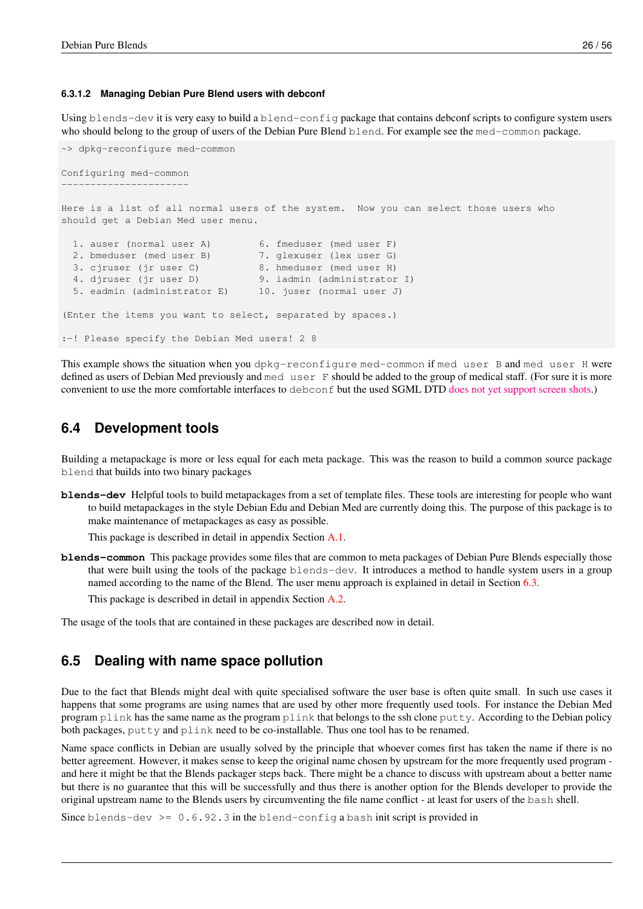#### 6.3.1.2 Managing Debian Pure Blend users with debconf

Using `blends-dev` it is very easy to build a `blend-config` package that contains debconf scripts to configure system users who should belong to the group of users of the Debian Pure Blend `blend`. For example see the `med-common` package.

```
~> dpkg-reconfigure med-common

Configuring med-common
----------------------

Here is a list of all normal users of the system.  Now you can select those users who
should get a Debian Med user menu.

  1. auser (normal user A)        6. fmeduser (med user F)
  2. bmeduser (med user B)        7. glexuser (lex user G)
  3. cjruser (jr user C)          8. hmeduser (med user H)
  4. djruser (jr user D)          9. iadmin (administrator I)
  5. eadmin (administrator E)     10. juser (normal user J)

(Enter the items you want to select, separated by spaces.)

:-! Please specify the Debian Med users! 2 8
```

This example shows the situation when you `dpkg-reconfigure med-common` if `med user B` and `med user H` were defined as users of Debian Med previously and `med user F` should be added to the group of medical staff. (For sure it is more convenient to use the more comfortable interfaces to `debconf` but the used SGML DTD does not yet support screen shots.)

## 6.4 Development tools

Building a metapackage is more or less equal for each meta package. This was the reason to build a common source package `blend` that builds into two binary packages

**blends-dev** Helpful tools to build metapackages from a set of template files. These tools are interesting for people who want to build metapackages in the style Debian Edu and Debian Med are currently doing this. The purpose of this package is to make maintenance of metapackages as easy as possible.

This package is described in detail in appendix Section A.1.

**blends-common** This package provides some files that are common to meta packages of Debian Pure Blends especially those that were built using the tools of the package `blends-dev`. It introduces a method to handle system users in a group named according to the name of the Blend. The user menu approach is explained in detail in Section 6.3.

This package is described in detail in appendix Section A.2.

The usage of the tools that are contained in these packages are described now in detail.

## 6.5 Dealing with name space pollution

Due to the fact that Blends might deal with quite specialised software the user base is often quite small. In such use cases it happens that some programs are using names that are used by other more frequently used tools. For instance the Debian Med program `plink` has the same name as the program `plink` that belongs to the ssh clone `putty`. According to the Debian policy both packages, `putty` and `plink` need to be co-installable. Thus one tool has to be renamed.

Name space conflicts in Debian are usually solved by the principle that whoever comes first has taken the name if there is no better agreement. However, it makes sense to keep the original name chosen by upstream for the more frequently used program - and here it might be that the Blends packager steps back. There might be a chance to discuss with upstream about a better name but there is no guarantee that this will be successfully and thus there is another option for the Blends developer to provide the original upstream name to the Blends users by circumventing the file name conflict - at least for users of the `bash` shell.

Since `blends-dev >= 0.6.92.3` in the `blend-config` a `bash` init script is provided in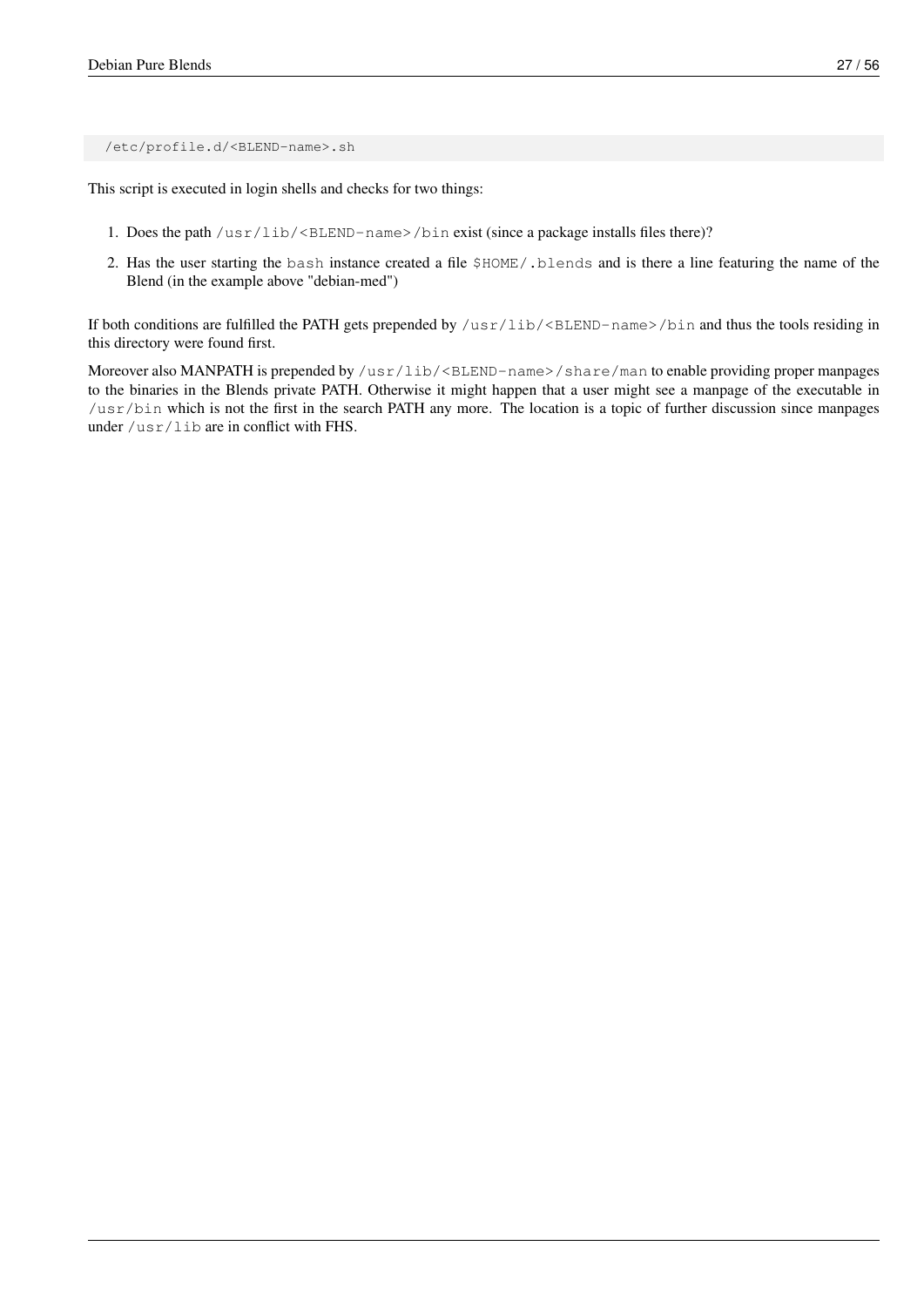```
/etc/profile.d/<BLEND-name>.sh
```

This script is executed in login shells and checks for two things:

1. Does the path `/usr/lib/<BLEND-name>/bin` exist (since a package installs files there)?
2. Has the user starting the `bash` instance created a file `$HOME/.blends` and is there a line featuring the name of the Blend (in the example above "debian-med")

If both conditions are fulfilled the PATH gets prepended by `/usr/lib/<BLEND-name>/bin` and thus the tools residing in this directory were found first.

Moreover also MANPATH is prepended by `/usr/lib/<BLEND-name>/share/man` to enable providing proper manpages to the binaries in the Blends private PATH. Otherwise it might happen that a user might see a manpage of the executable in `/usr/bin` which is not the first in the search PATH any more. The location is a topic of further discussion since manpages under `/usr/lib` are in conflict with FHS.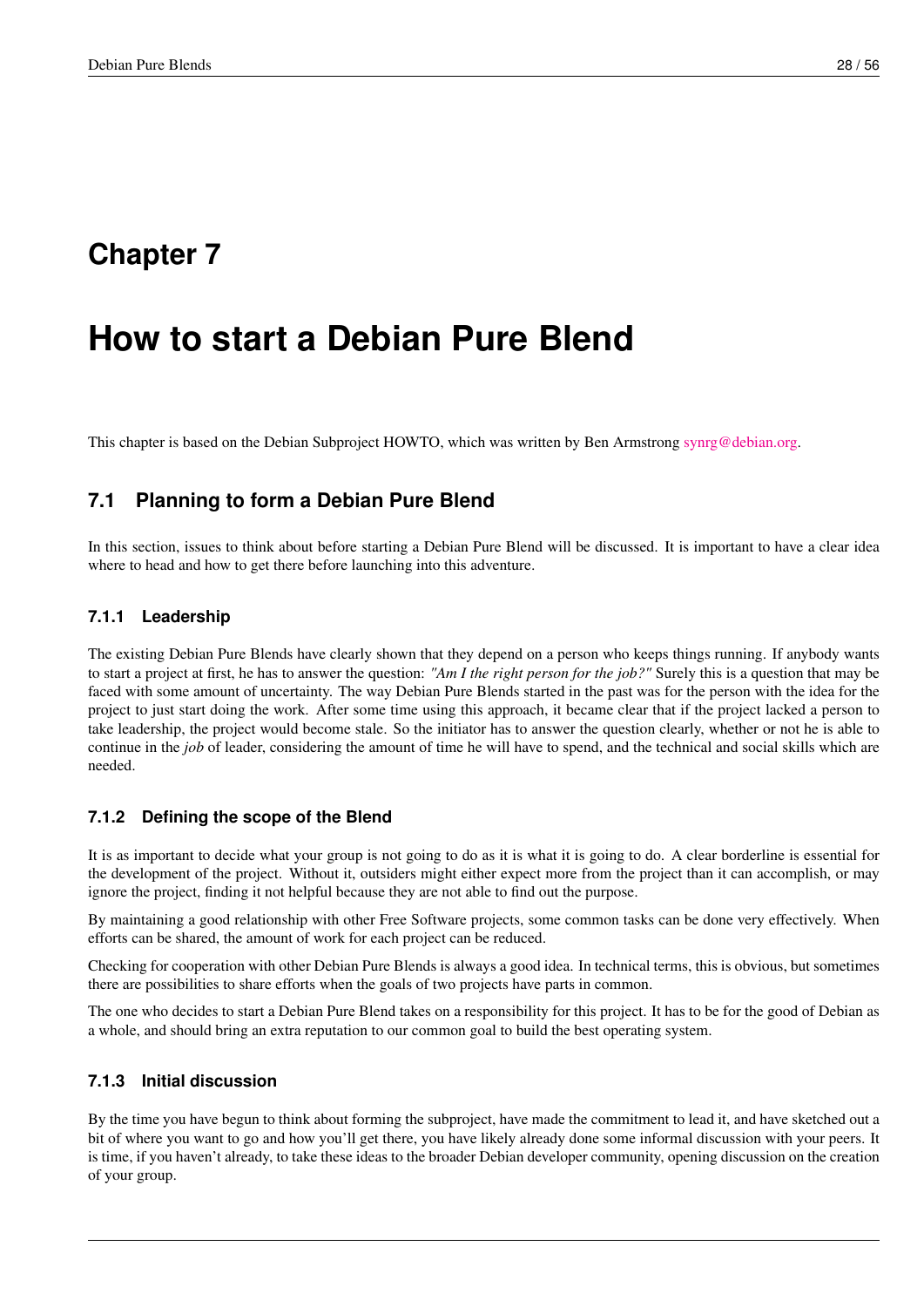# Chapter 7

# How to start a Debian Pure Blend

This chapter is based on the Debian Subproject HOWTO, which was written by Ben Armstrong synrg@debian.org.

## 7.1 Planning to form a Debian Pure Blend

In this section, issues to think about before starting a Debian Pure Blend will be discussed. It is important to have a clear idea where to head and how to get there before launching into this adventure.

### 7.1.1 Leadership

The existing Debian Pure Blends have clearly shown that they depend on a person who keeps things running. If anybody wants to start a project at first, he has to answer the question: *"Am I the right person for the job?"* Surely this is a question that may be faced with some amount of uncertainty. The way Debian Pure Blends started in the past was for the person with the idea for the project to just start doing the work. After some time using this approach, it became clear that if the project lacked a person to take leadership, the project would become stale. So the initiator has to answer the question clearly, whether or not he is able to continue in the *job* of leader, considering the amount of time he will have to spend, and the technical and social skills which are needed.

### 7.1.2 Defining the scope of the Blend

It is as important to decide what your group is not going to do as it is what it is going to do. A clear borderline is essential for the development of the project. Without it, outsiders might either expect more from the project than it can accomplish, or may ignore the project, finding it not helpful because they are not able to find out the purpose.

By maintaining a good relationship with other Free Software projects, some common tasks can be done very effectively. When efforts can be shared, the amount of work for each project can be reduced.

Checking for cooperation with other Debian Pure Blends is always a good idea. In technical terms, this is obvious, but sometimes there are possibilities to share efforts when the goals of two projects have parts in common.

The one who decides to start a Debian Pure Blend takes on a responsibility for this project. It has to be for the good of Debian as a whole, and should bring an extra reputation to our common goal to build the best operating system.

### 7.1.3 Initial discussion

By the time you have begun to think about forming the subproject, have made the commitment to lead it, and have sketched out a bit of where you want to go and how you'll get there, you have likely already done some informal discussion with your peers. It is time, if you haven't already, to take these ideas to the broader Debian developer community, opening discussion on the creation of your group.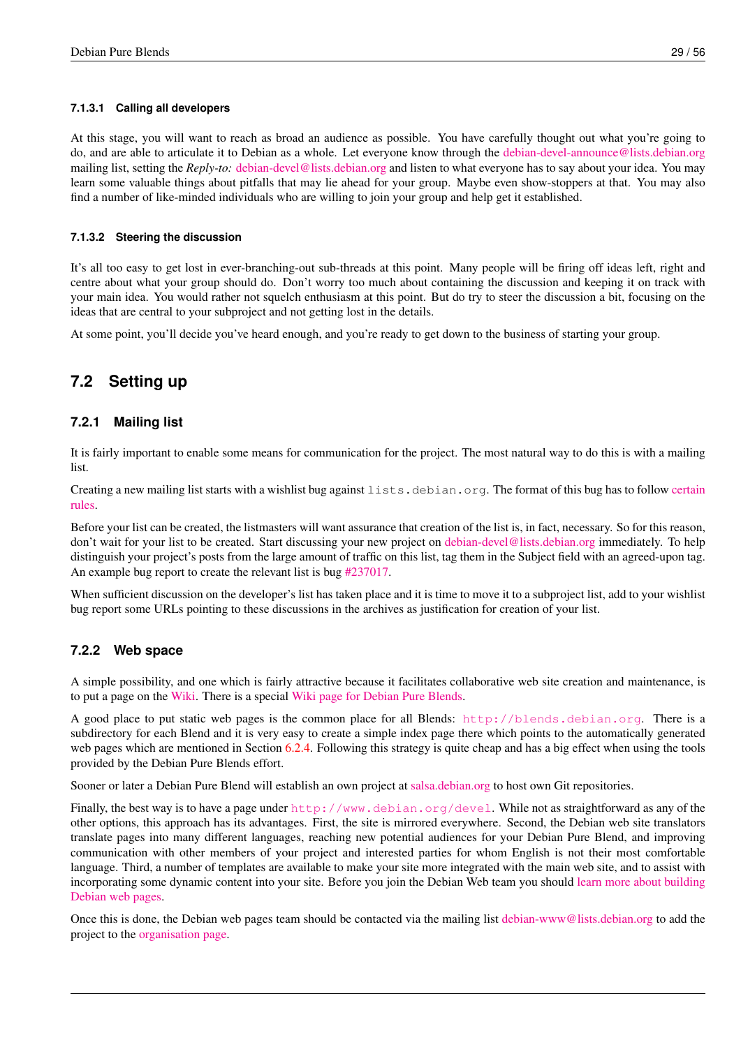#### 7.1.3.1 Calling all developers

At this stage, you will want to reach as broad an audience as possible. You have carefully thought out what you're going to do, and are able to articulate it to Debian as a whole. Let everyone know through the debian-devel-announce@lists.debian.org mailing list, setting the *Reply-to:* debian-devel@lists.debian.org and listen to what everyone has to say about your idea. You may learn some valuable things about pitfalls that may lie ahead for your group. Maybe even show-stoppers at that. You may also find a number of like-minded individuals who are willing to join your group and help get it established.

#### 7.1.3.2 Steering the discussion

It's all too easy to get lost in ever-branching-out sub-threads at this point. Many people will be firing off ideas left, right and centre about what your group should do. Don't worry too much about containing the discussion and keeping it on track with your main idea. You would rather not squelch enthusiasm at this point. But do try to steer the discussion a bit, focusing on the ideas that are central to your subproject and not getting lost in the details.

At some point, you'll decide you've heard enough, and you're ready to get down to the business of starting your group.

## 7.2 Setting up

### 7.2.1 Mailing list

It is fairly important to enable some means for communication for the project. The most natural way to do this is with a mailing list.

Creating a new mailing list starts with a wishlist bug against `lists.debian.org`. The format of this bug has to follow certain rules.

Before your list can be created, the listmasters will want assurance that creation of the list is, in fact, necessary. So for this reason, don't wait for your list to be created. Start discussing your new project on debian-devel@lists.debian.org immediately. To help distinguish your project's posts from the large amount of traffic on this list, tag them in the Subject field with an agreed-upon tag. An example bug report to create the relevant list is bug #237017.

When sufficient discussion on the developer's list has taken place and it is time to move it to a subproject list, add to your wishlist bug report some URLs pointing to these discussions in the archives as justification for creation of your list.

### 7.2.2 Web space

A simple possibility, and one which is fairly attractive because it facilitates collaborative web site creation and maintenance, is to put a page on the Wiki. There is a special Wiki page for Debian Pure Blends.

A good place to put static web pages is the common place for all Blends: `http://blends.debian.org`. There is a subdirectory for each Blend and it is very easy to create a simple index page there which points to the automatically generated web pages which are mentioned in Section 6.2.4. Following this strategy is quite cheap and has a big effect when using the tools provided by the Debian Pure Blends effort.

Sooner or later a Debian Pure Blend will establish an own project at salsa.debian.org to host own Git repositories.

Finally, the best way is to have a page under `http://www.debian.org/devel`. While not as straightforward as any of the other options, this approach has its advantages. First, the site is mirrored everywhere. Second, the Debian web site translators translate pages into many different languages, reaching new potential audiences for your Debian Pure Blend, and improving communication with other members of your project and interested parties for whom English is not their most comfortable language. Third, a number of templates are available to make your site more integrated with the main web site, and to assist with incorporating some dynamic content into your site. Before you join the Debian Web team you should learn more about building Debian web pages.

Once this is done, the Debian web pages team should be contacted via the mailing list debian-www@lists.debian.org to add the project to the organisation page.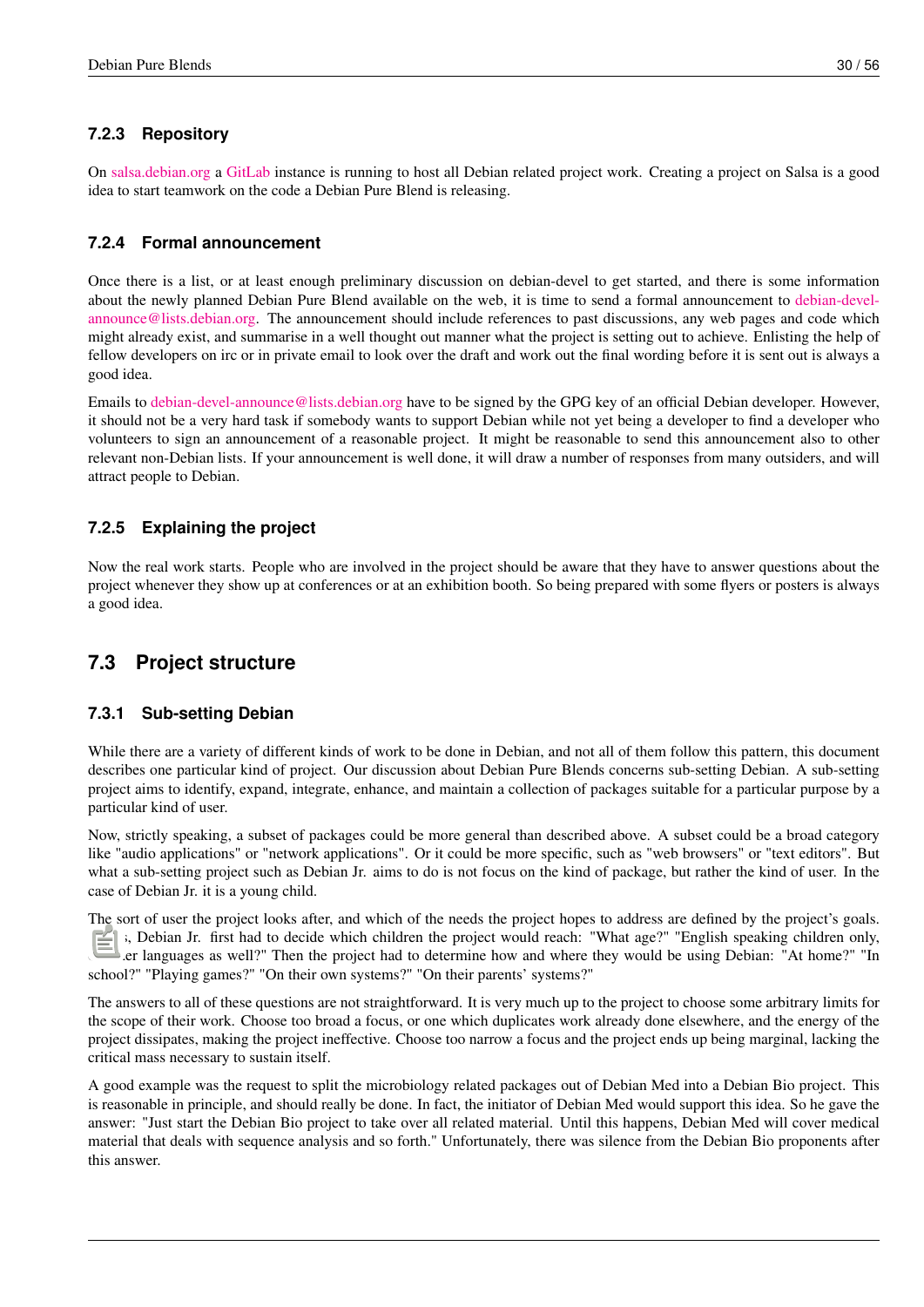### 7.2.3 Repository

On salsa.debian.org a GitLab instance is running to host all Debian related project work. Creating a project on Salsa is a good idea to start teamwork on the code a Debian Pure Blend is releasing.

### 7.2.4 Formal announcement

Once there is a list, or at least enough preliminary discussion on debian-devel to get started, and there is some information about the newly planned Debian Pure Blend available on the web, it is time to send a formal announcement to debian-devel-announce@lists.debian.org. The announcement should include references to past discussions, any web pages and code which might already exist, and summarise in a well thought out manner what the project is setting out to achieve. Enlisting the help of fellow developers on irc or in private email to look over the draft and work out the final wording before it is sent out is always a good idea.

Emails to debian-devel-announce@lists.debian.org have to be signed by the GPG key of an official Debian developer. However, it should not be a very hard task if somebody wants to support Debian while not yet being a developer to find a developer who volunteers to sign an announcement of a reasonable project. It might be reasonable to send this announcement also to other relevant non-Debian lists. If your announcement is well done, it will draw a number of responses from many outsiders, and will attract people to Debian.

### 7.2.5 Explaining the project

Now the real work starts. People who are involved in the project should be aware that they have to answer questions about the project whenever they show up at conferences or at an exhibition booth. So being prepared with some flyers or posters is always a good idea.

## 7.3 Project structure

### 7.3.1 Sub-setting Debian

While there are a variety of different kinds of work to be done in Debian, and not all of them follow this pattern, this document describes one particular kind of project. Our discussion about Debian Pure Blends concerns sub-setting Debian. A sub-setting project aims to identify, expand, integrate, enhance, and maintain a collection of packages suitable for a particular purpose by a particular kind of user.

Now, strictly speaking, a subset of packages could be more general than described above. A subset could be a broad category like "audio applications" or "network applications". Or it could be more specific, such as "web browsers" or "text editors". But what a sub-setting project such as Debian Jr. aims to do is not focus on the kind of package, but rather the kind of user. In the case of Debian Jr. it is a young child.

The sort of user the project looks after, and which of the needs the project hopes to address are defined by the project's goals. Thus, Debian Jr. first had to decide which children the project would reach: "What age?" "English speaking children only, or other languages as well?" Then the project had to determine how and where they would be using Debian: "At home?" "In school?" "Playing games?" "On their own systems?" "On their parents' systems?"

The answers to all of these questions are not straightforward. It is very much up to the project to choose some arbitrary limits for the scope of their work. Choose too broad a focus, or one which duplicates work already done elsewhere, and the energy of the project dissipates, making the project ineffective. Choose too narrow a focus and the project ends up being marginal, lacking the critical mass necessary to sustain itself.

A good example was the request to split the microbiology related packages out of Debian Med into a Debian Bio project. This is reasonable in principle, and should really be done. In fact, the initiator of Debian Med would support this idea. So he gave the answer: "Just start the Debian Bio project to take over all related material. Until this happens, Debian Med will cover medical material that deals with sequence analysis and so forth." Unfortunately, there was silence from the Debian Bio proponents after this answer.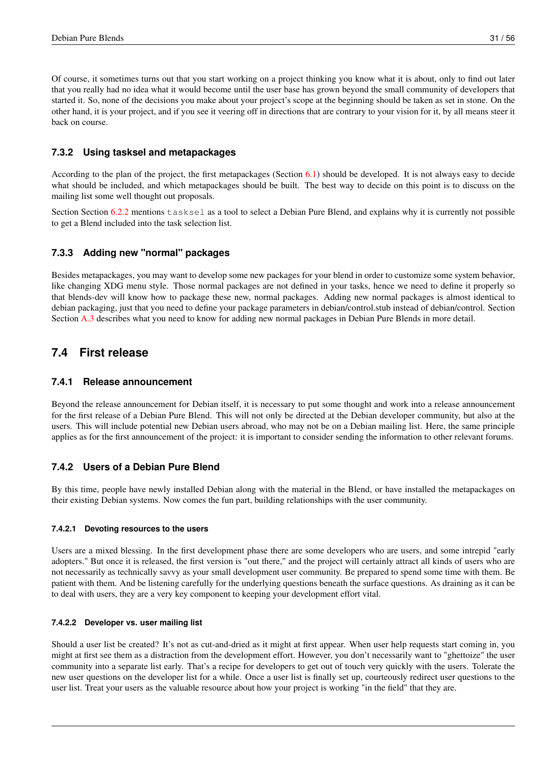Of course, it sometimes turns out that you start working on a project thinking you know what it is about, only to find out later that you really had no idea what it would become until the user base has grown beyond the small community of developers that started it. So, none of the decisions you make about your project's scope at the beginning should be taken as set in stone. On the other hand, it is your project, and if you see it veering off in directions that are contrary to your vision for it, by all means steer it back on course.

### 7.3.2 Using tasksel and metapackages

According to the plan of the project, the first metapackages (Section 6.1) should be developed. It is not always easy to decide what should be included, and which metapackages should be built. The best way to decide on this point is to discuss on the mailing list some well thought out proposals.

Section Section 6.2.2 mentions `tasksel` as a tool to select a Debian Pure Blend, and explains why it is currently not possible to get a Blend included into the task selection list.

### 7.3.3 Adding new "normal" packages

Besides metapackages, you may want to develop some new packages for your blend in order to customize some system behavior, like changing XDG menu style. Those normal packages are not defined in your tasks, hence we need to define it properly so that blends-dev will know how to package these new, normal packages. Adding new normal packages is almost identical to debian packaging, just that you need to define your package parameters in debian/control.stub instead of debian/control. Section Section A.3 describes what you need to know for adding new normal packages in Debian Pure Blends in more detail.

## 7.4 First release

### 7.4.1 Release announcement

Beyond the release announcement for Debian itself, it is necessary to put some thought and work into a release announcement for the first release of a Debian Pure Blend. This will not only be directed at the Debian developer community, but also at the users. This will include potential new Debian users abroad, who may not be on a Debian mailing list. Here, the same principle applies as for the first announcement of the project: it is important to consider sending the information to other relevant forums.

### 7.4.2 Users of a Debian Pure Blend

By this time, people have newly installed Debian along with the material in the Blend, or have installed the metapackages on their existing Debian systems. Now comes the fun part, building relationships with the user community.

#### 7.4.2.1 Devoting resources to the users

Users are a mixed blessing. In the first development phase there are some developers who are users, and some intrepid "early adopters." But once it is released, the first version is "out there," and the project will certainly attract all kinds of users who are not necessarily as technically savvy as your small development user community. Be prepared to spend some time with them. Be patient with them. And be listening carefully for the underlying questions beneath the surface questions. As draining as it can be to deal with users, they are a very key component to keeping your development effort vital.

#### 7.4.2.2 Developer vs. user mailing list

Should a user list be created? It's not as cut-and-dried as it might at first appear. When user help requests start coming in, you might at first see them as a distraction from the development effort. However, you don't necessarily want to "ghettoize" the user community into a separate list early. That's a recipe for developers to get out of touch very quickly with the users. Tolerate the new user questions on the developer list for a while. Once a user list is finally set up, courteously redirect user questions to the user list. Treat your users as the valuable resource about how your project is working "in the field" that they are.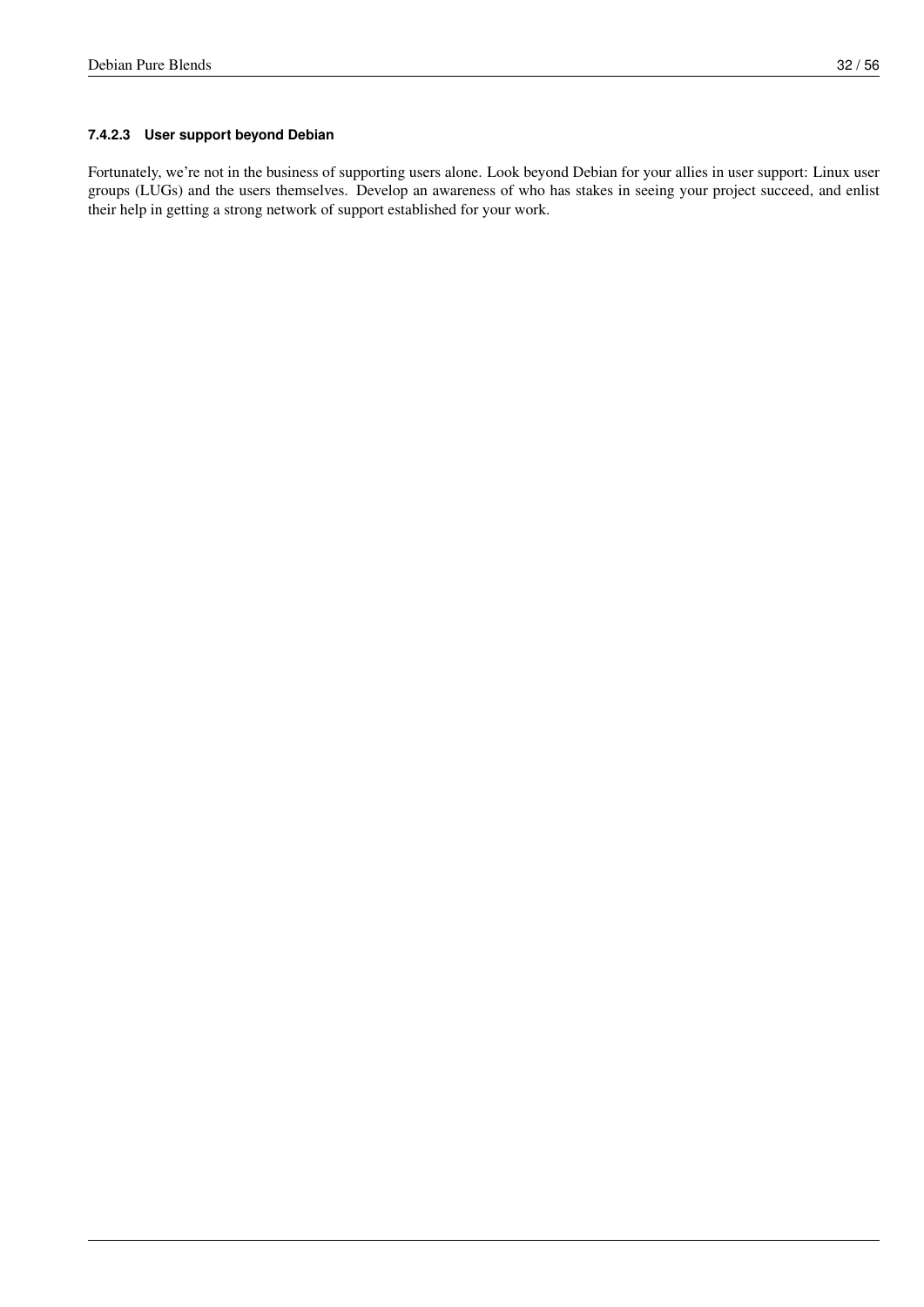#### 7.4.2.3 User support beyond Debian

Fortunately, we're not in the business of supporting users alone. Look beyond Debian for your allies in user support: Linux user groups (LUGs) and the users themselves. Develop an awareness of who has stakes in seeing your project succeed, and enlist their help in getting a strong network of support established for your work.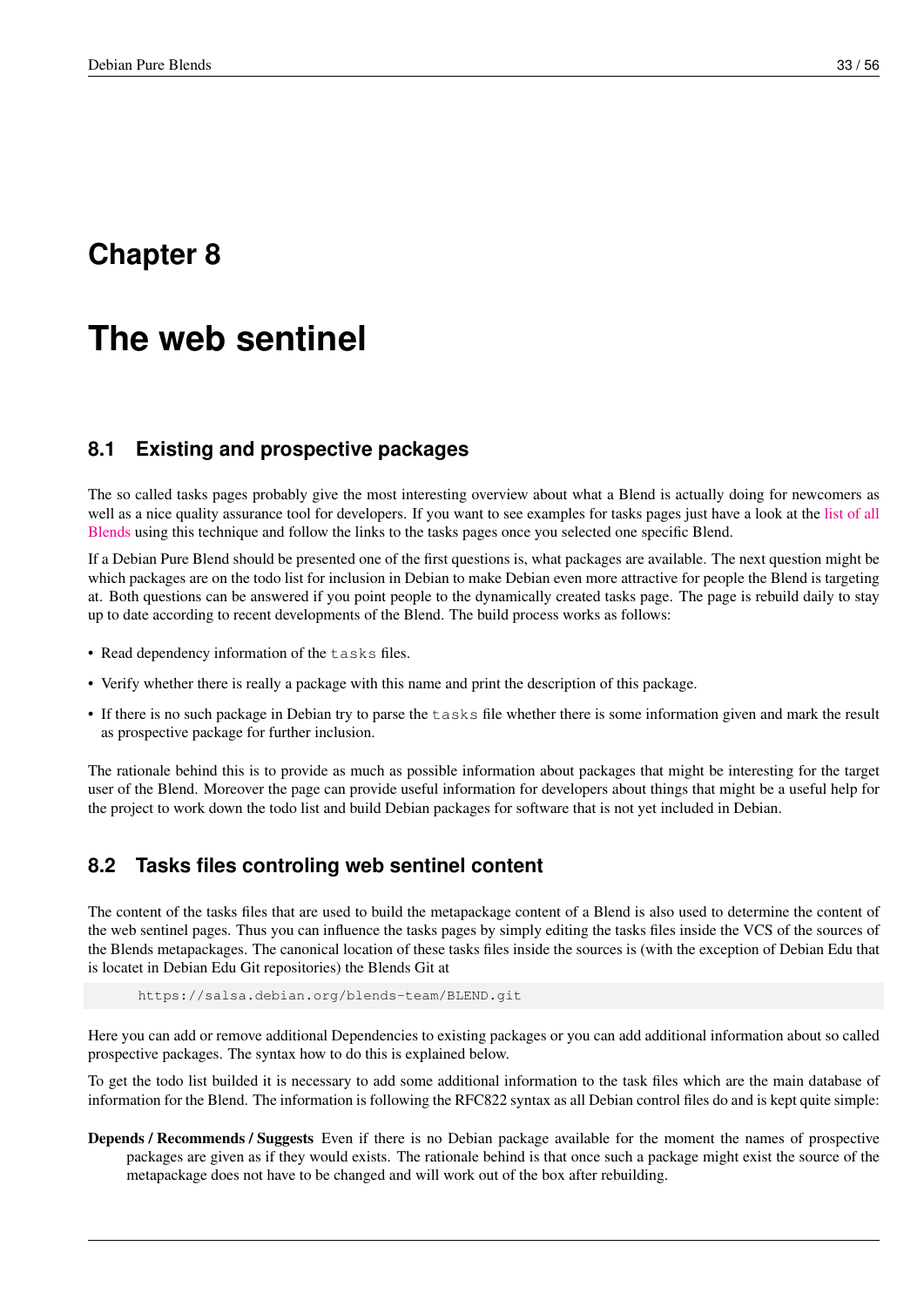# Chapter 8

# The web sentinel

## 8.1 Existing and prospective packages

The so called tasks pages probably give the most interesting overview about what a Blend is actually doing for newcomers as well as a nice quality assurance tool for developers. If you want to see examples for tasks pages just have a look at the list of all Blends using this technique and follow the links to the tasks pages once you selected one specific Blend.

If a Debian Pure Blend should be presented one of the first questions is, what packages are available. The next question might be which packages are on the todo list for inclusion in Debian to make Debian even more attractive for people the Blend is targeting at. Both questions can be answered if you point people to the dynamically created tasks page. The page is rebuild daily to stay up to date according to recent developments of the Blend. The build process works as follows:

- Read dependency information of the `tasks` files.
- Verify whether there is really a package with this name and print the description of this package.
- If there is no such package in Debian try to parse the `tasks` file whether there is some information given and mark the result as prospective package for further inclusion.

The rationale behind this is to provide as much as possible information about packages that might be interesting for the target user of the Blend. Moreover the page can provide useful information for developers about things that might be a useful help for the project to work down the todo list and build Debian packages for software that is not yet included in Debian.

## 8.2 Tasks files controling web sentinel content

The content of the tasks files that are used to build the metapackage content of a Blend is also used to determine the content of the web sentinel pages. Thus you can influence the tasks pages by simply editing the tasks files inside the VCS of the sources of the Blends metapackages. The canonical location of these tasks files inside the sources is (with the exception of Debian Edu that is locatet in Debian Edu Git repositories) the Blends Git at

```
https://salsa.debian.org/blends-team/BLEND.git
```

Here you can add or remove additional Dependencies to existing packages or you can add additional information about so called prospective packages. The syntax how to do this is explained below.

To get the todo list builded it is necessary to add some additional information to the task files which are the main database of information for the Blend. The information is following the RFC822 syntax as all Debian control files do and is kept quite simple:

**Depends / Recommends / Suggests** Even if there is no Debian package available for the moment the names of prospective packages are given as if they would exists. The rationale behind is that once such a package might exist the source of the metapackage does not have to be changed and will work out of the box after rebuilding.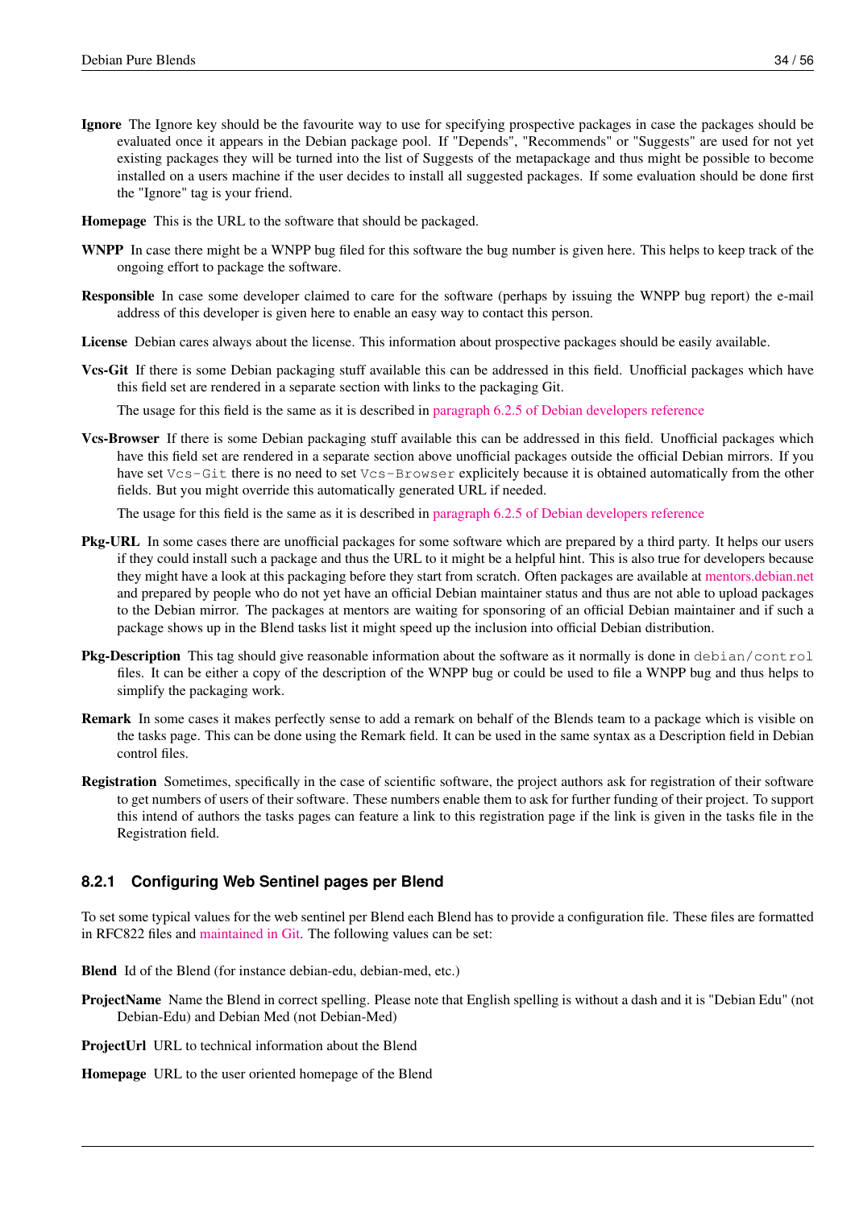**Ignore** The Ignore key should be the favourite way to use for specifying prospective packages in case the packages should be evaluated once it appears in the Debian package pool. If "Depends", "Recommends" or "Suggests" are used for not yet existing packages they will be turned into the list of Suggests of the metapackage and thus might be possible to become installed on a users machine if the user decides to install all suggested packages. If some evaluation should be done first the "Ignore" tag is your friend.

**Homepage** This is the URL to the software that should be packaged.

**WNPP** In case there might be a WNPP bug filed for this software the bug number is given here. This helps to keep track of the ongoing effort to package the software.

**Responsible** In case some developer claimed to care for the software (perhaps by issuing the WNPP bug report) the e-mail address of this developer is given here to enable an easy way to contact this person.

**License** Debian cares always about the license. This information about prospective packages should be easily available.

**Vcs-Git** If there is some Debian packaging stuff available this can be addressed in this field. Unofficial packages which have this field set are rendered in a separate section with links to the packaging Git.

The usage for this field is the same as it is described in paragraph 6.2.5 of Debian developers reference

**Vcs-Browser** If there is some Debian packaging stuff available this can be addressed in this field. Unofficial packages which have this field set are rendered in a separate section above unofficial packages outside the official Debian mirrors. If you have set `Vcs-Git` there is no need to set `Vcs-Browser` explicitely because it is obtained automatically from the other fields. But you might override this automatically generated URL if needed.

The usage for this field is the same as it is described in paragraph 6.2.5 of Debian developers reference

**Pkg-URL** In some cases there are unofficial packages for some software which are prepared by a third party. It helps our users if they could install such a package and thus the URL to it might be a helpful hint. This is also true for developers because they might have a look at this packaging before they start from scratch. Often packages are available at mentors.debian.net and prepared by people who do not yet have an official Debian maintainer status and thus are not able to upload packages to the Debian mirror. The packages at mentors are waiting for sponsoring of an official Debian maintainer and if such a package shows up in the Blend tasks list it might speed up the inclusion into official Debian distribution.

**Pkg-Description** This tag should give reasonable information about the software as it normally is done in `debian/control` files. It can be either a copy of the description of the WNPP bug or could be used to file a WNPP bug and thus helps to simplify the packaging work.

**Remark** In some cases it makes perfectly sense to add a remark on behalf of the Blends team to a package which is visible on the tasks page. This can be done using the Remark field. It can be used in the same syntax as a Description field in Debian control files.

**Registration** Sometimes, specifically in the case of scientific software, the project authors ask for registration of their software to get numbers of users of their software. These numbers enable them to ask for further funding of their project. To support this intend of authors the tasks pages can feature a link to this registration page if the link is given in the tasks file in the Registration field.

### 8.2.1 Configuring Web Sentinel pages per Blend

To set some typical values for the web sentinel per Blend each Blend has to provide a configuration file. These files are formatted in RFC822 files and maintained in Git. The following values can be set:

**Blend** Id of the Blend (for instance debian-edu, debian-med, etc.)

**ProjectName** Name the Blend in correct spelling. Please note that English spelling is without a dash and it is "Debian Edu" (not Debian-Edu) and Debian Med (not Debian-Med)

**ProjectUrl** URL to technical information about the Blend

**Homepage** URL to the user oriented homepage of the Blend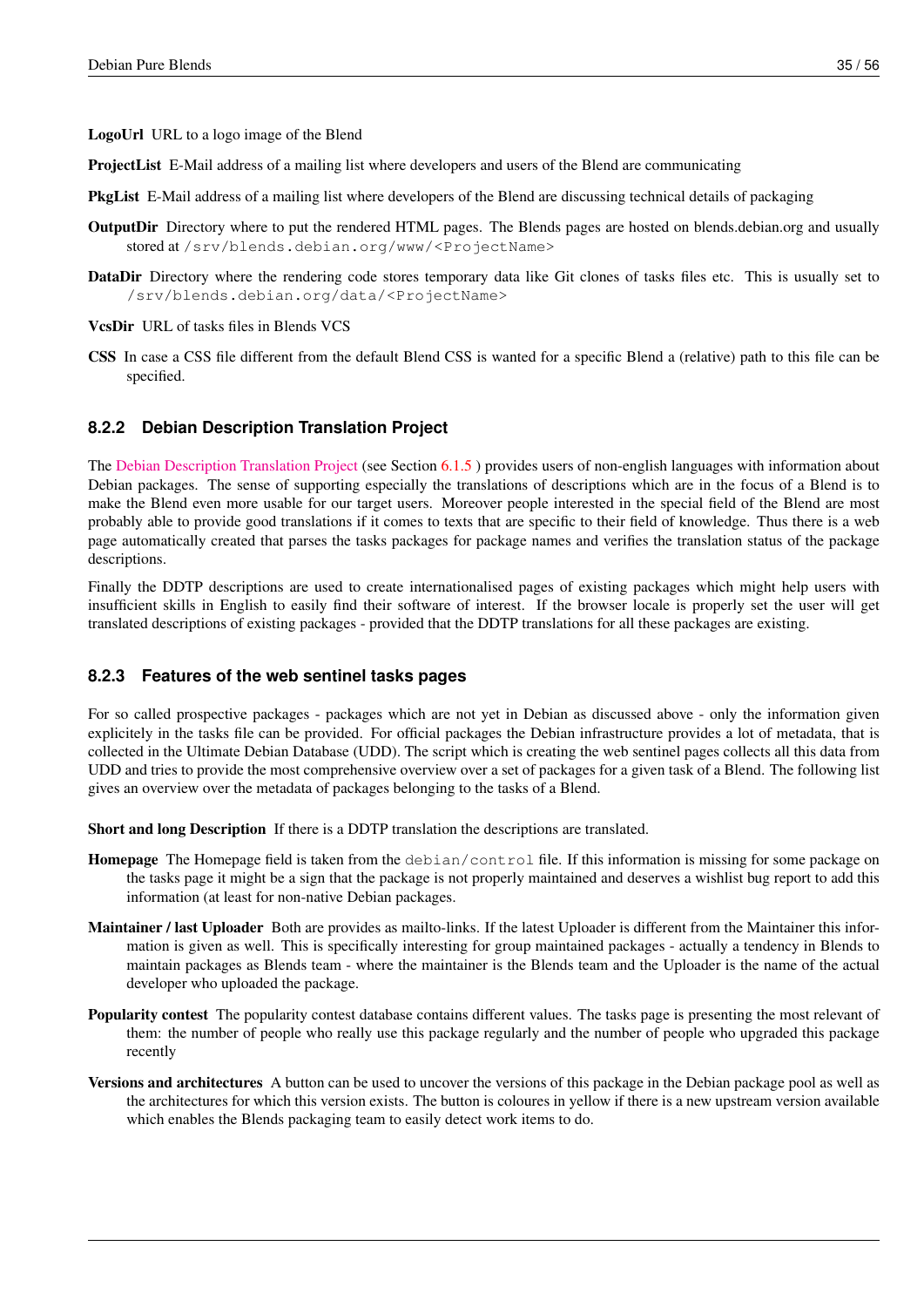**LogoUrl** URL to a logo image of the Blend

**ProjectList** E-Mail address of a mailing list where developers and users of the Blend are communicating

**PkgList** E-Mail address of a mailing list where developers of the Blend are discussing technical details of packaging

**OutputDir** Directory where to put the rendered HTML pages. The Blends pages are hosted on blends.debian.org and usually stored at `/srv/blends.debian.org/www/<ProjectName>`

**DataDir** Directory where the rendering code stores temporary data like Git clones of tasks files etc. This is usually set to `/srv/blends.debian.org/data/<ProjectName>`

**VcsDir** URL of tasks files in Blends VCS

**CSS** In case a CSS file different from the default Blend CSS is wanted for a specific Blend a (relative) path to this file can be specified.

### 8.2.2 Debian Description Translation Project

The Debian Description Translation Project (see Section 6.1.5 ) provides users of non-english languages with information about Debian packages. The sense of supporting especially the translations of descriptions which are in the focus of a Blend is to make the Blend even more usable for our target users. Moreover people interested in the special field of the Blend are most probably able to provide good translations if it comes to texts that are specific to their field of knowledge. Thus there is a web page automatically created that parses the tasks packages for package names and verifies the translation status of the package descriptions.

Finally the DDTP descriptions are used to create internationalised pages of existing packages which might help users with insufficient skills in English to easily find their software of interest. If the browser locale is properly set the user will get translated descriptions of existing packages - provided that the DDTP translations for all these packages are existing.

### 8.2.3 Features of the web sentinel tasks pages

For so called prospective packages - packages which are not yet in Debian as discussed above - only the information given explicitely in the tasks file can be provided. For official packages the Debian infrastructure provides a lot of metadata, that is collected in the Ultimate Debian Database (UDD). The script which is creating the web sentinel pages collects all this data from UDD and tries to provide the most comprehensive overview over a set of packages for a given task of a Blend. The following list gives an overview over the metadata of packages belonging to the tasks of a Blend.

**Short and long Description** If there is a DDTP translation the descriptions are translated.

**Homepage** The Homepage field is taken from the `debian/control` file. If this information is missing for some package on the tasks page it might be a sign that the package is not properly maintained and deserves a wishlist bug report to add this information (at least for non-native Debian packages.

**Maintainer / last Uploader** Both are provides as mailto-links. If the latest Uploader is different from the Maintainer this information is given as well. This is specifically interesting for group maintained packages - actually a tendency in Blends to maintain packages as Blends team - where the maintainer is the Blends team and the Uploader is the name of the actual developer who uploaded the package.

**Popularity contest** The popularity contest database contains different values. The tasks page is presenting the most relevant of them: the number of people who really use this package regularly and the number of people who upgraded this package recently

**Versions and architectures** A button can be used to uncover the versions of this package in the Debian package pool as well as the architectures for which this version exists. The button is coloures in yellow if there is a new upstream version available which enables the Blends packaging team to easily detect work items to do.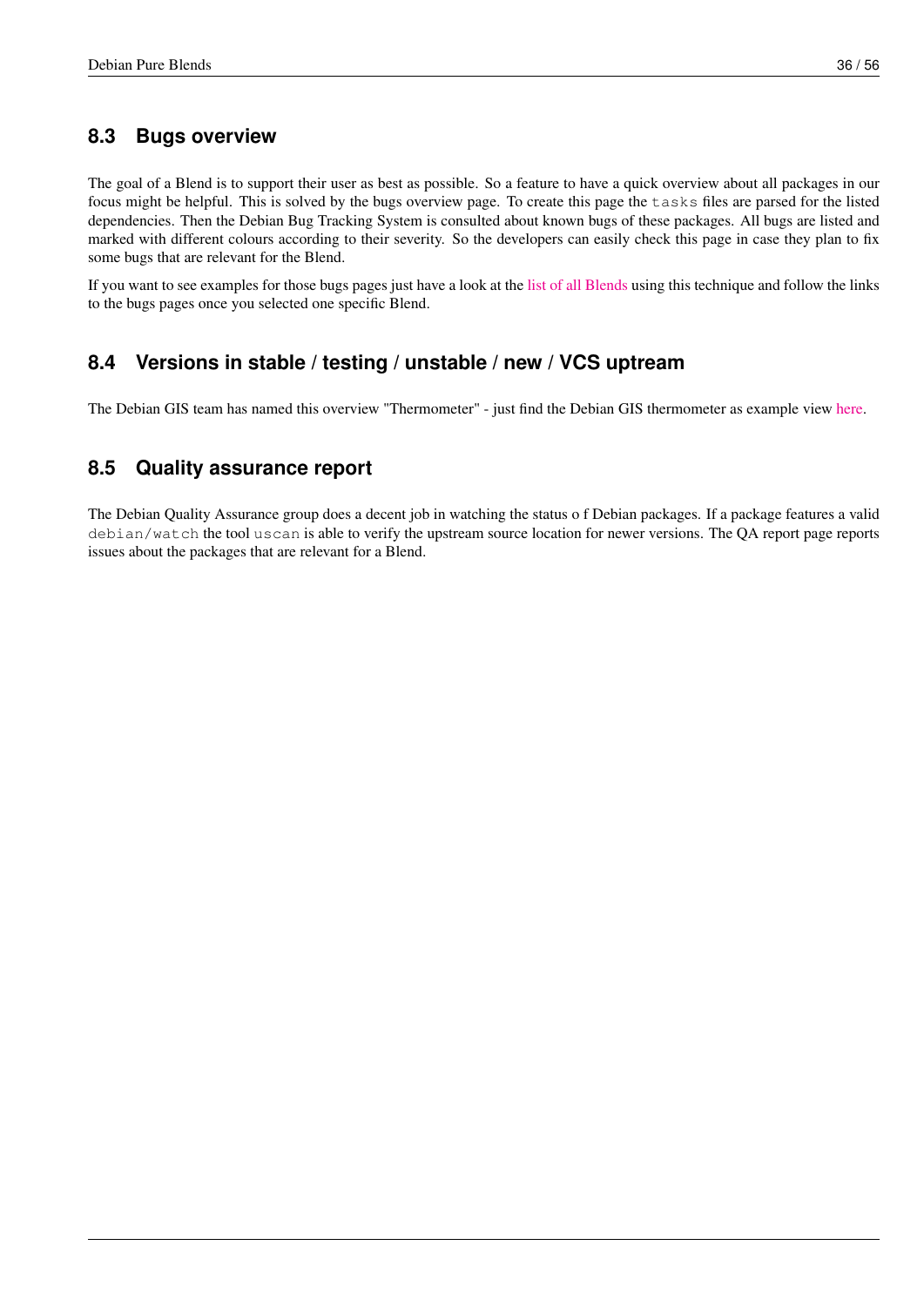## 8.3 Bugs overview

The goal of a Blend is to support their user as best as possible. So a feature to have a quick overview about all packages in our focus might be helpful. This is solved by the bugs overview page. To create this page the `tasks` files are parsed for the listed dependencies. Then the Debian Bug Tracking System is consulted about known bugs of these packages. All bugs are listed and marked with different colours according to their severity. So the developers can easily check this page in case they plan to fix some bugs that are relevant for the Blend.

If you want to see examples for those bugs pages just have a look at the list of all Blends using this technique and follow the links to the bugs pages once you selected one specific Blend.

## 8.4 Versions in stable / testing / unstable / new / VCS uptream

The Debian GIS team has named this overview "Thermometer" - just find the Debian GIS thermometer as example view here.

## 8.5 Quality assurance report

The Debian Quality Assurance group does a decent job in watching the status o f Debian packages. If a package features a valid `debian/watch` the tool `uscan` is able to verify the upstream source location for newer versions. The QA report page reports issues about the packages that are relevant for a Blend.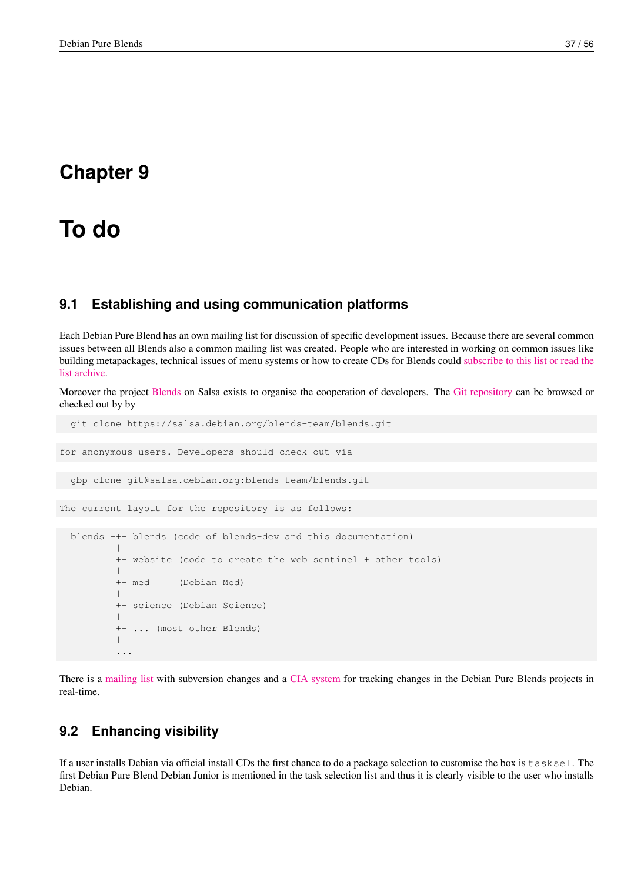# Chapter 9

# To do

## 9.1 Establishing and using communication platforms

Each Debian Pure Blend has an own mailing list for discussion of specific development issues. Because there are several common issues between all Blends also a common mailing list was created. People who are interested in working on common issues like building metapackages, technical issues of menu systems or how to create CDs for Blends could subscribe to this list or read the list archive.

Moreover the project Blends on Salsa exists to organise the cooperation of developers. The Git repository can be browsed or checked out by by

```
git clone https://salsa.debian.org/blends-team/blends.git
```

```
for anonymous users. Developers should check out via
```

```
gbp clone git@salsa.debian.org:blends-team/blends.git
```

```
The current layout for the repository is as follows:
```

```
blends -+- blends (code of blends-dev and this documentation)
        |
        +- website (code to create the web sentinel + other tools)
        |
        +- med     (Debian Med)
        |
        +- science (Debian Science)
        |
        +- ... (most other Blends)
        |
        ...
```

There is a mailing list with subversion changes and a CIA system for tracking changes in the Debian Pure Blends projects in real-time.

## 9.2 Enhancing visibility

If a user installs Debian via official install CDs the first chance to do a package selection to customise the box is `tasksel`. The first Debian Pure Blend Debian Junior is mentioned in the task selection list and thus it is clearly visible to the user who installs Debian.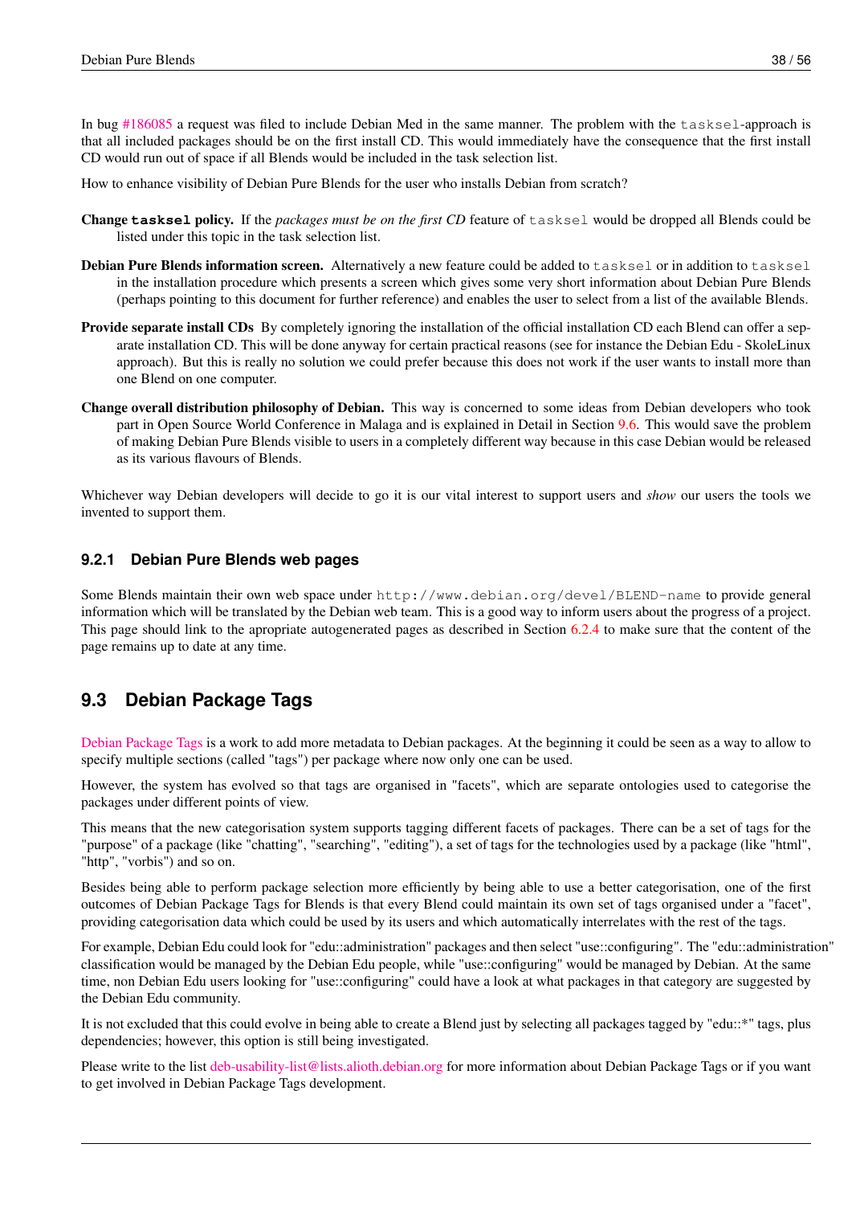In bug #186085 a request was filed to include Debian Med in the same manner. The problem with the `tasksel`-approach is that all included packages should be on the first install CD. This would immediately have the consequence that the first install CD would run out of space if all Blends would be included in the task selection list.

How to enhance visibility of Debian Pure Blends for the user who installs Debian from scratch?

**Change `tasksel` policy.** If the *packages must be on the first CD* feature of `tasksel` would be dropped all Blends could be listed under this topic in the task selection list.

**Debian Pure Blends information screen.** Alternatively a new feature could be added to `tasksel` or in addition to `tasksel` in the installation procedure which presents a screen which gives some very short information about Debian Pure Blends (perhaps pointing to this document for further reference) and enables the user to select from a list of the available Blends.

**Provide separate install CDs** By completely ignoring the installation of the official installation CD each Blend can offer a separate installation CD. This will be done anyway for certain practical reasons (see for instance the Debian Edu - SkoleLinux approach). But this is really no solution we could prefer because this does not work if the user wants to install more than one Blend on one computer.

**Change overall distribution philosophy of Debian.** This way is concerned to some ideas from Debian developers who took part in Open Source World Conference in Malaga and is explained in Detail in Section 9.6. This would save the problem of making Debian Pure Blends visible to users in a completely different way because in this case Debian would be released as its various flavours of Blends.

Whichever way Debian developers will decide to go it is our vital interest to support users and *show* our users the tools we invented to support them.

### 9.2.1 Debian Pure Blends web pages

Some Blends maintain their own web space under `http://www.debian.org/devel/BLEND-name` to provide general information which will be translated by the Debian web team. This is a good way to inform users about the progress of a project. This page should link to the apropriate autogenerated pages as described in Section 6.2.4 to make sure that the content of the page remains up to date at any time.

## 9.3 Debian Package Tags

Debian Package Tags is a work to add more metadata to Debian packages. At the beginning it could be seen as a way to allow to specify multiple sections (called "tags") per package where now only one can be used.

However, the system has evolved so that tags are organised in "facets", which are separate ontologies used to categorise the packages under different points of view.

This means that the new categorisation system supports tagging different facets of packages. There can be a set of tags for the "purpose" of a package (like "chatting", "searching", "editing"), a set of tags for the technologies used by a package (like "html", "http", "vorbis") and so on.

Besides being able to perform package selection more efficiently by being able to use a better categorisation, one of the first outcomes of Debian Package Tags for Blends is that every Blend could maintain its own set of tags organised under a "facet", providing categorisation data which could be used by its users and which automatically interrelates with the rest of the tags.

For example, Debian Edu could look for "edu::administration" packages and then select "use::configuring". The "edu::administration" classification would be managed by the Debian Edu people, while "use::configuring" would be managed by Debian. At the same time, non Debian Edu users looking for "use::configuring" could have a look at what packages in that category are suggested by the Debian Edu community.

It is not excluded that this could evolve in being able to create a Blend just by selecting all packages tagged by "edu::*" tags, plus dependencies; however, this option is still being investigated.

Please write to the list deb-usability-list@lists.alioth.debian.org for more information about Debian Package Tags or if you want to get involved in Debian Package Tags development.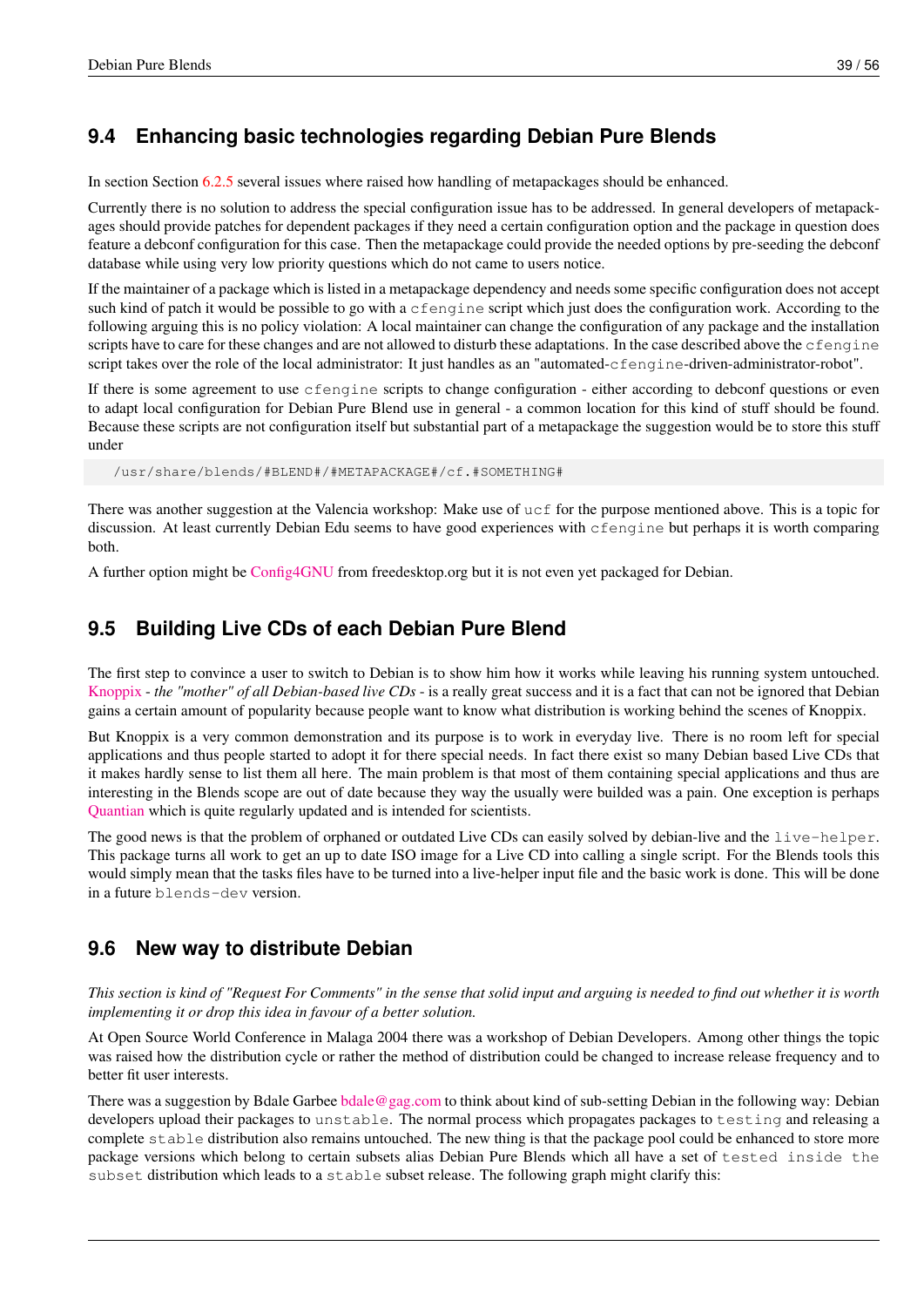## 9.4 Enhancing basic technologies regarding Debian Pure Blends

In section Section 6.2.5 several issues where raised how handling of metapackages should be enhanced.

Currently there is no solution to address the special configuration issue has to be addressed. In general developers of metapackages should provide patches for dependent packages if they need a certain configuration option and the package in question does feature a debconf configuration for this case. Then the metapackage could provide the needed options by pre-seeding the debconf database while using very low priority questions which do not came to users notice.

If the maintainer of a package which is listed in a metapackage dependency and needs some specific configuration does not accept such kind of patch it would be possible to go with a `cfengine` script which just does the configuration work. According to the following arguing this is no policy violation: A local maintainer can change the configuration of any package and the installation scripts have to care for these changes and are not allowed to disturb these adaptations. In the case described above the `cfengine` script takes over the role of the local administrator: It just handles as an "automated-`cfengine`-driven-administrator-robot".

If there is some agreement to use `cfengine` scripts to change configuration - either according to debconf questions or even to adapt local configuration for Debian Pure Blend use in general - a common location for this kind of stuff should be found. Because these scripts are not configuration itself but substantial part of a metapackage the suggestion would be to store this stuff under

```
/usr/share/blends/#BLEND#/#METAPACKAGE#/cf.#SOMETHING#
```

There was another suggestion at the Valencia workshop: Make use of `ucf` for the purpose mentioned above. This is a topic for discussion. At least currently Debian Edu seems to have good experiences with `cfengine` but perhaps it is worth comparing both.

A further option might be Config4GNU from freedesktop.org but it is not even yet packaged for Debian.

## 9.5 Building Live CDs of each Debian Pure Blend

The first step to convince a user to switch to Debian is to show him how it works while leaving his running system untouched. Knoppix - *the "mother" of all Debian-based live CDs* - is a really great success and it is a fact that can not be ignored that Debian gains a certain amount of popularity because people want to know what distribution is working behind the scenes of Knoppix.

But Knoppix is a very common demonstration and its purpose is to work in everyday live. There is no room left for special applications and thus people started to adopt it for there special needs. In fact there exist so many Debian based Live CDs that it makes hardly sense to list them all here. The main problem is that most of them containing special applications and thus are interesting in the Blends scope are out of date because they way the usually were builded was a pain. One exception is perhaps Quantian which is quite regularly updated and is intended for scientists.

The good news is that the problem of orphaned or outdated Live CDs can easily solved by debian-live and the `live-helper`. This package turns all work to get an up to date ISO image for a Live CD into calling a single script. For the Blends tools this would simply mean that the tasks files have to be turned into a live-helper input file and the basic work is done. This will be done in a future `blends-dev` version.

## 9.6 New way to distribute Debian

*This section is kind of "Request For Comments" in the sense that solid input and arguing is needed to find out whether it is worth implementing it or drop this idea in favour of a better solution.*

At Open Source World Conference in Malaga 2004 there was a workshop of Debian Developers. Among other things the topic was raised how the distribution cycle or rather the method of distribution could be changed to increase release frequency and to better fit user interests.

There was a suggestion by Bdale Garbee bdale@gag.com to think about kind of sub-setting Debian in the following way: Debian developers upload their packages to `unstable`. The normal process which propagates packages to `testing` and releasing a complete `stable` distribution also remains untouched. The new thing is that the package pool could be enhanced to store more package versions which belong to certain subsets alias Debian Pure Blends which all have a set of `tested inside the subset` distribution which leads to a `stable` subset release. The following graph might clarify this: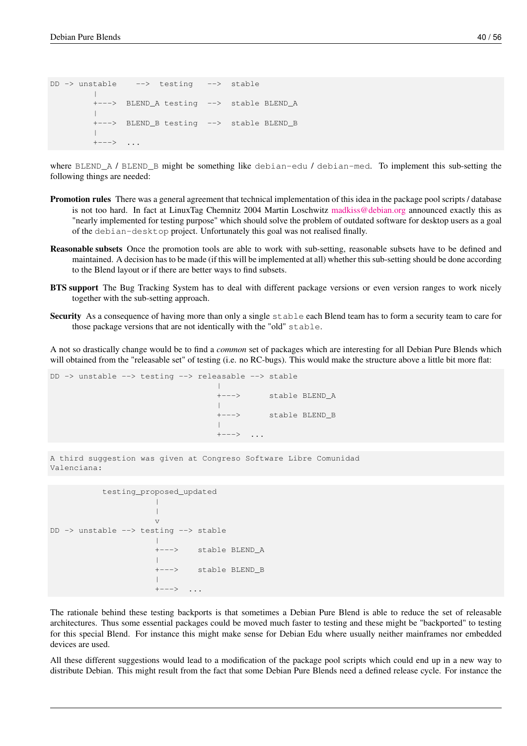```
DD -> unstable    -->  testing   -->  stable
         |
         +--->  BLEND_A testing  -->  stable BLEND_A
         |
         +--->  BLEND_B testing  -->  stable BLEND_B
         |
         +--->  ...
```

where BLEND_A / BLEND_B might be something like debian-edu / debian-med. To implement this sub-setting the following things are needed:

**Promotion rules** There was a general agreement that technical implementation of this idea in the package pool scripts / database is not too hard. In fact at LinuxTag Chemnitz 2004 Martin Loschwitz madkiss@debian.org announced exactly this as "nearly implemented for testing purpose" which should solve the problem of outdated software for desktop users as a goal of the debian-desktop project. Unfortunately this goal was not realised finally.

**Reasonable subsets** Once the promotion tools are able to work with sub-setting, reasonable subsets have to be defined and maintained. A decision has to be made (if this will be implemented at all) whether this sub-setting should be done according to the Blend layout or if there are better ways to find subsets.

**BTS support** The Bug Tracking System has to deal with different package versions or even version ranges to work nicely together with the sub-setting approach.

**Security** As a consequence of having more than only a single stable each Blend team has to form a security team to care for those package versions that are not identically with the "old" stable.

A not so drastically change would be to find a *common* set of packages which are interesting for all Debian Pure Blends which will obtained from the "releasable set" of testing (i.e. no RC-bugs). This would make the structure above a little bit more flat:

```
DD -> unstable --> testing --> releasable --> stable
                                   |
                                   +--->      stable BLEND_A
                                   |
                                   +--->      stable BLEND_B
                                   |
                                   +--->  ...
```

```
A third suggestion was given at Congreso Software Libre Comunidad
Valenciana:
```

```
          testing_proposed_updated
                     |
                     |
                     v
DD -> unstable --> testing --> stable
                     |
                     +--->    stable BLEND_A
                     |
                     +--->    stable BLEND_B
                     |
                     +--->  ...
```

The rationale behind these testing backports is that sometimes a Debian Pure Blend is able to reduce the set of releasable architectures. Thus some essential packages could be moved much faster to testing and these might be "backported" to testing for this special Blend. For instance this might make sense for Debian Edu where usually neither mainframes nor embedded devices are used.

All these different suggestions would lead to a modification of the package pool scripts which could end up in a new way to distribute Debian. This might result from the fact that some Debian Pure Blends need a defined release cycle. For instance the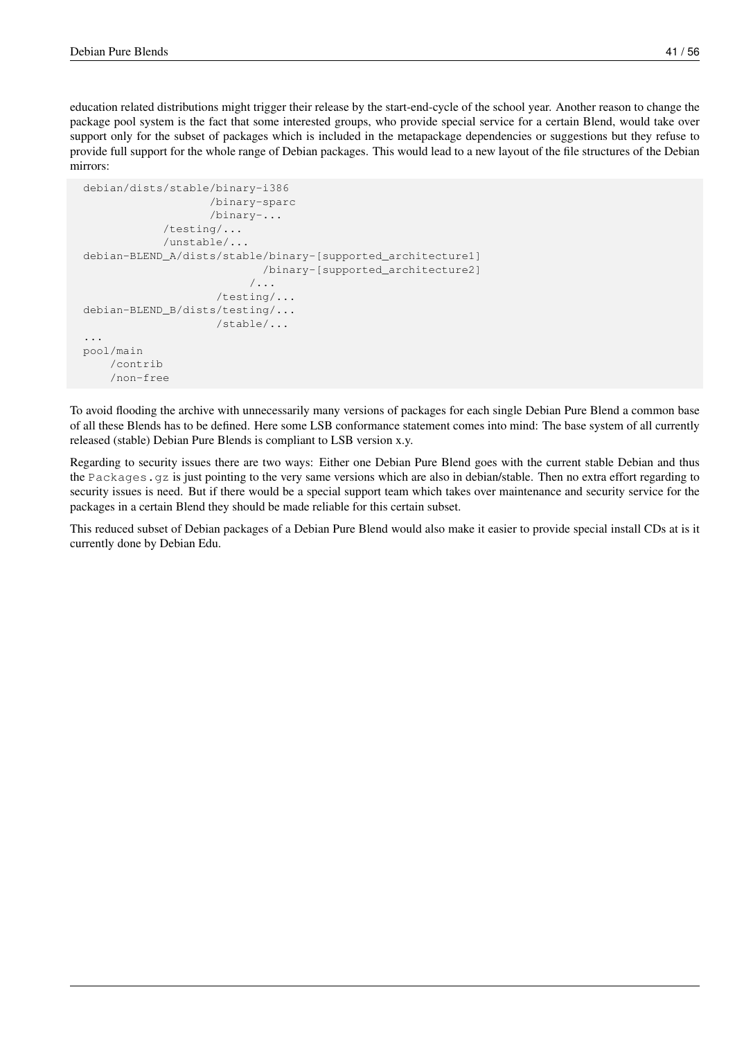education related distributions might trigger their release by the start-end-cycle of the school year. Another reason to change the package pool system is the fact that some interested groups, who provide special service for a certain Blend, would take over support only for the subset of packages which is included in the metapackage dependencies or suggestions but they refuse to provide full support for the whole range of Debian packages. This would lead to a new layout of the file structures of the Debian mirrors:

```
debian/dists/stable/binary-i386
                   /binary-sparc
                   /binary-...
            /testing/...
            /unstable/...
debian-BLEND_A/dists/stable/binary-[supported_architecture1]
                           /binary-[supported_architecture2]
                         /...
                    /testing/...
debian-BLEND_B/dists/testing/...
                    /stable/...
...
pool/main
    /contrib
    /non-free
```

To avoid flooding the archive with unnecessarily many versions of packages for each single Debian Pure Blend a common base of all these Blends has to be defined. Here some LSB conformance statement comes into mind: The base system of all currently released (stable) Debian Pure Blends is compliant to LSB version x.y.

Regarding to security issues there are two ways: Either one Debian Pure Blend goes with the current stable Debian and thus the `Packages.gz` is just pointing to the very same versions which are also in debian/stable. Then no extra effort regarding to security issues is need. But if there would be a special support team which takes over maintenance and security service for the packages in a certain Blend they should be made reliable for this certain subset.

This reduced subset of Debian packages of a Debian Pure Blend would also make it easier to provide special install CDs at is it currently done by Debian Edu.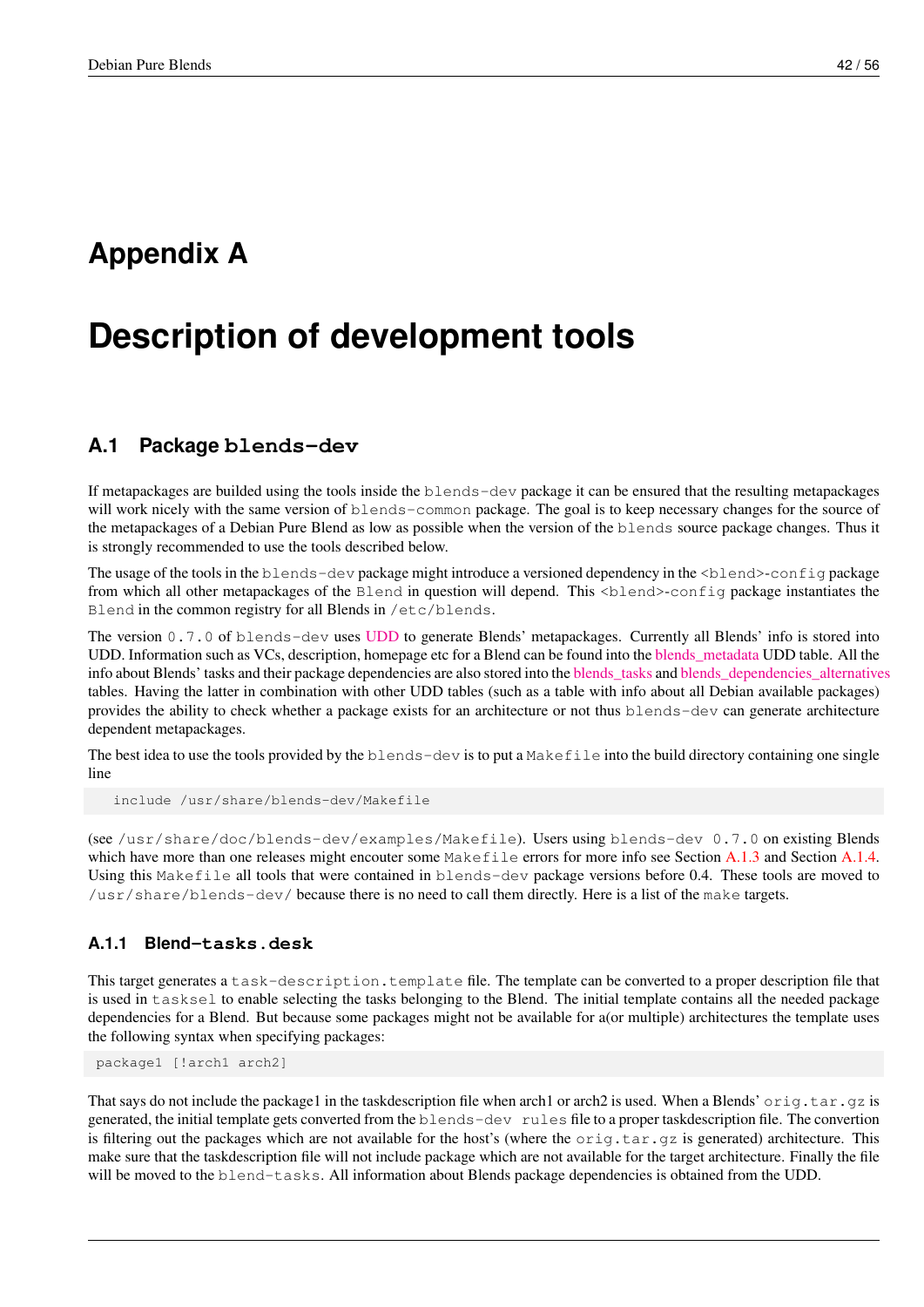# Appendix A

# Description of development tools

## A.1 Package `blends-dev`

If metapackages are builded using the tools inside the `blends-dev` package it can be ensured that the resulting metapackages will work nicely with the same version of `blends-common` package. The goal is to keep necessary changes for the source of the metapackages of a Debian Pure Blend as low as possible when the version of the `blends` source package changes. Thus it is strongly recommended to use the tools described below.

The usage of the tools in the `blends-dev` package might introduce a versioned dependency in the `<blend>-config` package from which all other metapackages of the `Blend` in question will depend. This `<blend>-config` package instantiates the `Blend` in the common registry for all Blends in `/etc/blends`.

The version `0.7.0` of `blends-dev` uses UDD to generate Blends' metapackages. Currently all Blends' info is stored into UDD. Information such as VCs, description, homepage etc for a Blend can be found into the blends_metadata UDD table. All the info about Blends' tasks and their package dependencies are also stored into the blends_tasks and blends_dependencies_alternatives tables. Having the latter in combination with other UDD tables (such as a table with info about all Debian available packages) provides the ability to check whether a package exists for an architecture or not thus `blends-dev` can generate architecture dependent metapackages.

The best idea to use the tools provided by the `blends-dev` is to put a `Makefile` into the build directory containing one single line

```
include /usr/share/blends-dev/Makefile
```

(see `/usr/share/doc/blends-dev/examples/Makefile`). Users using `blends-dev 0.7.0` on existing Blends which have more than one releases might encouter some `Makefile` errors for more info see Section A.1.3 and Section A.1.4. Using this `Makefile` all tools that were contained in `blends-dev` package versions before 0.4. These tools are moved to `/usr/share/blends-dev/` because there is no need to call them directly. Here is a list of the `make` targets.

### A.1.1 Blend-`tasks.desk`

This target generates a `task-description.template` file. The template can be converted to a proper description file that is used in `tasksel` to enable selecting the tasks belonging to the Blend. The initial template contains all the needed package dependencies for a Blend. But because some packages might not be available for a(or multiple) architectures the template uses the following syntax when specifying packages:

```
package1 [!arch1 arch2]
```

That says do not include the package1 in the taskdescription file when arch1 or arch2 is used. When a Blends' `orig.tar.gz` is generated, the initial template gets converted from the `blends-dev rules` file to a proper taskdescription file. The convertion is filtering out the packages which are not available for the host's (where the `orig.tar.gz` is generated) architecture. This make sure that the taskdescription file will not include package which are not available for the target architecture. Finally the file will be moved to the `blend-tasks`. All information about Blends package dependencies is obtained from the UDD.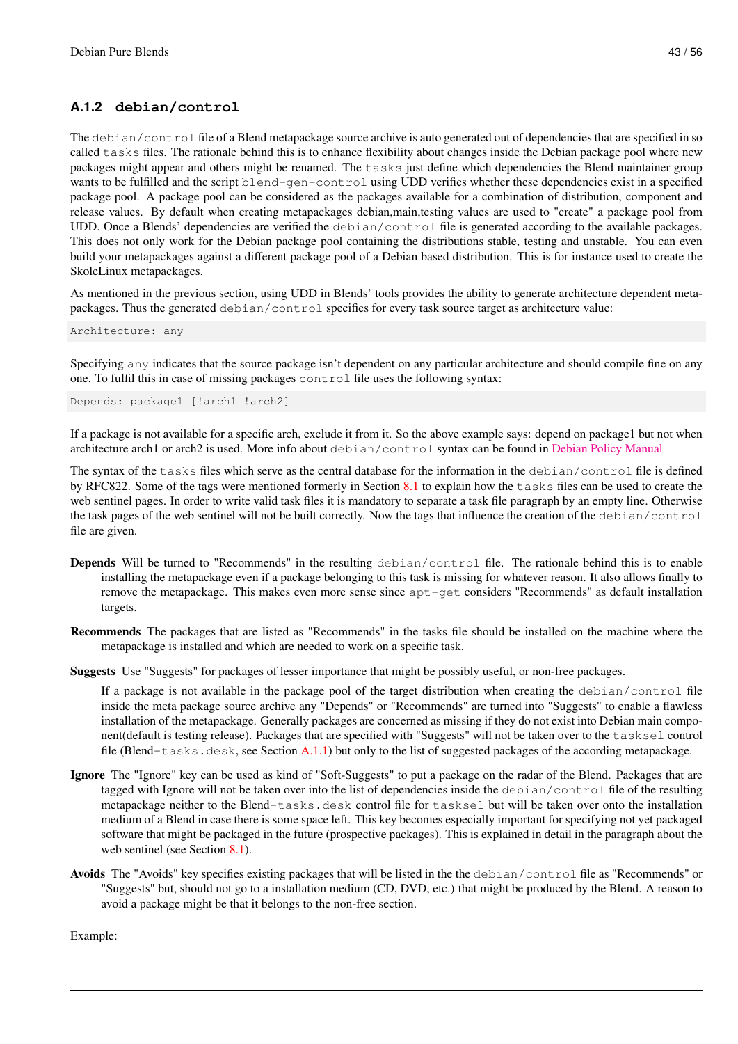### A.1.2 `debian/control`

The `debian/control` file of a Blend metapackage source archive is auto generated out of dependencies that are specified in so called `tasks` files. The rationale behind this is to enhance flexibility about changes inside the Debian package pool where new packages might appear and others might be renamed. The `tasks` just define which dependencies the Blend maintainer group wants to be fulfilled and the script `blend-gen-control` using UDD verifies whether these dependencies exist in a specified package pool. A package pool can be considered as the packages available for a combination of distribution, component and release values. By default when creating metapackages debian,main,testing values are used to "create" a package pool from UDD. Once a Blends' dependencies are verified the `debian/control` file is generated according to the available packages. This does not only work for the Debian package pool containing the distributions stable, testing and unstable. You can even build your metapackages against a different package pool of a Debian based distribution. This is for instance used to create the SkoleLinux metapackages.

As mentioned in the previous section, using UDD in Blends' tools provides the ability to generate architecture dependent metapackages. Thus the generated `debian/control` specifies for every task source target as architecture value:

```
Architecture: any
```

Specifying `any` indicates that the source package isn't dependent on any particular architecture and should compile fine on any one. To fulfil this in case of missing packages `control` file uses the following syntax:

```
Depends: package1 [!arch1 !arch2]
```

If a package is not available for a specific arch, exclude it from it. So the above example says: depend on package1 but not when architecture arch1 or arch2 is used. More info about `debian/control` syntax can be found in Debian Policy Manual

The syntax of the `tasks` files which serve as the central database for the information in the `debian/control` file is defined by RFC822. Some of the tags were mentioned formerly in Section 8.1 to explain how the `tasks` files can be used to create the web sentinel pages. In order to write valid task files it is mandatory to separate a task file paragraph by an empty line. Otherwise the task pages of the web sentinel will not be built correctly. Now the tags that influence the creation of the `debian/control` file are given.

**Depends** Will be turned to "Recommends" in the resulting `debian/control` file. The rationale behind this is to enable installing the metapackage even if a package belonging to this task is missing for whatever reason. It also allows finally to remove the metapackage. This makes even more sense since `apt-get` considers "Recommends" as default installation targets.

**Recommends** The packages that are listed as "Recommends" in the tasks file should be installed on the machine where the metapackage is installed and which are needed to work on a specific task.

**Suggests** Use "Suggests" for packages of lesser importance that might be possibly useful, or non-free packages.

If a package is not available in the package pool of the target distribution when creating the `debian/control` file inside the meta package source archive any "Depends" or "Recommends" are turned into "Suggests" to enable a flawless installation of the metapackage. Generally packages are concerned as missing if they do not exist into Debian main component(default is testing release). Packages that are specified with "Suggests" will not be taken over to the `tasksel` control file (Blend`-tasks.desk`, see Section A.1.1) but only to the list of suggested packages of the according metapackage.

**Ignore** The "Ignore" key can be used as kind of "Soft-Suggests" to put a package on the radar of the Blend. Packages that are tagged with Ignore will not be taken over into the list of dependencies inside the `debian/control` file of the resulting metapackage neither to the Blend`-tasks.desk` control file for `tasksel` but will be taken over onto the installation medium of a Blend in case there is some space left. This key becomes especially important for specifying not yet packaged software that might be packaged in the future (prospective packages). This is explained in detail in the paragraph about the web sentinel (see Section 8.1).

**Avoids** The "Avoids" key specifies existing packages that will be listed in the the `debian/control` file as "Recommends" or "Suggests" but, should not go to a installation medium (CD, DVD, etc.) that might be produced by the Blend. A reason to avoid a package might be that it belongs to the non-free section.

Example: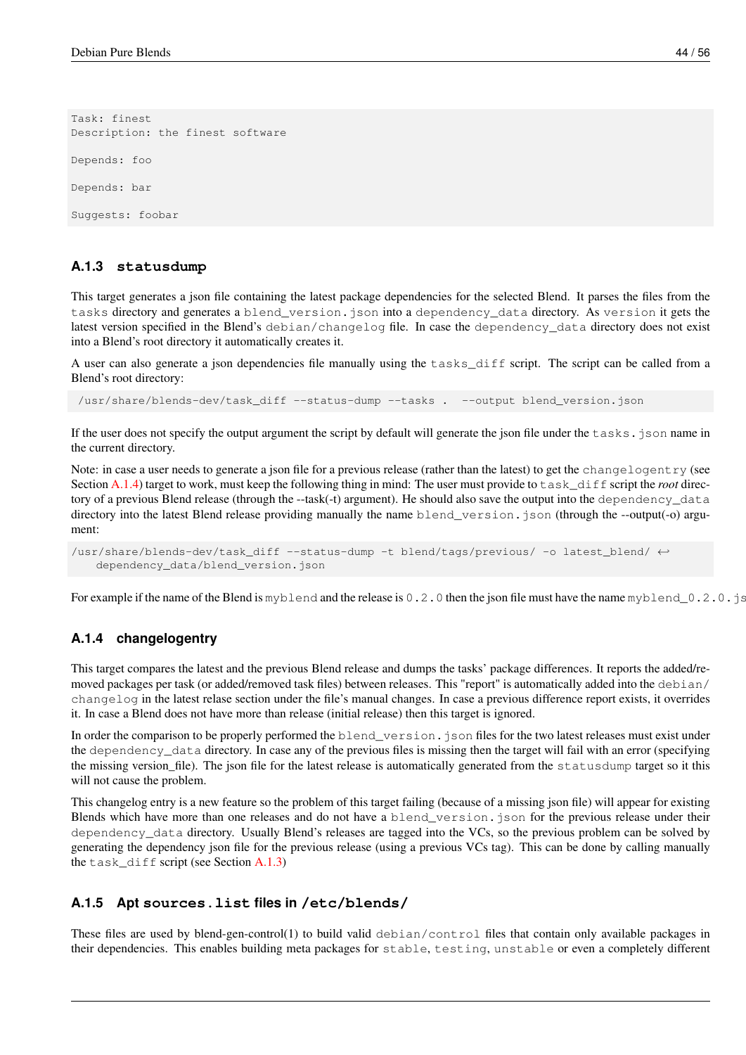```
Task: finest
Description: the finest software

Depends: foo

Depends: bar

Suggests: foobar
```

### A.1.3 statusdump

This target generates a json file containing the latest package dependencies for the selected Blend. It parses the files from the `tasks` directory and generates a `blend_version.json` into a `dependency_data` directory. As `version` it gets the latest version specified in the Blend's `debian/changelog` file. In case the `dependency_data` directory does not exist into a Blend's root directory it automatically creates it.

A user can also generate a json dependencies file manually using the `tasks_diff` script. The script can be called from a Blend's root directory:

```
/usr/share/blends-dev/task_diff --status-dump --tasks .  --output blend_version.json
```

If the user does not specify the output argument the script by default will generate the json file under the `tasks.json` name in the current directory.

Note: in case a user needs to generate a json file for a previous release (rather than the latest) to get the `changelogentry` (see Section A.1.4) target to work, must keep the following thing in mind: The user must provide to `task_diff` script the *root* directory of a previous Blend release (through the --task(-t) argument). He should also save the output into the `dependency_data` directory into the latest Blend release providing manually the name `blend_version.json` (through the --output(-o) argument:

```
/usr/share/blends-dev/task_diff --status-dump -t blend/tags/previous/ -o latest_blend/ ↩
    dependency_data/blend_version.json
```

For example if the name of the Blend is `myblend` and the release is `0.2.0` then the json file must have the name `myblend_0.2.0.js`

### A.1.4 changelogentry

This target compares the latest and the previous Blend release and dumps the tasks' package differences. It reports the added/removed packages per task (or added/removed task files) between releases. This "report" is automatically added into the `debian/changelog` in the latest relase section under the file's manual changes. In case a previous difference report exists, it overrides it. In case a Blend does not have more than release (initial release) then this target is ignored.

In order the comparison to be properly performed the `blend_version.json` files for the two latest releases must exist under the `dependency_data` directory. In case any of the previous files is missing then the target will fail with an error (specifying the missing version_file). The json file for the latest release is automatically generated from the `statusdump` target so it this will not cause the problem.

This changelog entry is a new feature so the problem of this target failing (because of a missing json file) will appear for existing Blends which have more than one releases and do not have a `blend_version.json` for the previous release under their `dependency_data` directory. Usually Blend's releases are tagged into the VCs, so the previous problem can be solved by generating the dependency json file for the previous release (using a previous VCs tag). This can be done by calling manually the `task_diff` script (see Section A.1.3)

### A.1.5 Apt sources.list files in /etc/blends/

These files are used by blend-gen-control(1) to build valid `debian/control` files that contain only available packages in their dependencies. This enables building meta packages for `stable`, `testing`, `unstable` or even a completely different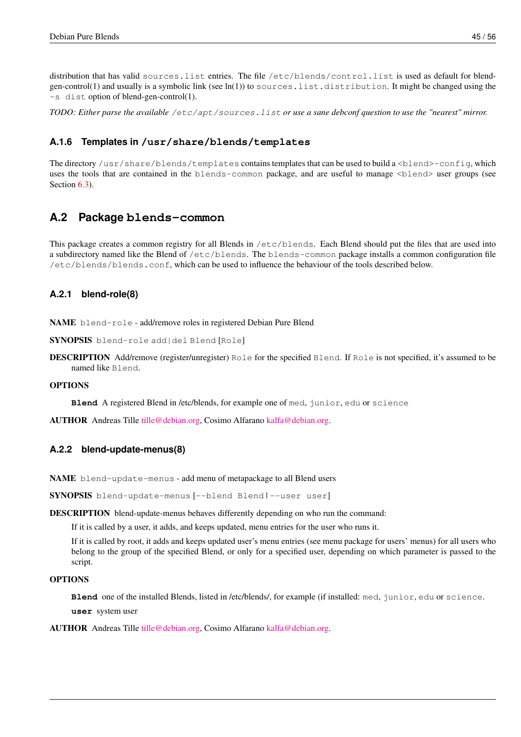distribution that has valid `sources.list` entries. The file `/etc/blends/control.list` is used as default for blend-gen-control(1) and usually is a symbolic link (see ln(1)) to `sources.list.distribution`. It might be changed using the `-s dist` option of blend-gen-control(1).

*TODO: Either parse the available `/etc/apt/sources.list` or use a sane debconf question to use the "nearest" mirror.*

### A.1.6 Templates in `/usr/share/blends/templates`

The directory `/usr/share/blends/templates` contains templates that can be used to build a `<blend>-config`, which uses the tools that are contained in the `blends-common` package, and are useful to manage `<blend>` user groups (see Section 6.3).

## A.2 Package `blends-common`

This package creates a common registry for all Blends in `/etc/blends`. Each Blend should put the files that are used into a subdirectory named like the Blend of `/etc/blends`. The `blends-common` package installs a common configuration file `/etc/blends/blends.conf`, which can be used to influence the behaviour of the tools described below.

### A.2.1 blend-role(8)

**NAME** `blend-role` - add/remove roles in registered Debian Pure Blend

**SYNOPSIS** `blend-role add|del Blend [Role]`

**DESCRIPTION** Add/remove (register/unregister) `Role` for the specified `Blend`. If `Role` is not specified, it's assumed to be named like `Blend`.

**OPTIONS**

**`Blend`** A registered Blend in /etc/blends, for example one of `med`, `junior`, `edu` or `science`

**AUTHOR** Andreas Tille tille@debian.org, Cosimo Alfarano kalfa@debian.org.

### A.2.2 blend-update-menus(8)

**NAME** `blend-update-menus` - add menu of metapackage to all Blend users

**SYNOPSIS** `blend-update-menus [--blend Blend|--user user]`

**DESCRIPTION** blend-update-menus behaves differently depending on who run the command:

If it is called by a user, it adds, and keeps updated, menu entries for the user who runs it.

If it is called by root, it adds and keeps updated user's menu entries (see menu package for users' menus) for all users who belong to the group of the specified Blend, or only for a specified user, depending on which parameter is passed to the script.

**OPTIONS**

**`Blend`** one of the installed Blends, listed in /etc/blends/, for example (if installed: `med`, `junior`, `edu` or `science`.

**`user`** system user

**AUTHOR** Andreas Tille tille@debian.org, Cosimo Alfarano kalfa@debian.org.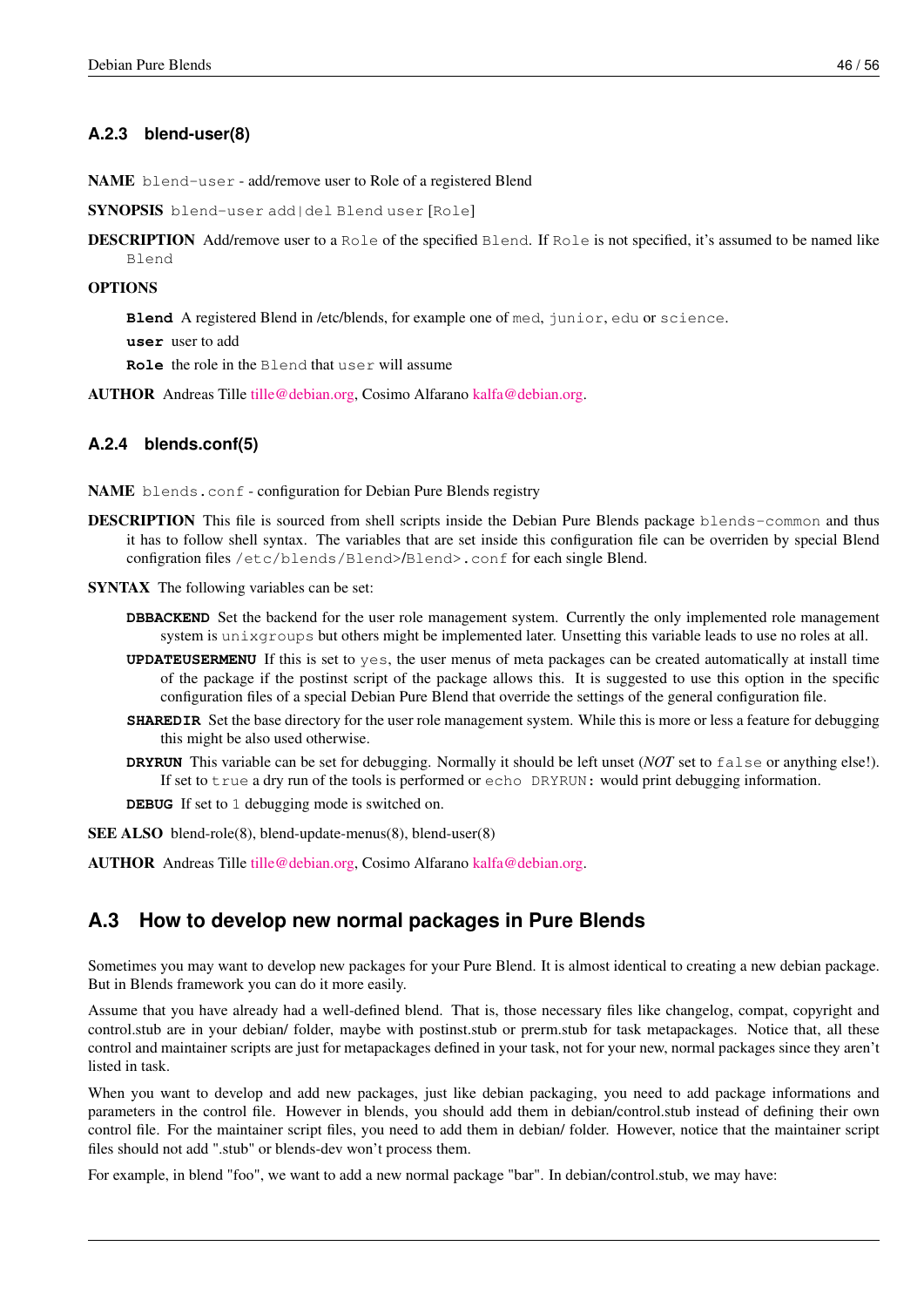### A.2.3 blend-user(8)

**NAME** `blend-user` - add/remove user to Role of a registered Blend

**SYNOPSIS** `blend-user add|del Blend user` [`Role`]

**DESCRIPTION** Add/remove user to a `Role` of the specified `Blend`. If `Role` is not specified, it's assumed to be named like `Blend`

**OPTIONS**

**`Blend`** A registered Blend in /etc/blends, for example one of `med`, `junior`, `edu` or `science`.

**`user`** user to add

**`Role`** the role in the `Blend` that `user` will assume

**AUTHOR** Andreas Tille tille@debian.org, Cosimo Alfarano kalfa@debian.org.

### A.2.4 blends.conf(5)

**NAME** `blends.conf` - configuration for Debian Pure Blends registry

**DESCRIPTION** This file is sourced from shell scripts inside the Debian Pure Blends package `blends-common` and thus it has to follow shell syntax. The variables that are set inside this configuration file can be overriden by special Blend configration files `/etc/blends/Blend>/Blend>.conf` for each single Blend.

**SYNTAX** The following variables can be set:

**`DBBACKEND`** Set the backend for the user role management system. Currently the only implemented role management system is `unixgroups` but others might be implemented later. Unsetting this variable leads to use no roles at all.

**`UPDATEUSERMENU`** If this is set to `yes`, the user menus of meta packages can be created automatically at install time of the package if the postinst script of the package allows this. It is suggested to use this option in the specific configuration files of a special Debian Pure Blend that override the settings of the general configuration file.

**`SHAREDIR`** Set the base directory for the user role management system. While this is more or less a feature for debugging this might be also used otherwise.

**`DRYRUN`** This variable can be set for debugging. Normally it should be left unset (*NOT* set to `false` or anything else!). If set to `true` a dry run of the tools is performed or `echo DRYRUN:` would print debugging information.

**`DEBUG`** If set to `1` debugging mode is switched on.

**SEE ALSO** blend-role(8), blend-update-menus(8), blend-user(8)

**AUTHOR** Andreas Tille tille@debian.org, Cosimo Alfarano kalfa@debian.org.

## A.3 How to develop new normal packages in Pure Blends

Sometimes you may want to develop new packages for your Pure Blend. It is almost identical to creating a new debian package. But in Blends framework you can do it more easily.

Assume that you have already had a well-defined blend. That is, those necessary files like changelog, compat, copyright and control.stub are in your debian/ folder, maybe with postinst.stub or prerm.stub for task metapackages. Notice that, all these control and maintainer scripts are just for metapackages defined in your task, not for your new, normal packages since they aren't listed in task.

When you want to develop and add new packages, just like debian packaging, you need to add package informations and parameters in the control file. However in blends, you should add them in debian/control.stub instead of defining their own control file. For the maintainer script files, you need to add them in debian/ folder. However, notice that the maintainer script files should not add ".stub" or blends-dev won't process them.

For example, in blend "foo", we want to add a new normal package "bar". In debian/control.stub, we may have: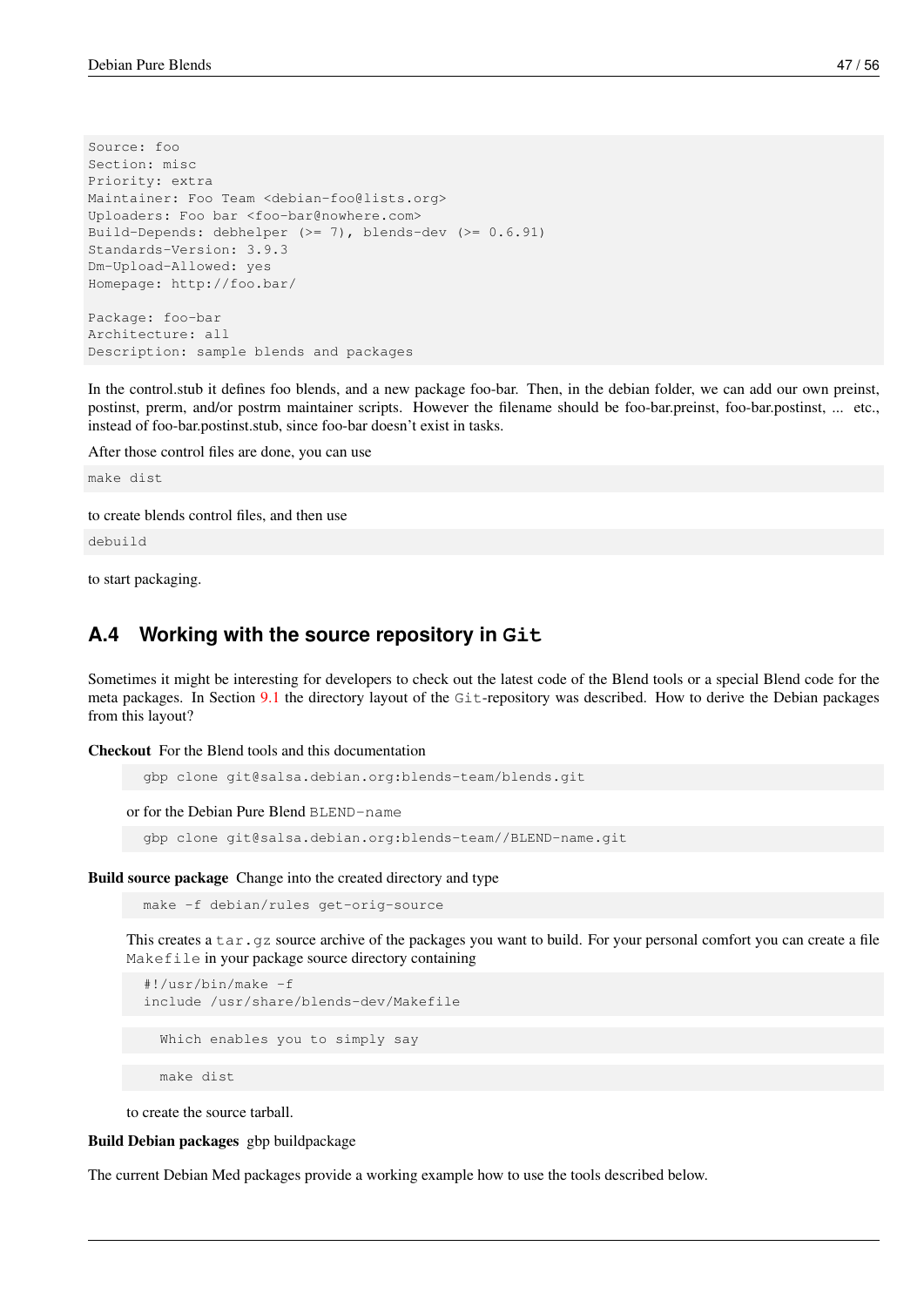```
Source: foo
Section: misc
Priority: extra
Maintainer: Foo Team <debian-foo@lists.org>
Uploaders: Foo bar <foo-bar@nowhere.com>
Build-Depends: debhelper (>= 7), blends-dev (>= 0.6.91)
Standards-Version: 3.9.3
Dm-Upload-Allowed: yes
Homepage: http://foo.bar/

Package: foo-bar
Architecture: all
Description: sample blends and packages
```

In the control.stub it defines foo blends, and a new package foo-bar. Then, in the debian folder, we can add our own preinst, postinst, prerm, and/or postrm maintainer scripts. However the filename should be foo-bar.preinst, foo-bar.postinst, ... etc., instead of foo-bar.postinst.stub, since foo-bar doesn't exist in tasks.

After those control files are done, you can use

```
make dist
```

to create blends control files, and then use

```
debuild
```

to start packaging.

## A.4 Working with the source repository in `Git`

Sometimes it might be interesting for developers to check out the latest code of the Blend tools or a special Blend code for the meta packages. In Section 9.1 the directory layout of the `Git`-repository was described. How to derive the Debian packages from this layout?

**Checkout** For the Blend tools and this documentation

```
gbp clone git@salsa.debian.org:blends-team/blends.git
```

or for the Debian Pure Blend `BLEND-name`

```
gbp clone git@salsa.debian.org:blends-team//BLEND-name.git
```

**Build source package** Change into the created directory and type

```
make -f debian/rules get-orig-source
```

This creates a `tar.gz` source archive of the packages you want to build. For your personal comfort you can create a file `Makefile` in your package source directory containing

```
#!/usr/bin/make -f
include /usr/share/blends-dev/Makefile
```

```
Which enables you to simply say
```

```
make dist
```

to create the source tarball.

**Build Debian packages** gbp buildpackage

The current Debian Med packages provide a working example how to use the tools described below.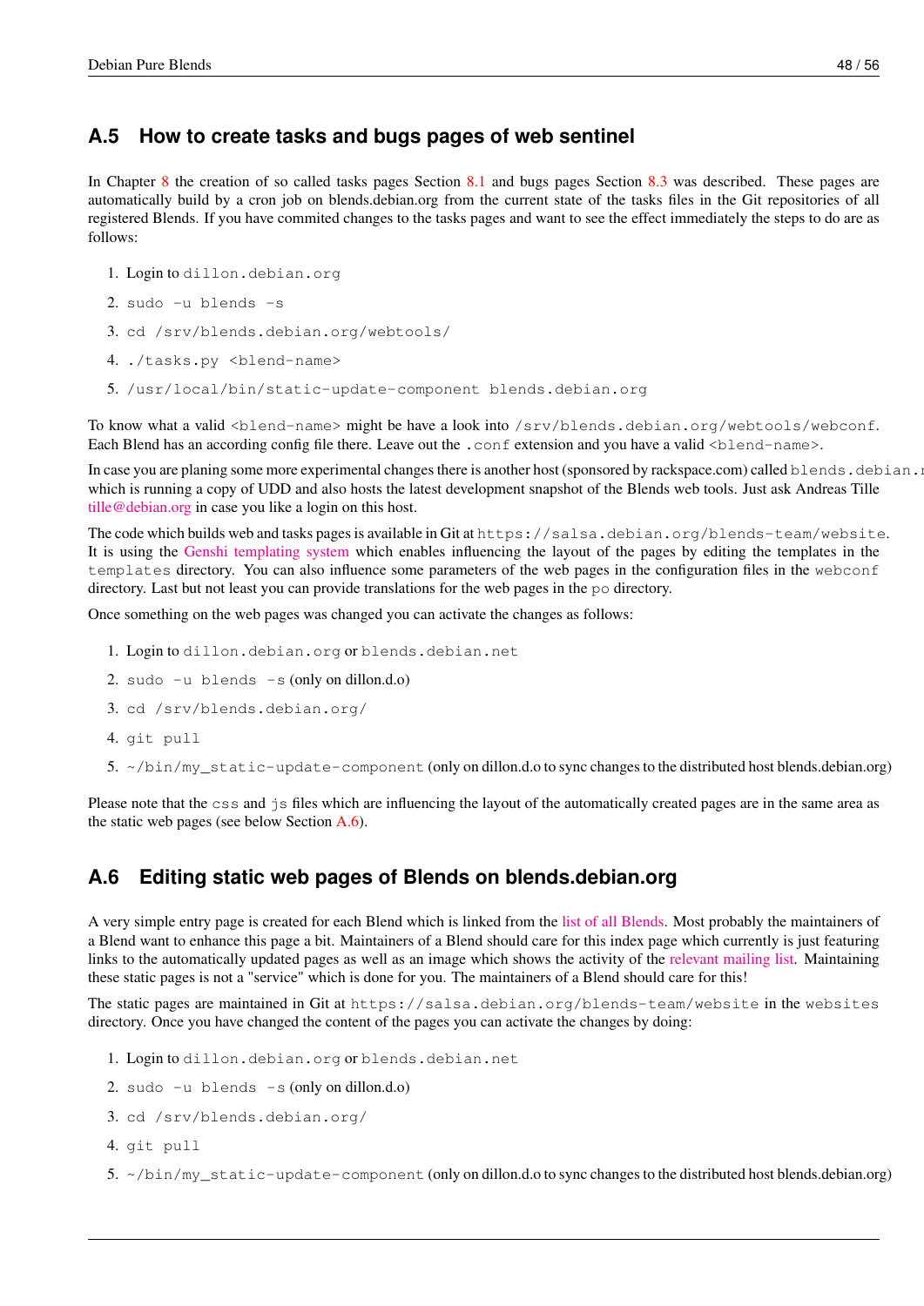## A.5 How to create tasks and bugs pages of web sentinel

In Chapter 8 the creation of so called tasks pages Section 8.1 and bugs pages Section 8.3 was described. These pages are automatically build by a cron job on blends.debian.org from the current state of the tasks files in the Git repositories of all registered Blends. If you have commited changes to the tasks pages and want to see the effect immediately the steps to do are as follows:

1. Login to `dillon.debian.org`
2. `sudo -u blends -s`
3. `cd /srv/blends.debian.org/webtools/`
4. `./tasks.py <blend-name>`
5. `/usr/local/bin/static-update-component blends.debian.org`

To know what a valid `<blend-name>` might be have a look into `/srv/blends.debian.org/webtools/webconf`. Each Blend has an according config file there. Leave out the `.conf` extension and you have a valid `<blend-name>`.

In case you are planing some more experimental changes there is another host (sponsored by rackspace.com) called `blends.debian.net` which is running a copy of UDD and also hosts the latest development snapshot of the Blends web tools. Just ask Andreas Tille tille@debian.org in case you like a login on this host.

The code which builds web and tasks pages is available in Git at `https://salsa.debian.org/blends-team/website`. It is using the Genshi templating system which enables influencing the layout of the pages by editing the templates in the `templates` directory. You can also influence some parameters of the web pages in the configuration files in the `webconf` directory. Last but not least you can provide translations for the web pages in the `po` directory.

Once something on the web pages was changed you can activate the changes as follows:

1. Login to `dillon.debian.org` or `blends.debian.net`
2. `sudo -u blends -s` (only on dillon.d.o)
3. `cd /srv/blends.debian.org/`
4. `git pull`
5. `~/bin/my_static-update-component` (only on dillon.d.o to sync changes to the distributed host blends.debian.org)

Please note that the `css` and `js` files which are influencing the layout of the automatically created pages are in the same area as the static web pages (see below Section A.6).

## A.6 Editing static web pages of Blends on blends.debian.org

A very simple entry page is created for each Blend which is linked from the list of all Blends. Most probably the maintainers of a Blend want to enhance this page a bit. Maintainers of a Blend should care for this index page which currently is just featuring links to the automatically updated pages as well as an image which shows the activity of the relevant mailing list. Maintaining these static pages is not a "service" which is done for you. The maintainers of a Blend should care for this!

The static pages are maintained in Git at `https://salsa.debian.org/blends-team/website` in the `websites` directory. Once you have changed the content of the pages you can activate the changes by doing:

1. Login to `dillon.debian.org` or `blends.debian.net`
2. `sudo -u blends -s` (only on dillon.d.o)
3. `cd /srv/blends.debian.org/`
4. `git pull`
5. `~/bin/my_static-update-component` (only on dillon.d.o to sync changes to the distributed host blends.debian.org)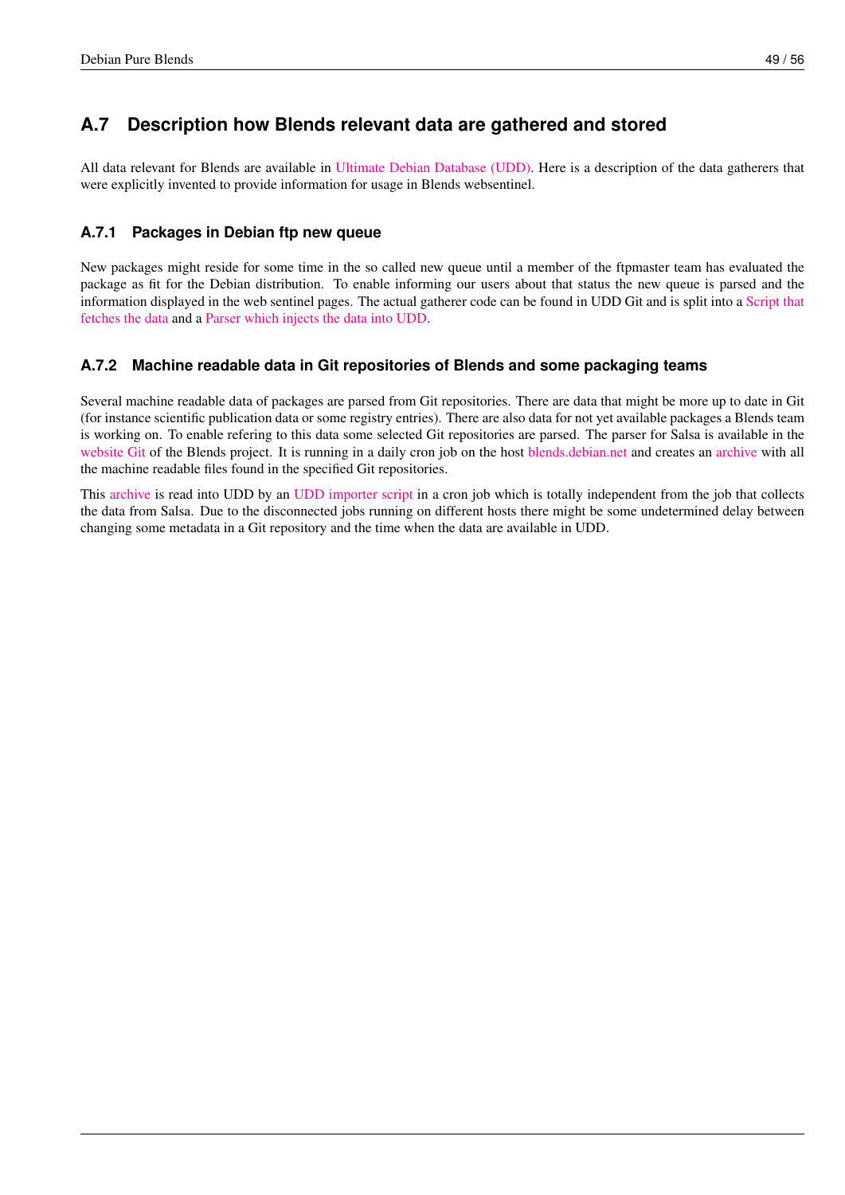## A.7 Description how Blends relevant data are gathered and stored

All data relevant for Blends are available in Ultimate Debian Database (UDD). Here is a description of the data gatherers that were explicitly invented to provide information for usage in Blends websentinel.

### A.7.1 Packages in Debian ftp new queue

New packages might reside for some time in the so called new queue until a member of the ftpmaster team has evaluated the package as fit for the Debian distribution. To enable informing our users about that status the new queue is parsed and the information displayed in the web sentinel pages. The actual gatherer code can be found in UDD Git and is split into a Script that fetches the data and a Parser which injects the data into UDD.

### A.7.2 Machine readable data in Git repositories of Blends and some packaging teams

Several machine readable data of packages are parsed from Git repositories. There are data that might be more up to date in Git (for instance scientific publication data or some registry entries). There are also data for not yet available packages a Blends team is working on. To enable refering to this data some selected Git repositories are parsed. The parser for Salsa is available in the website Git of the Blends project. It is running in a daily cron job on the host blends.debian.net and creates an archive with all the machine readable files found in the specified Git repositories.

This archive is read into UDD by an UDD importer script in a cron job which is totally independent from the job that collects the data from Salsa. Due to the disconnected jobs running on different hosts there might be some undetermined delay between changing some metadata in a Git repository and the time when the data are available in UDD.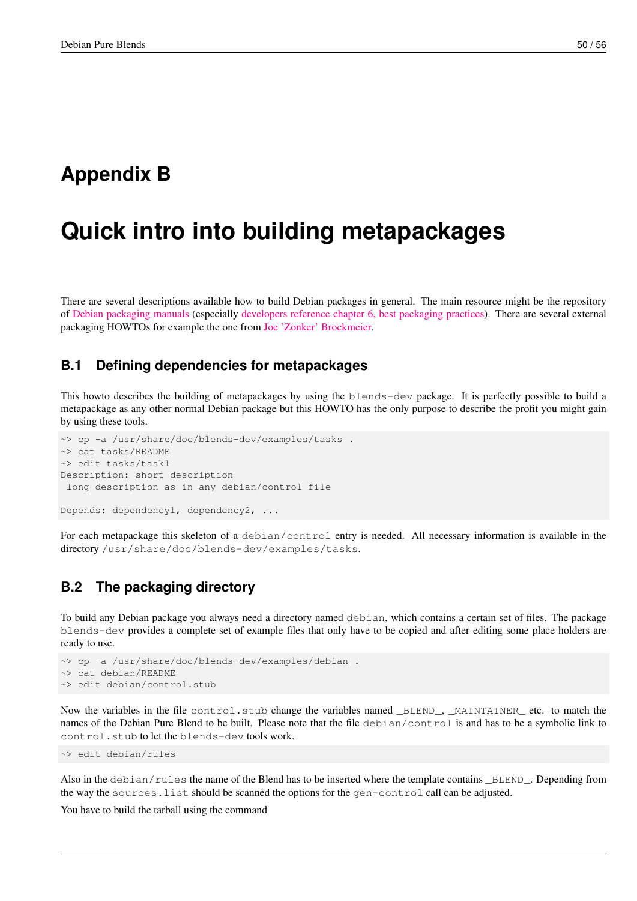# Appendix B

# Quick intro into building metapackages

There are several descriptions available how to build Debian packages in general. The main resource might be the repository of Debian packaging manuals (especially developers reference chapter 6, best packaging practices). There are several external packaging HOWTOs for example the one from Joe 'Zonker' Brockmeier.

## B.1 Defining dependencies for metapackages

This howto describes the building of metapackages by using the `blends-dev` package. It is perfectly possible to build a metapackage as any other normal Debian package but this HOWTO has the only purpose to describe the profit you might gain by using these tools.

```
~> cp -a /usr/share/doc/blends-dev/examples/tasks .
~> cat tasks/README
~> edit tasks/task1
Description: short description
 long description as in any debian/control file

Depends: dependency1, dependency2, ...
```

For each metapackage this skeleton of a `debian/control` entry is needed. All necessary information is available in the directory `/usr/share/doc/blends-dev/examples/tasks`.

## B.2 The packaging directory

To build any Debian package you always need a directory named `debian`, which contains a certain set of files. The package `blends-dev` provides a complete set of example files that only have to be copied and after editing some place holders are ready to use.

```
~> cp -a /usr/share/doc/blends-dev/examples/debian .
~> cat debian/README
~> edit debian/control.stub
```

Now the variables in the file `control.stub` change the variables named `_BLEND_`, `_MAINTAINER_` etc. to match the names of the Debian Pure Blend to be built. Please note that the file `debian/control` is and has to be a symbolic link to `control.stub` to let the `blends-dev` tools work.

```
~> edit debian/rules
```

Also in the `debian/rules` the name of the Blend has to be inserted where the template contains `_BLEND_`. Depending from the way the `sources.list` should be scanned the options for the `gen-control` call can be adjusted.

You have to build the tarball using the command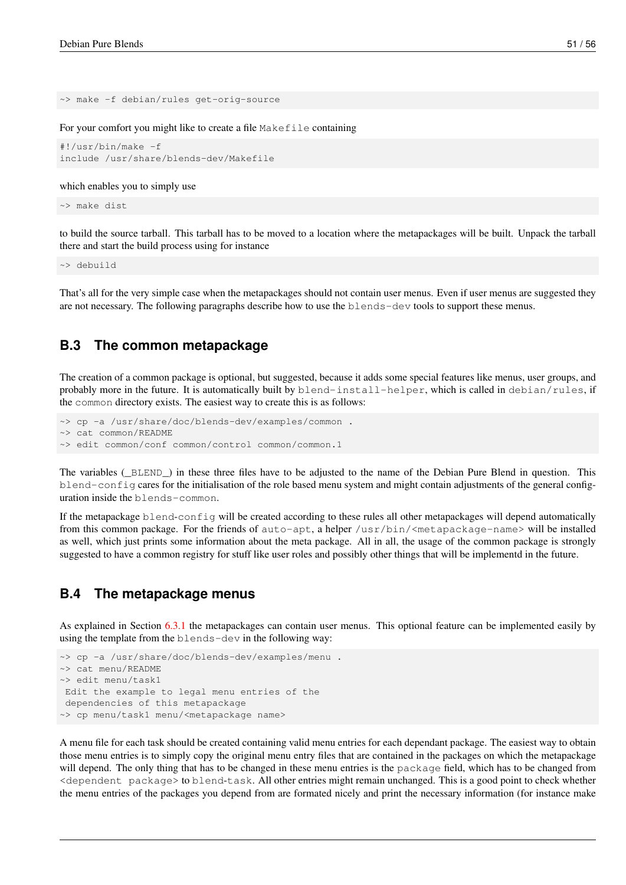```
~> make -f debian/rules get-orig-source
```

For your comfort you might like to create a file `Makefile` containing

```
#!/usr/bin/make -f
include /usr/share/blends-dev/Makefile
```

which enables you to simply use

```
~> make dist
```

to build the source tarball. This tarball has to be moved to a location where the metapackages will be built. Unpack the tarball there and start the build process using for instance

```
~> debuild
```

That's all for the very simple case when the metapackages should not contain user menus. Even if user menus are suggested they are not necessary. The following paragraphs describe how to use the `blends-dev` tools to support these menus.

## B.3 The common metapackage

The creation of a common package is optional, but suggested, because it adds some special features like menus, user groups, and probably more in the future. It is automatically built by `blend-install-helper`, which is called in `debian/rules`, if the `common` directory exists. The easiest way to create this is as follows:

```
~> cp -a /usr/share/doc/blends-dev/examples/common .
~> cat common/README
~> edit common/conf common/control common/common.1
```

The variables (`_BLEND_`) in these three files have to be adjusted to the name of the Debian Pure Blend in question. This `blend-config` cares for the initialisation of the role based menu system and might contain adjustments of the general configuration inside the `blends-common`.

If the metapackage `blend-config` will be created according to these rules all other metapackages will depend automatically from this common package. For the friends of `auto-apt`, a helper `/usr/bin/<metapackage-name>` will be installed as well, which just prints some information about the meta package. All in all, the usage of the common package is strongly suggested to have a common registry for stuff like user roles and possibly other things that will be implementd in the future.

## B.4 The metapackage menus

As explained in Section 6.3.1 the metapackages can contain user menus. This optional feature can be implemented easily by using the template from the `blends-dev` in the following way:

```
~> cp -a /usr/share/doc/blends-dev/examples/menu .
~> cat menu/README
~> edit menu/task1
 Edit the example to legal menu entries of the
 dependencies of this metapackage
~> cp menu/task1 menu/<metapackage name>
```

A menu file for each task should be created containing valid menu entries for each dependant package. The easiest way to obtain those menu entries is to simply copy the original menu entry files that are contained in the packages on which the metapackage will depend. The only thing that has to be changed in these menu entries is the `package` field, which has to be changed from `<dependent package>` to `blend-task`. All other entries might remain unchanged. This is a good point to check whether the menu entries of the packages you depend from are formated nicely and print the necessary information (for instance make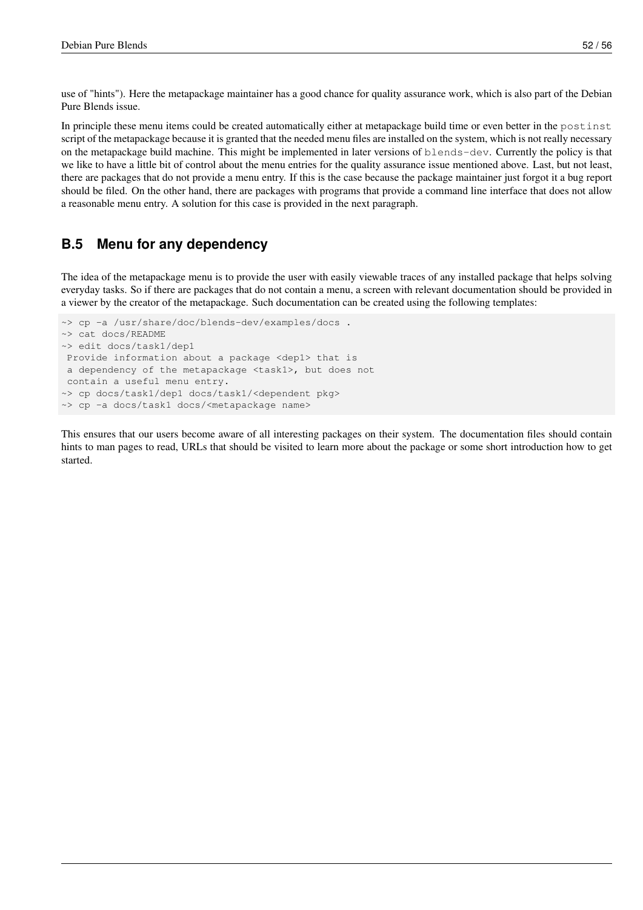use of "hints"). Here the metapackage maintainer has a good chance for quality assurance work, which is also part of the Debian Pure Blends issue.

In principle these menu items could be created automatically either at metapackage build time or even better in the `postinst` script of the metapackage because it is granted that the needed menu files are installed on the system, which is not really necessary on the metapackage build machine. This might be implemented in later versions of `blends-dev`. Currently the policy is that we like to have a little bit of control about the menu entries for the quality assurance issue mentioned above. Last, but not least, there are packages that do not provide a menu entry. If this is the case because the package maintainer just forgot it a bug report should be filed. On the other hand, there are packages with programs that provide a command line interface that does not allow a reasonable menu entry. A solution for this case is provided in the next paragraph.

## B.5 Menu for any dependency

The idea of the metapackage menu is to provide the user with easily viewable traces of any installed package that helps solving everyday tasks. So if there are packages that do not contain a menu, a screen with relevant documentation should be provided in a viewer by the creator of the metapackage. Such documentation can be created using the following templates:

```
~> cp -a /usr/share/doc/blends-dev/examples/docs .
~> cat docs/README
~> edit docs/task1/dep1
 Provide information about a package <dep1> that is
 a dependency of the metapackage <task1>, but does not
 contain a useful menu entry.
~> cp docs/task1/dep1 docs/task1/<dependent pkg>
~> cp -a docs/task1 docs/<metapackage name>
```

This ensures that our users become aware of all interesting packages on their system. The documentation files should contain hints to man pages to read, URLs that should be visited to learn more about the package or some short introduction how to get started.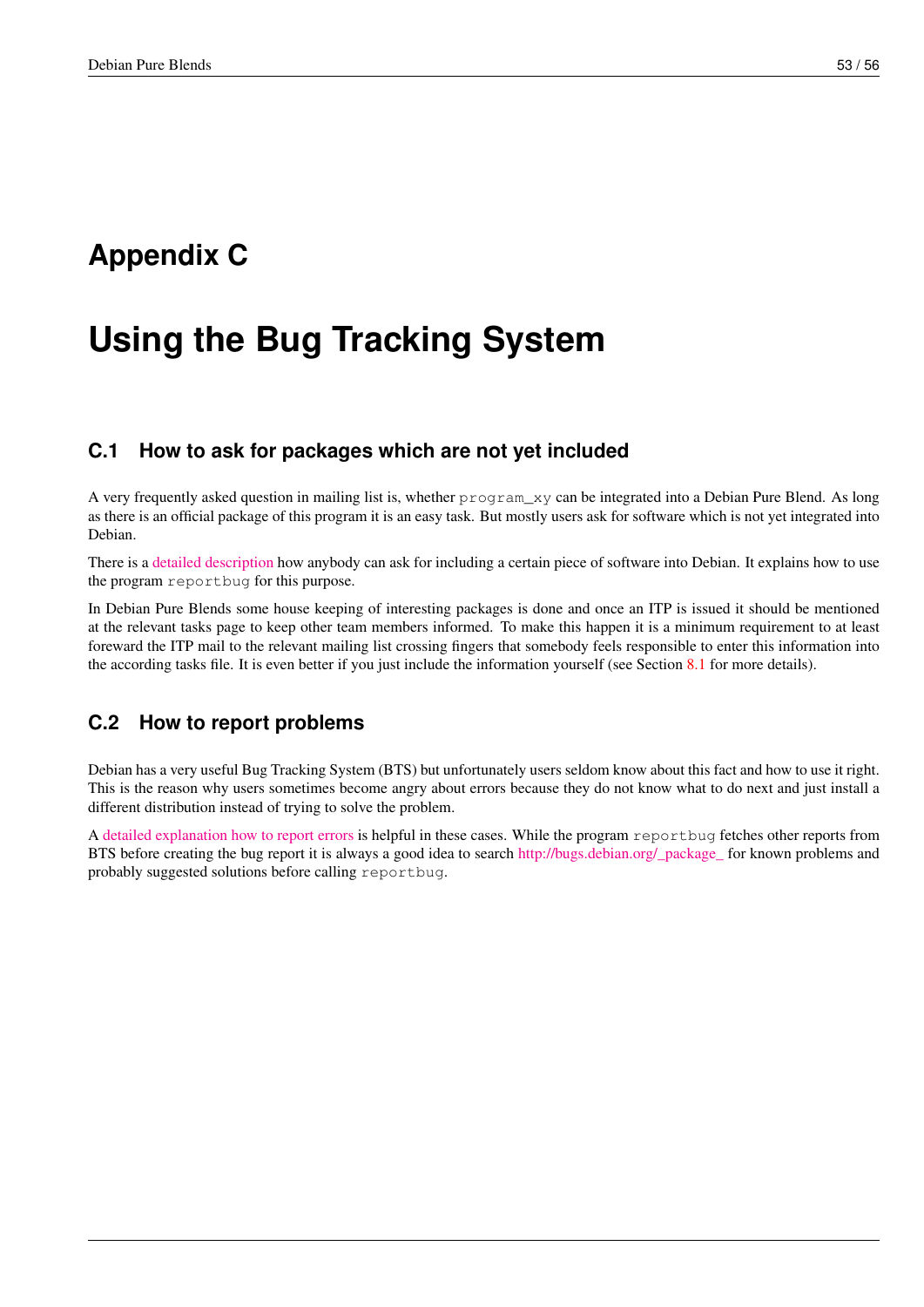# Appendix C

# Using the Bug Tracking System

## C.1 How to ask for packages which are not yet included

A very frequently asked question in mailing list is, whether `program_xy` can be integrated into a Debian Pure Blend. As long as there is an official package of this program it is an easy task. But mostly users ask for software which is not yet integrated into Debian.

There is a detailed description how anybody can ask for including a certain piece of software into Debian. It explains how to use the program `reportbug` for this purpose.

In Debian Pure Blends some house keeping of interesting packages is done and once an ITP is issued it should be mentioned at the relevant tasks page to keep other team members informed. To make this happen it is a minimum requirement to at least foreward the ITP mail to the relevant mailing list crossing fingers that somebody feels responsible to enter this information into the according tasks file. It is even better if you just include the information yourself (see Section 8.1 for more details).

## C.2 How to report problems

Debian has a very useful Bug Tracking System (BTS) but unfortunately users seldom know about this fact and how to use it right. This is the reason why users sometimes become angry about errors because they do not know what to do next and just install a different distribution instead of trying to solve the problem.

A detailed explanation how to report errors is helpful in these cases. While the program `reportbug` fetches other reports from BTS before creating the bug report it is always a good idea to search http://bugs.debian.org/_package_ for known problems and probably suggested solutions before calling `reportbug`.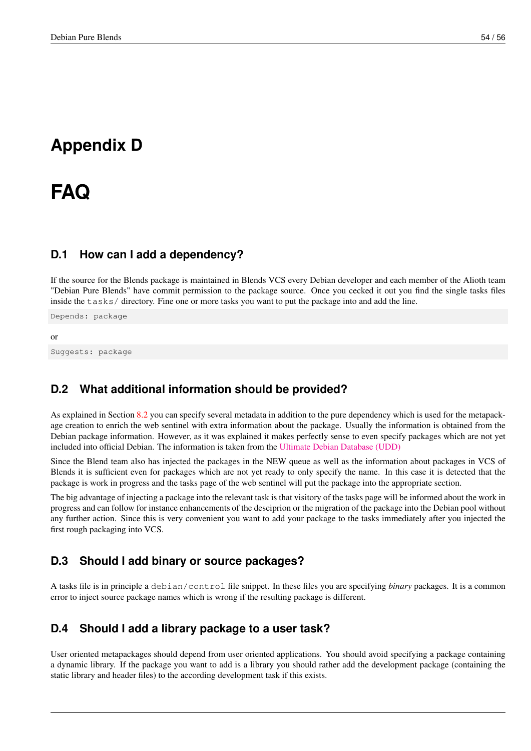# Appendix D

# FAQ

## D.1 How can I add a dependency?

If the source for the Blends package is maintained in Blends VCS every Debian developer and each member of the Alioth team "Debian Pure Blends" have commit permission to the package source. Once you cecked it out you find the single tasks files inside the `tasks/` directory. Fine one or more tasks you want to put the package into and add the line.

```
Depends: package
```

or

```
Suggests: package
```

## D.2 What additional information should be provided?

As explained in Section 8.2 you can specify several metadata in addition to the pure dependency which is used for the metapackage creation to enrich the web sentinel with extra information about the package. Usually the information is obtained from the Debian package information. However, as it was explained it makes perfectly sense to even specify packages which are not yet included into official Debian. The information is taken from the Ultimate Debian Database (UDD)

Since the Blend team also has injected the packages in the NEW queue as well as the information about packages in VCS of Blends it is sufficient even for packages which are not yet ready to only specify the name. In this case it is detected that the package is work in progress and the tasks page of the web sentinel will put the package into the appropriate section.

The big advantage of injecting a package into the relevant task is that visitory of the tasks page will be informed about the work in progress and can follow for instance enhancements of the descriprion or the migration of the package into the Debian pool without any further action. Since this is very convenient you want to add your package to the tasks immediately after you injected the first rough packaging into VCS.

## D.3 Should I add binary or source packages?

A tasks file is in principle a `debian/control` file snippet. In these files you are specifying *binary* packages. It is a common error to inject source package names which is wrong if the resulting package is different.

## D.4 Should I add a library package to a user task?

User oriented metapackages should depend from user oriented applications. You should avoid specifying a package containing a dynamic library. If the package you want to add is a library you should rather add the development package (containing the static library and header files) to the according development task if this exists.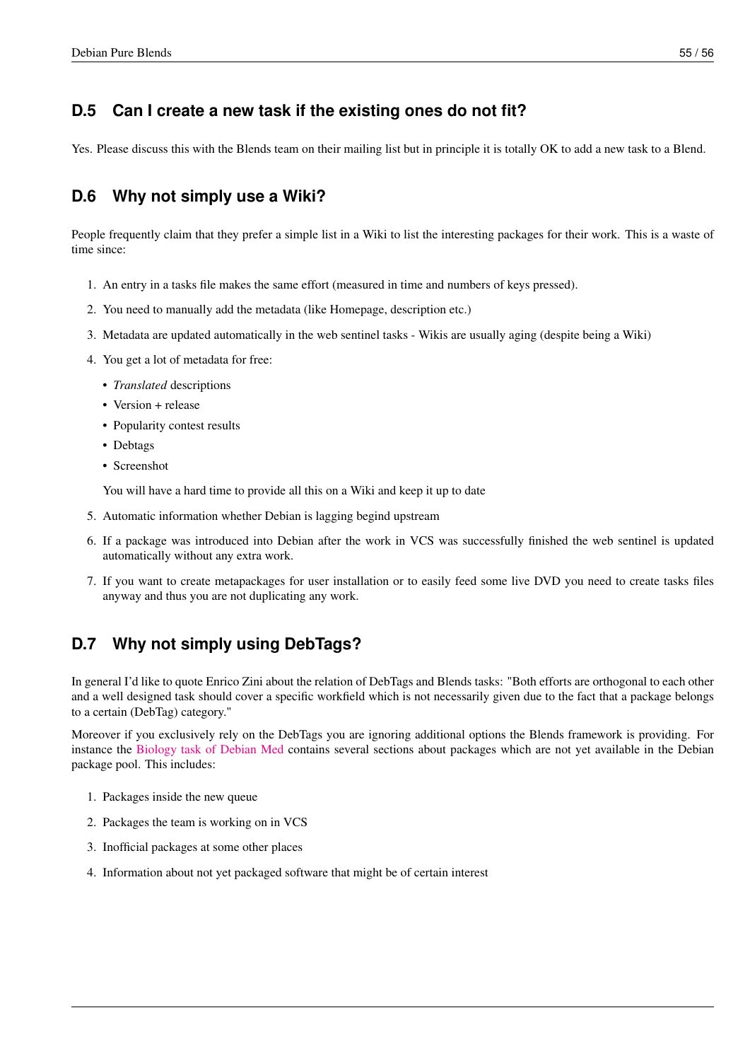## D.5 Can I create a new task if the existing ones do not fit?

Yes. Please discuss this with the Blends team on their mailing list but in principle it is totally OK to add a new task to a Blend.

## D.6 Why not simply use a Wiki?

People frequently claim that they prefer a simple list in a Wiki to list the interesting packages for their work. This is a waste of time since:

1. An entry in a tasks file makes the same effort (measured in time and numbers of keys pressed).
2. You need to manually add the metadata (like Homepage, description etc.)
3. Metadata are updated automatically in the web sentinel tasks - Wikis are usually aging (despite being a Wiki)
4. You get a lot of metadata for free:
   - *Translated* descriptions
   - Version + release
   - Popularity contest results
   - Debtags
   - Screenshot

   You will have a hard time to provide all this on a Wiki and keep it up to date
5. Automatic information whether Debian is lagging begind upstream
6. If a package was introduced into Debian after the work in VCS was successfully finished the web sentinel is updated automatically without any extra work.
7. If you want to create metapackages for user installation or to easily feed some live DVD you need to create tasks files anyway and thus you are not duplicating any work.

## D.7 Why not simply using DebTags?

In general I'd like to quote Enrico Zini about the relation of DebTags and Blends tasks: "Both efforts are orthogonal to each other and a well designed task should cover a specific workfield which is not necessarily given due to the fact that a package belongs to a certain (DebTag) category."

Moreover if you exclusively rely on the DebTags you are ignoring additional options the Blends framework is providing. For instance the Biology task of Debian Med contains several sections about packages which are not yet available in the Debian package pool. This includes:

1. Packages inside the new queue
2. Packages the team is working on in VCS
3. Inofficial packages at some other places
4. Information about not yet packaged software that might be of certain interest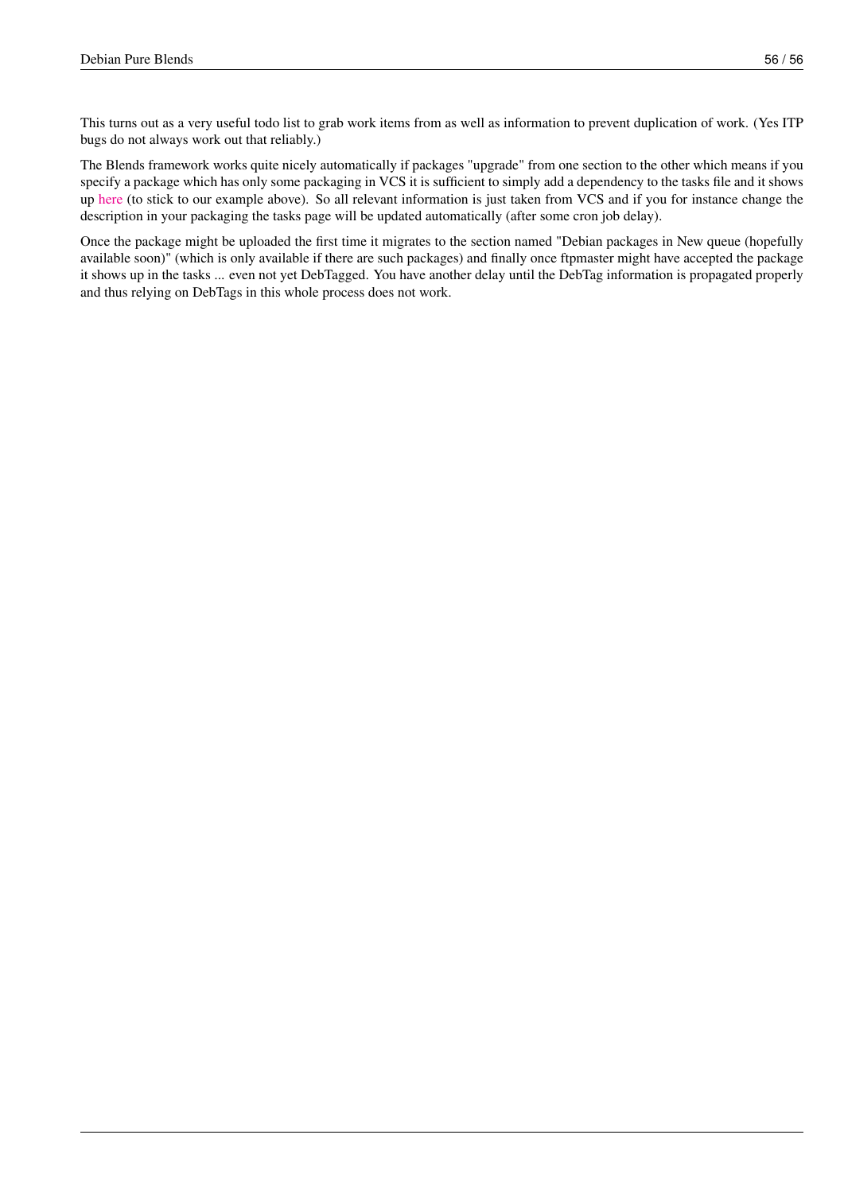This turns out as a very useful todo list to grab work items from as well as information to prevent duplication of work. (Yes ITP bugs do not always work out that reliably.)

The Blends framework works quite nicely automatically if packages "upgrade" from one section to the other which means if you specify a package which has only some packaging in VCS it is sufficient to simply add a dependency to the tasks file and it shows up here (to stick to our example above). So all relevant information is just taken from VCS and if you for instance change the description in your packaging the tasks page will be updated automatically (after some cron job delay).

Once the package might be uploaded the first time it migrates to the section named "Debian packages in New queue (hopefully available soon)" (which is only available if there are such packages) and finally once ftpmaster might have accepted the package it shows up in the tasks ... even not yet DebTagged. You have another delay until the DebTag information is propagated properly and thus relying on DebTags in this whole process does not work.